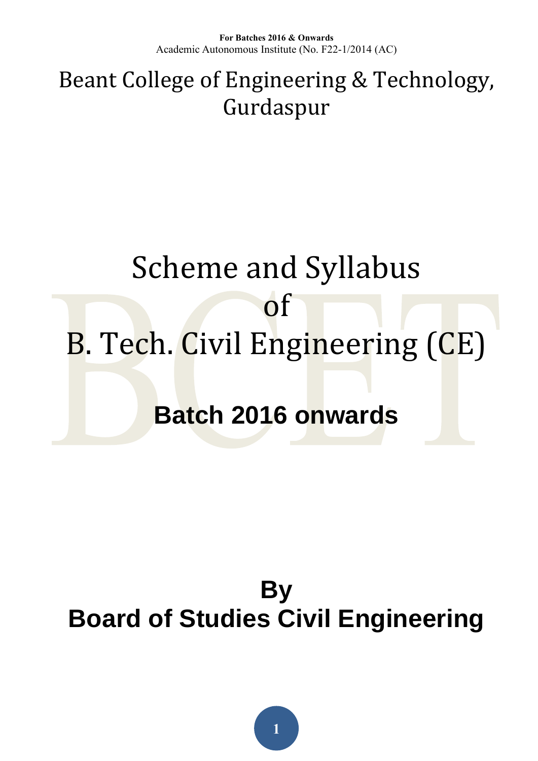**For Batches 2016 & Onwards**
Academic Autonomous Institute (No. F22-1/2014 (AC)

# Beant College of Engineering & Technology, Gurdaspur

# Scheme and Syllabus of B. Tech. Civil Engineering (CE)

## Batch 2016 onwards

## By
## Board of Studies Civil Engineering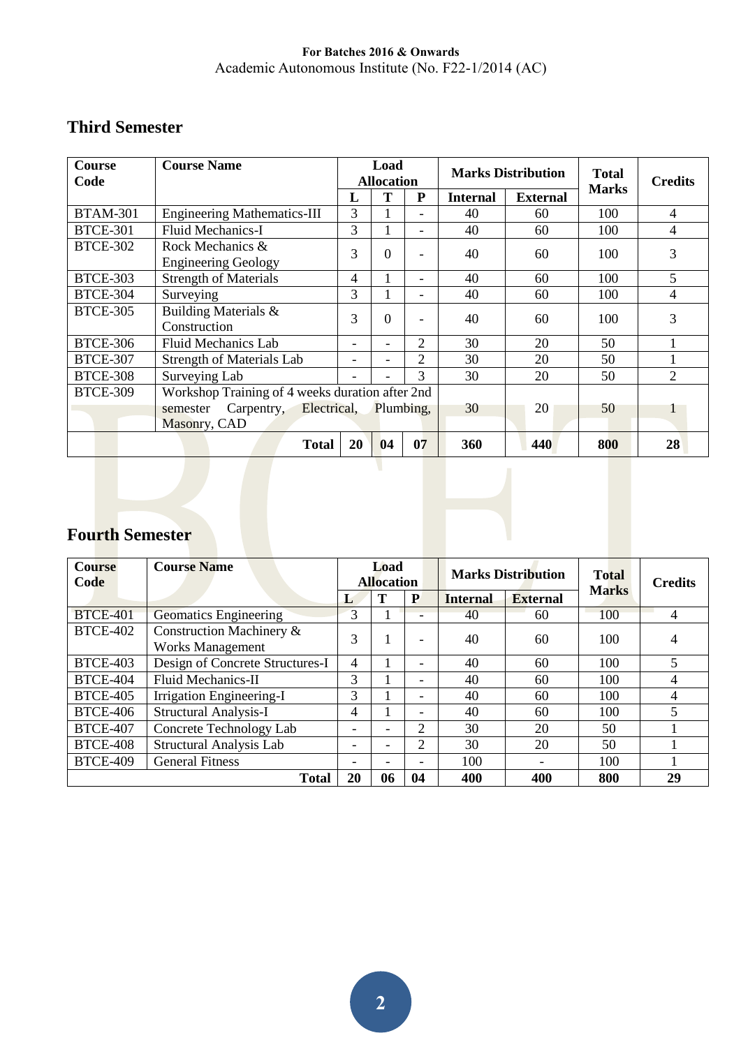For Batches 2016 & Onwards
Academic Autonomous Institute (No. F22-1/2014 (AC)

## Third Semester

| Course Code | Course Name | Load Allocation | | | Marks Distribution | | Total Marks | Credits |
|---|---|---|---|---|---|---|---|---|
| | | L | T | P | Internal | External | | |
| BTAM-301 | Engineering Mathematics-III | 3 | 1 | - | 40 | 60 | 100 | 4 |
| BTCE-301 | Fluid Mechanics-I | 3 | 1 | - | 40 | 60 | 100 | 4 |
| BTCE-302 | Rock Mechanics & Engineering Geology | 3 | 0 | - | 40 | 60 | 100 | 3 |
| BTCE-303 | Strength of Materials | 4 | 1 | - | 40 | 60 | 100 | 5 |
| BTCE-304 | Surveying | 3 | 1 | - | 40 | 60 | 100 | 4 |
| BTCE-305 | Building Materials & Construction | 3 | 0 | - | 40 | 60 | 100 | 3 |
| BTCE-306 | Fluid Mechanics Lab | - | - | 2 | 30 | 20 | 50 | 1 |
| BTCE-307 | Strength of Materials Lab | - | - | 2 | 30 | 20 | 50 | 1 |
| BTCE-308 | Surveying Lab | - | - | 3 | 30 | 20 | 50 | 2 |
| BTCE-309 | Workshop Training of 4 weeks duration after 2nd semester Carpentry, Electrical, Plumbing, Masonry, CAD | | | | 30 | 20 | 50 | 1 |
| | **Total** | **20** | **04** | **07** | **360** | **440** | **800** | **28** |

## Fourth Semester

| Course Code | Course Name | Load Allocation | | | Marks Distribution | | Total Marks | Credits |
|---|---|---|---|---|---|---|---|---|
| | | L | T | P | Internal | External | | |
| BTCE-401 | Geomatics Engineering | 3 | 1 | - | 40 | 60 | 100 | 4 |
| BTCE-402 | Construction Machinery & Works Management | 3 | 1 | - | 40 | 60 | 100 | 4 |
| BTCE-403 | Design of Concrete Structures-I | 4 | 1 | - | 40 | 60 | 100 | 5 |
| BTCE-404 | Fluid Mechanics-II | 3 | 1 | - | 40 | 60 | 100 | 4 |
| BTCE-405 | Irrigation Engineering-I | 3 | 1 | - | 40 | 60 | 100 | 4 |
| BTCE-406 | Structural Analysis-I | 4 | 1 | - | 40 | 60 | 100 | 5 |
| BTCE-407 | Concrete Technology Lab | - | - | 2 | 30 | 20 | 50 | 1 |
| BTCE-408 | Structural Analysis Lab | - | - | 2 | 30 | 20 | 50 | 1 |
| BTCE-409 | General Fitness | - | - | - | 100 | - | 100 | 1 |
| | **Total** | **20** | **06** | **04** | **400** | **400** | **800** | **29** |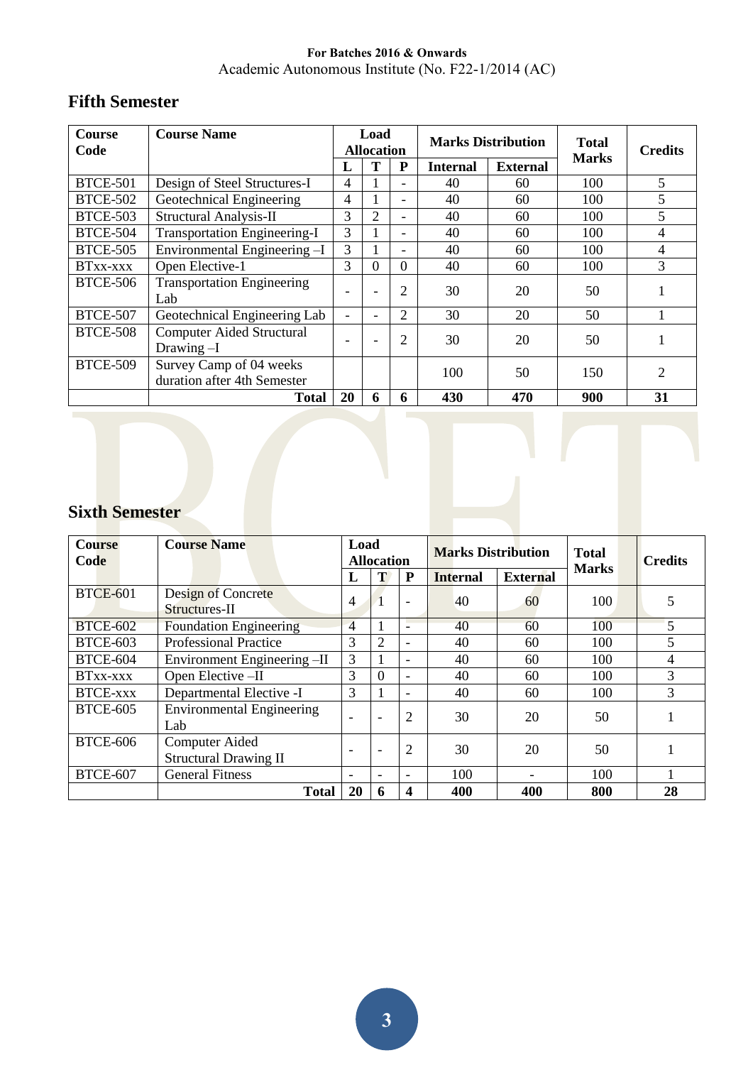**For Batches 2016 & Onwards**
Academic Autonomous Institute (No. F22-1/2014 (AC)

## Fifth Semester

| Course Code | Course Name | Load Allocation | | | Marks Distribution | | Total Marks | Credits |
|---|---|---|---|---|---|---|---|---|
| | | L | T | P | Internal | External | | |
| BTCE-501 | Design of Steel Structures-I | 4 | 1 | - | 40 | 60 | 100 | 5 |
| BTCE-502 | Geotechnical Engineering | 4 | 1 | - | 40 | 60 | 100 | 5 |
| BTCE-503 | Structural Analysis-II | 3 | 2 | - | 40 | 60 | 100 | 5 |
| BTCE-504 | Transportation Engineering-I | 3 | 1 | - | 40 | 60 | 100 | 4 |
| BTCE-505 | Environmental Engineering –I | 3 | 1 | - | 40 | 60 | 100 | 4 |
| BTxx-xxx | Open Elective-1 | 3 | 0 | 0 | 40 | 60 | 100 | 3 |
| BTCE-506 | Transportation Engineering Lab | - | - | 2 | 30 | 20 | 50 | 1 |
| BTCE-507 | Geotechnical Engineering Lab | - | - | 2 | 30 | 20 | 50 | 1 |
| BTCE-508 | Computer Aided Structural Drawing –I | - | - | 2 | 30 | 20 | 50 | 1 |
| BTCE-509 | Survey Camp of 04 weeks duration after 4th Semester | | | | 100 | 50 | 150 | 2 |
| | **Total** | **20** | **6** | **6** | **430** | **470** | **900** | **31** |

## Sixth Semester

| Course Code | Course Name | Load Allocation | | | Marks Distribution | | Total Marks | Credits |
|---|---|---|---|---|---|---|---|---|
| | | L | T | P | Internal | External | | |
| BTCE-601 | Design of Concrete Structures-II | 4 | 1 | - | 40 | 60 | 100 | 5 |
| BTCE-602 | Foundation Engineering | 4 | 1 | - | 40 | 60 | 100 | 5 |
| BTCE-603 | Professional Practice | 3 | 2 | - | 40 | 60 | 100 | 5 |
| BTCE-604 | Environment Engineering –II | 3 | 1 | - | 40 | 60 | 100 | 4 |
| BTxx-xxx | Open Elective –II | 3 | 0 | - | 40 | 60 | 100 | 3 |
| BTCE-xxx | Departmental Elective -I | 3 | 1 | - | 40 | 60 | 100 | 3 |
| BTCE-605 | Environmental Engineering Lab | - | - | 2 | 30 | 20 | 50 | 1 |
| BTCE-606 | Computer Aided Structural Drawing II | - | - | 2 | 30 | 20 | 50 | 1 |
| BTCE-607 | General Fitness | - | - | - | 100 | - | 100 | 1 |
| | **Total** | **20** | **6** | **4** | **400** | **400** | **800** | **28** |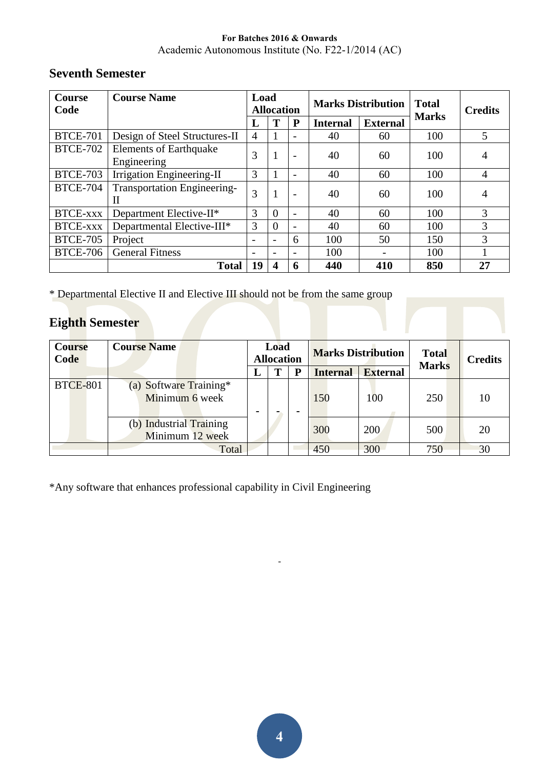## Seventh Semester

| Course Code | Course Name | Load Allocation | | | Marks Distribution | | Total Marks | Credits |
|---|---|---|---|---|---|---|---|---|
| | | L | T | P | Internal | External | | |
| BTCE-701 | Design of Steel Structures-II | 4 | 1 | - | 40 | 60 | 100 | 5 |
| BTCE-702 | Elements of Earthquake Engineering | 3 | 1 | - | 40 | 60 | 100 | 4 |
| BTCE-703 | Irrigation Engineering-II | 3 | 1 | - | 40 | 60 | 100 | 4 |
| BTCE-704 | Transportation Engineering-II | 3 | 1 | - | 40 | 60 | 100 | 4 |
| BTCE-xxx | Department Elective-II* | 3 | 0 | - | 40 | 60 | 100 | 3 |
| BTCE-xxx | Departmental Elective-III* | 3 | 0 | - | 40 | 60 | 100 | 3 |
| BTCE-705 | Project | - | - | 6 | 100 | 50 | 150 | 3 |
| BTCE-706 | General Fitness | - | - | - | 100 | - | 100 | 1 |
| | **Total** | **19** | **4** | **6** | **440** | **410** | **850** | **27** |

* Departmental Elective II and Elective III should not be from the same group

## Eighth Semester

| Course Code | Course Name | Load Allocation | | | Marks Distribution | | Total Marks | Credits |
|---|---|---|---|---|---|---|---|---|
| | | L | T | P | Internal | External | | |
| BTCE-801 | (a) Software Training* Minimum 6 week | - | - | - | 150 | 100 | 250 | 10 |
| | (b) Industrial Training Minimum 12 week | | | | 300 | 200 | 500 | 20 |
| | Total | | | | 450 | 300 | 750 | 30 |

*Any software that enhances professional capability in Civil Engineering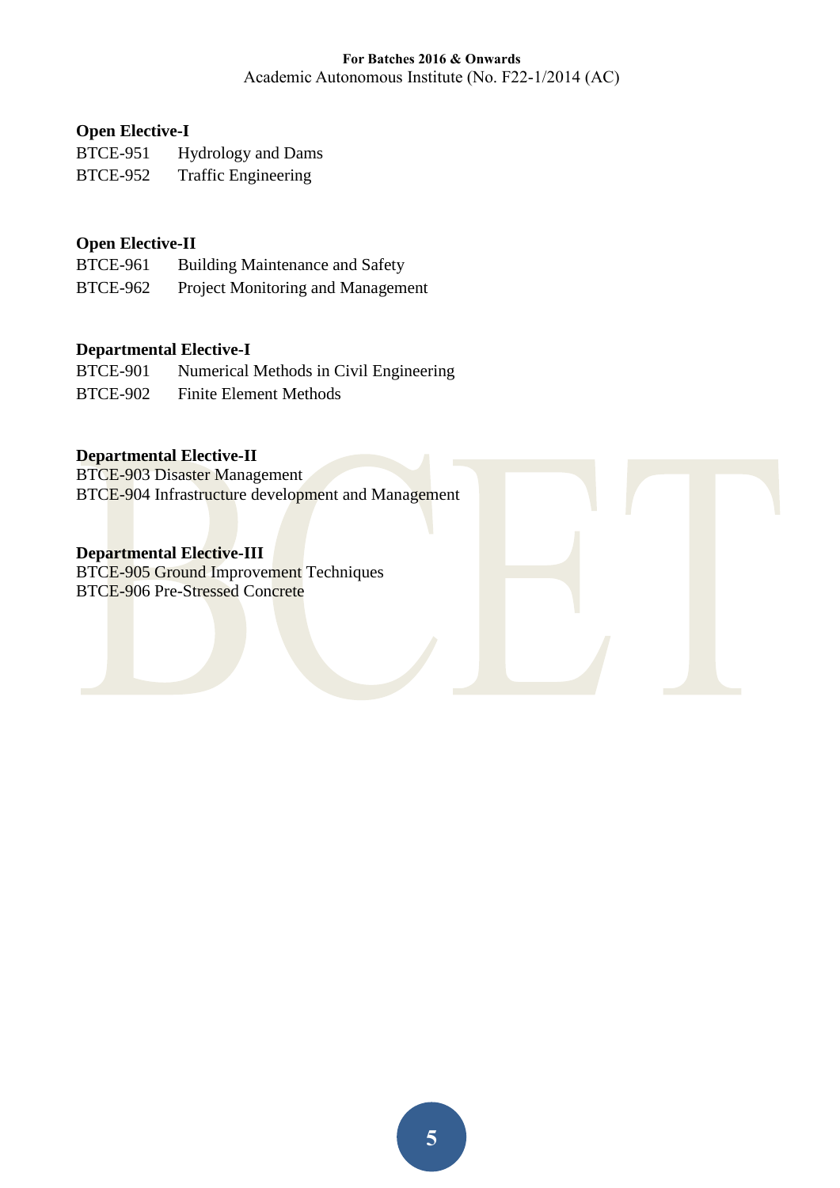**Open Elective-I**

BTCE-951 Hydrology and Dams
BTCE-952 Traffic Engineering

**Open Elective-II**

BTCE-961 Building Maintenance and Safety
BTCE-962 Project Monitoring and Management

**Departmental Elective-I**

BTCE-901 Numerical Methods in Civil Engineering
BTCE-902 Finite Element Methods

**Departmental Elective-II**

BTCE-903 Disaster Management
BTCE-904 Infrastructure development and Management

**Departmental Elective-III**

BTCE-905 Ground Improvement Techniques
BTCE-906 Pre-Stressed Concrete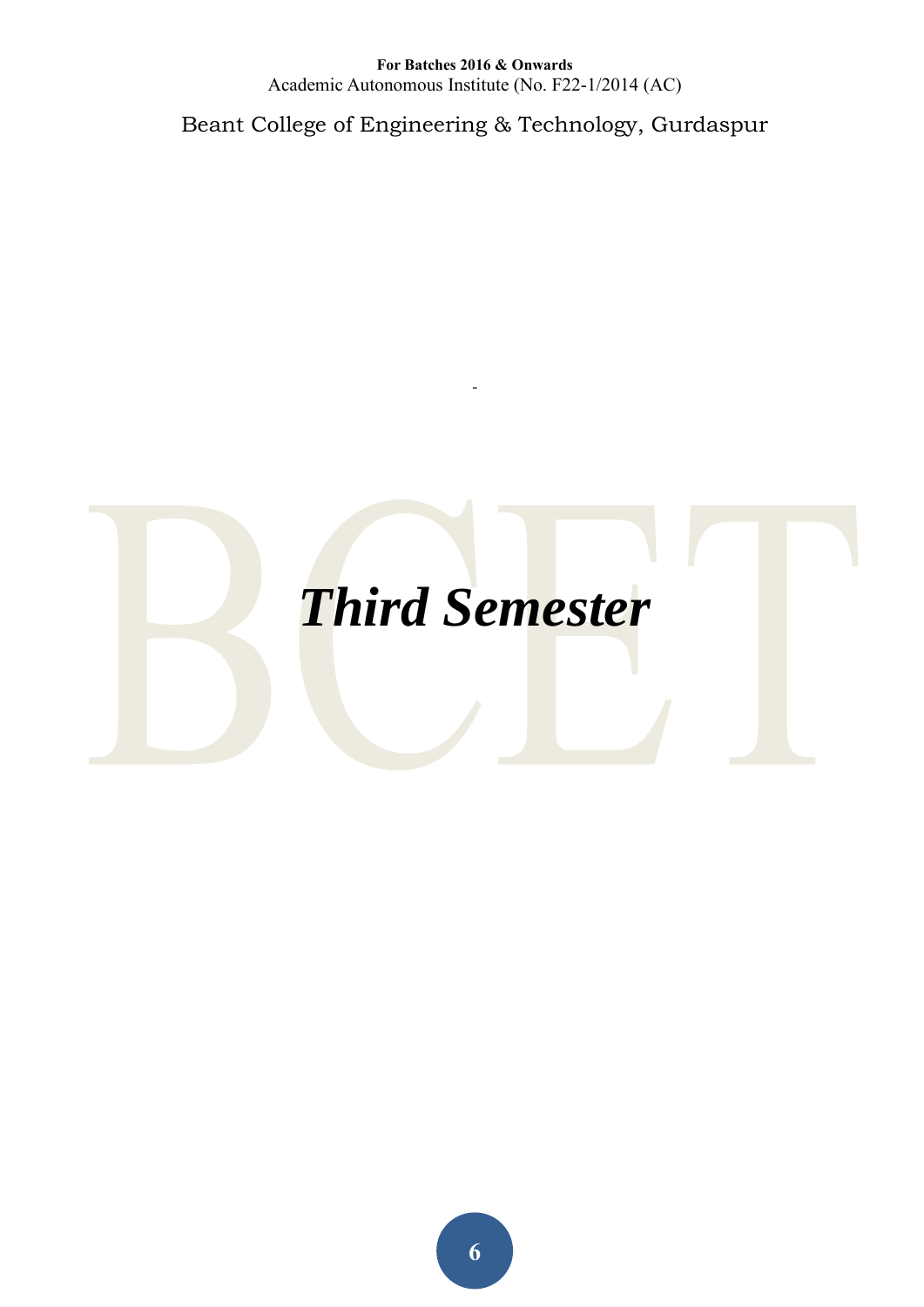# *Third Semester*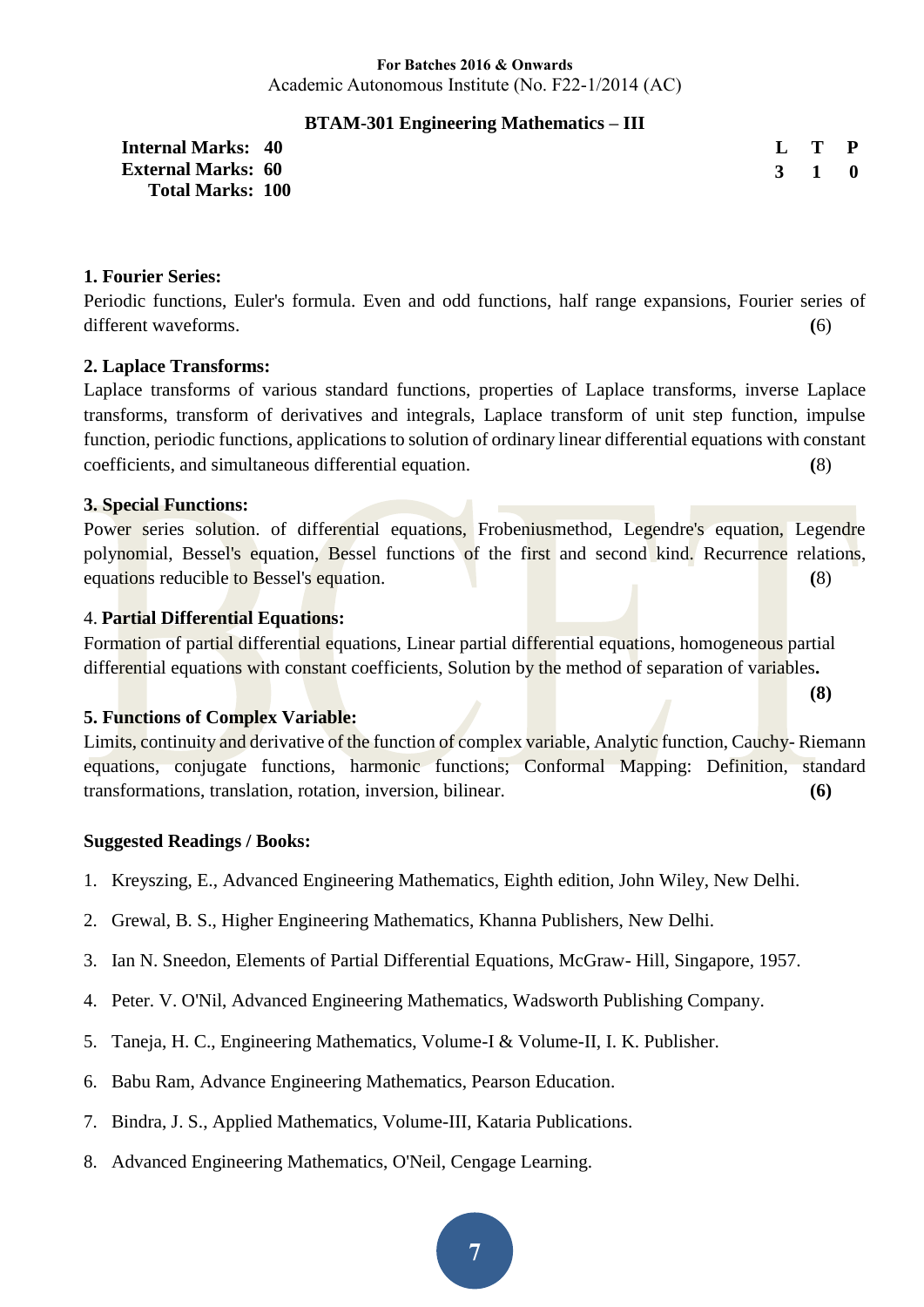**For Batches 2016 & Onwards**

Academic Autonomous Institute (No. F22-1/2014 (AC)

## BTAM-301 Engineering Mathematics – III

**Internal Marks: 40**
**External Marks: 60**
**Total Marks: 100**

| L | T | P |
|---|---|---|
| 3 | 1 | 0 |

### 1. Fourier Series:

Periodic functions, Euler's formula. Even and odd functions, half range expansions, Fourier series of different waveforms. **(**6)

### 2. Laplace Transforms:

Laplace transforms of various standard functions, properties of Laplace transforms, inverse Laplace transforms, transform of derivatives and integrals, Laplace transform of unit step function, impulse function, periodic functions, applications to solution of ordinary linear differential equations with constant coefficients, and simultaneous differential equation. **(**8)

### 3. Special Functions:

Power series solution. of differential equations, Frobeniusmethod, Legendre's equation, Legendre polynomial, Bessel's equation, Bessel functions of the first and second kind. Recurrence relations, equations reducible to Bessel's equation. **(**8)

### 4. Partial Differential Equations:

Formation of partial differential equations, Linear partial differential equations, homogeneous partial differential equations with constant coefficients, Solution by the method of separation of variables**.** **(8)**

### 5. Functions of Complex Variable:

Limits, continuity and derivative of the function of complex variable, Analytic function, Cauchy- Riemann equations, conjugate functions, harmonic functions; Conformal Mapping: Definition, standard transformations, translation, rotation, inversion, bilinear. **(6)**

### Suggested Readings / Books:

1. Kreyszing, E., Advanced Engineering Mathematics, Eighth edition, John Wiley, New Delhi.
2. Grewal, B. S., Higher Engineering Mathematics, Khanna Publishers, New Delhi.
3. Ian N. Sneedon, Elements of Partial Differential Equations, McGraw- Hill, Singapore, 1957.
4. Peter. V. O'Nil, Advanced Engineering Mathematics, Wadsworth Publishing Company.
5. Taneja, H. C., Engineering Mathematics, Volume-I & Volume-II, I. K. Publisher.
6. Babu Ram, Advance Engineering Mathematics, Pearson Education.
7. Bindra, J. S., Applied Mathematics, Volume-III, Kataria Publications.
8. Advanced Engineering Mathematics, O'Neil, Cengage Learning.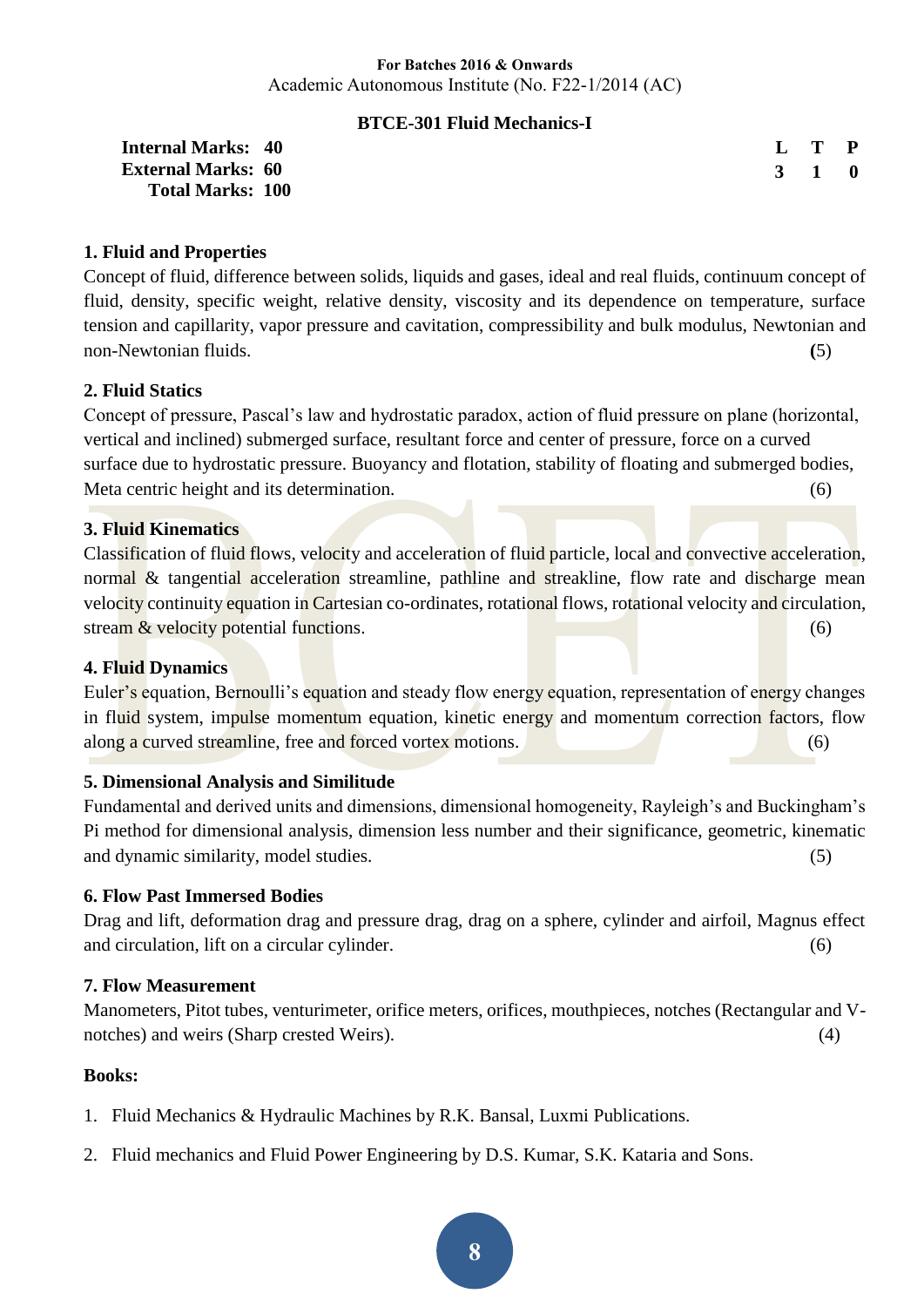**For Batches 2016 & Onwards**
Academic Autonomous Institute (No. F22-1/2014 (AC)

## BTCE-301 Fluid Mechanics-I

| | | L | T | P |
|---|---|---|---|---|
| **Internal Marks:** | **40** | **3** | **1** | **0** |
| **External Marks:** | **60** | | | |
| **Total Marks:** | **100** | | | |

### 1. Fluid and Properties

Concept of fluid, difference between solids, liquids and gases, ideal and real fluids, continuum concept of fluid, density, specific weight, relative density, viscosity and its dependence on temperature, surface tension and capillarity, vapor pressure and cavitation, compressibility and bulk modulus, Newtonian and non-Newtonian fluids. (5)

### 2. Fluid Statics

Concept of pressure, Pascal's law and hydrostatic paradox, action of fluid pressure on plane (horizontal, vertical and inclined) submerged surface, resultant force and center of pressure, force on a curved surface due to hydrostatic pressure. Buoyancy and flotation, stability of floating and submerged bodies, Meta centric height and its determination. (6)

### 3. Fluid Kinematics

Classification of fluid flows, velocity and acceleration of fluid particle, local and convective acceleration, normal & tangential acceleration streamline, pathline and streakline, flow rate and discharge mean velocity continuity equation in Cartesian co-ordinates, rotational flows, rotational velocity and circulation, stream & velocity potential functions. (6)

### 4. Fluid Dynamics

Euler's equation, Bernoulli's equation and steady flow energy equation, representation of energy changes in fluid system, impulse momentum equation, kinetic energy and momentum correction factors, flow along a curved streamline, free and forced vortex motions. (6)

### 5. Dimensional Analysis and Similitude

Fundamental and derived units and dimensions, dimensional homogeneity, Rayleigh's and Buckingham's Pi method for dimensional analysis, dimension less number and their significance, geometric, kinematic and dynamic similarity, model studies. (5)

### 6. Flow Past Immersed Bodies

Drag and lift, deformation drag and pressure drag, drag on a sphere, cylinder and airfoil, Magnus effect and circulation, lift on a circular cylinder. (6)

### 7. Flow Measurement

Manometers, Pitot tubes, venturimeter, orifice meters, orifices, mouthpieces, notches (Rectangular and V-notches) and weirs (Sharp crested Weirs). (4)

**Books:**

1. Fluid Mechanics & Hydraulic Machines by R.K. Bansal, Luxmi Publications.
2. Fluid mechanics and Fluid Power Engineering by D.S. Kumar, S.K. Kataria and Sons.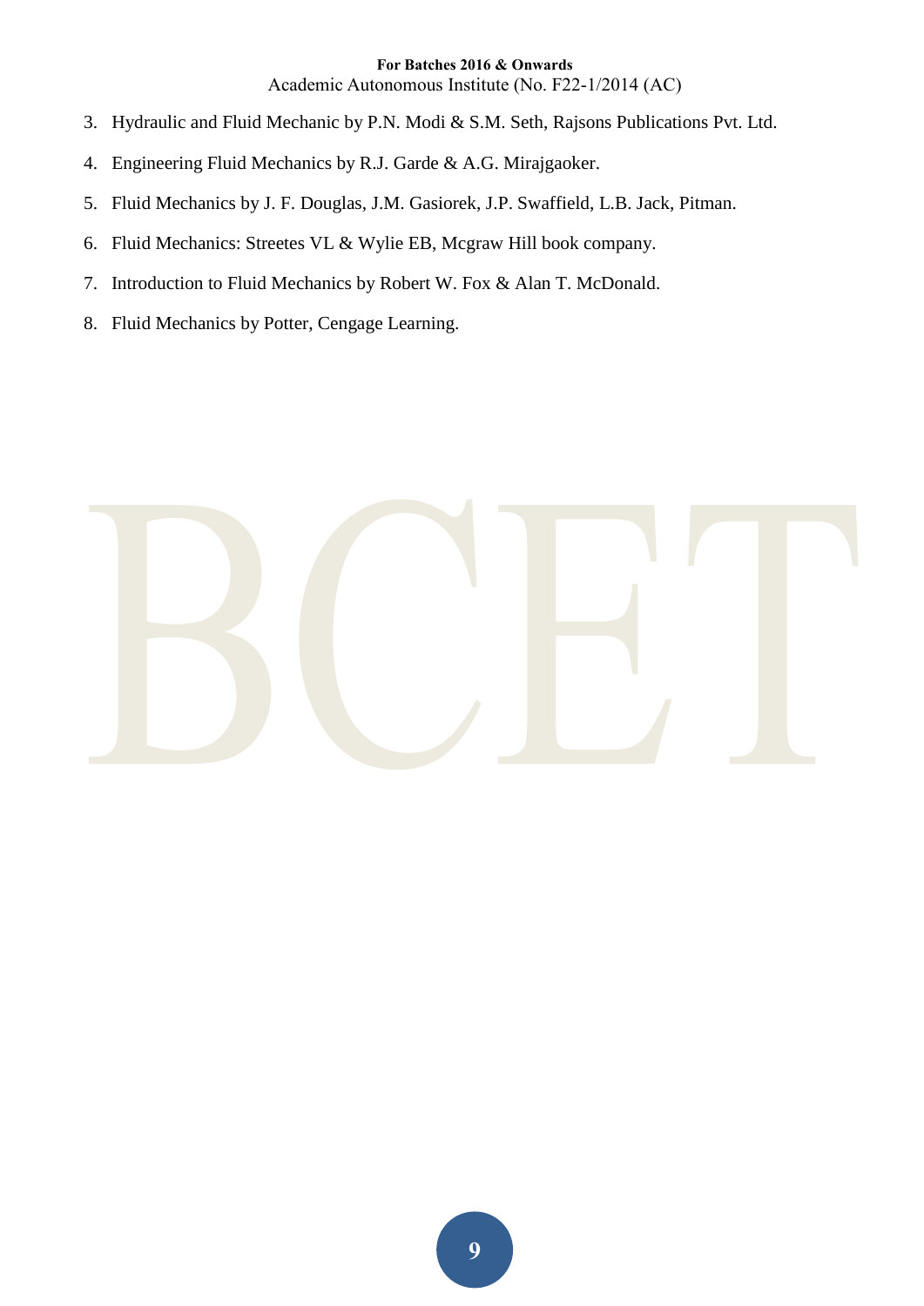3. Hydraulic and Fluid Mechanic by P.N. Modi & S.M. Seth, Rajsons Publications Pvt. Ltd.
4. Engineering Fluid Mechanics by R.J. Garde & A.G. Mirajgaoker.
5. Fluid Mechanics by J. F. Douglas, J.M. Gasiorek, J.P. Swaffield, L.B. Jack, Pitman.
6. Fluid Mechanics: Streetes VL & Wylie EB, Mcgraw Hill book company.
7. Introduction to Fluid Mechanics by Robert W. Fox & Alan T. McDonald.
8. Fluid Mechanics by Potter, Cengage Learning.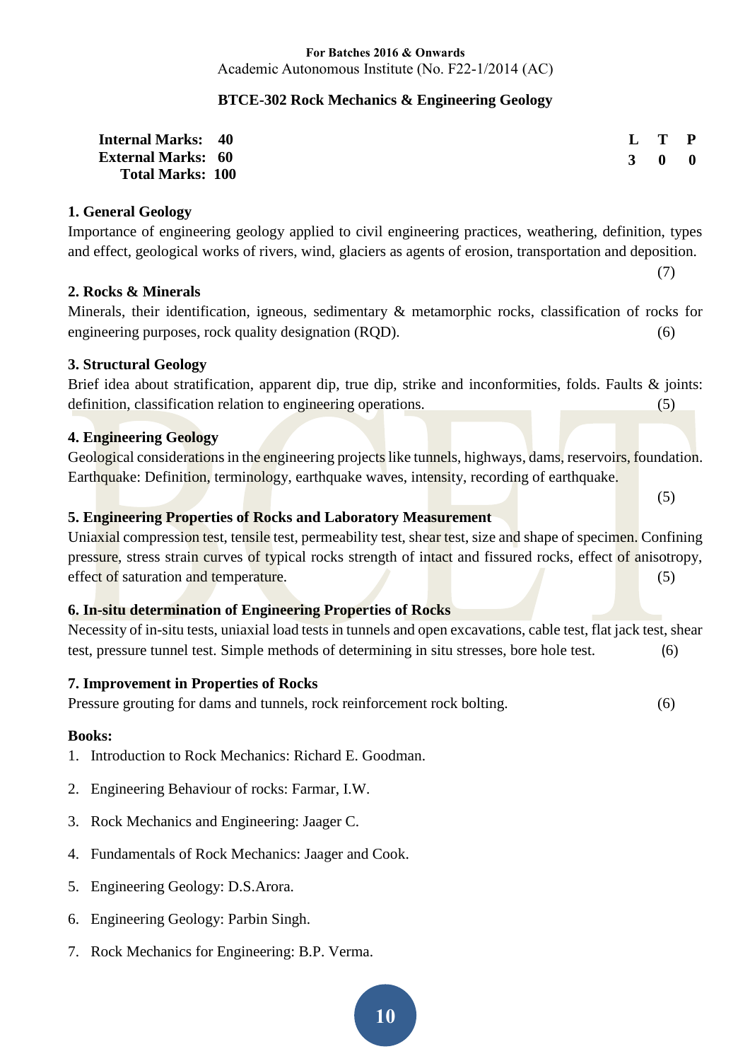**For Batches 2016 & Onwards**
Academic Autonomous Institute (No. F22-1/2014 (AC)

## BTCE-302 Rock Mechanics & Engineering Geology

| | | L | T | P |
|---|---|---|---|---|
| **Internal Marks:** | **40** | **3** | **0** | **0** |
| **External Marks:** | **60** | | | |
| **Total Marks:** | **100** | | | |

### 1. General Geology

Importance of engineering geology applied to civil engineering practices, weathering, definition, types and effect, geological works of rivers, wind, glaciers as agents of erosion, transportation and deposition. (7)

### 2. Rocks & Minerals

Minerals, their identification, igneous, sedimentary & metamorphic rocks, classification of rocks for engineering purposes, rock quality designation (RQD). (6)

### 3. Structural Geology

Brief idea about stratification, apparent dip, true dip, strike and inconformities, folds. Faults & joints: definition, classification relation to engineering operations. (5)

### 4. Engineering Geology

Geological considerations in the engineering projects like tunnels, highways, dams, reservoirs, foundation. Earthquake: Definition, terminology, earthquake waves, intensity, recording of earthquake. (5)

### 5. Engineering Properties of Rocks and Laboratory Measurement

Uniaxial compression test, tensile test, permeability test, shear test, size and shape of specimen. Confining pressure, stress strain curves of typical rocks strength of intact and fissured rocks, effect of anisotropy, effect of saturation and temperature. (5)

### 6. In-situ determination of Engineering Properties of Rocks

Necessity of in-situ tests, uniaxial load tests in tunnels and open excavations, cable test, flat jack test, shear test, pressure tunnel test. Simple methods of determining in situ stresses, bore hole test. (6)

### 7. Improvement in Properties of Rocks

Pressure grouting for dams and tunnels, rock reinforcement rock bolting. (6)

### Books:

1. Introduction to Rock Mechanics: Richard E. Goodman.
2. Engineering Behaviour of rocks: Farmar, I.W.
3. Rock Mechanics and Engineering: Jaager C.
4. Fundamentals of Rock Mechanics: Jaager and Cook.
5. Engineering Geology: D.S.Arora.
6. Engineering Geology: Parbin Singh.
7. Rock Mechanics for Engineering: B.P. Verma.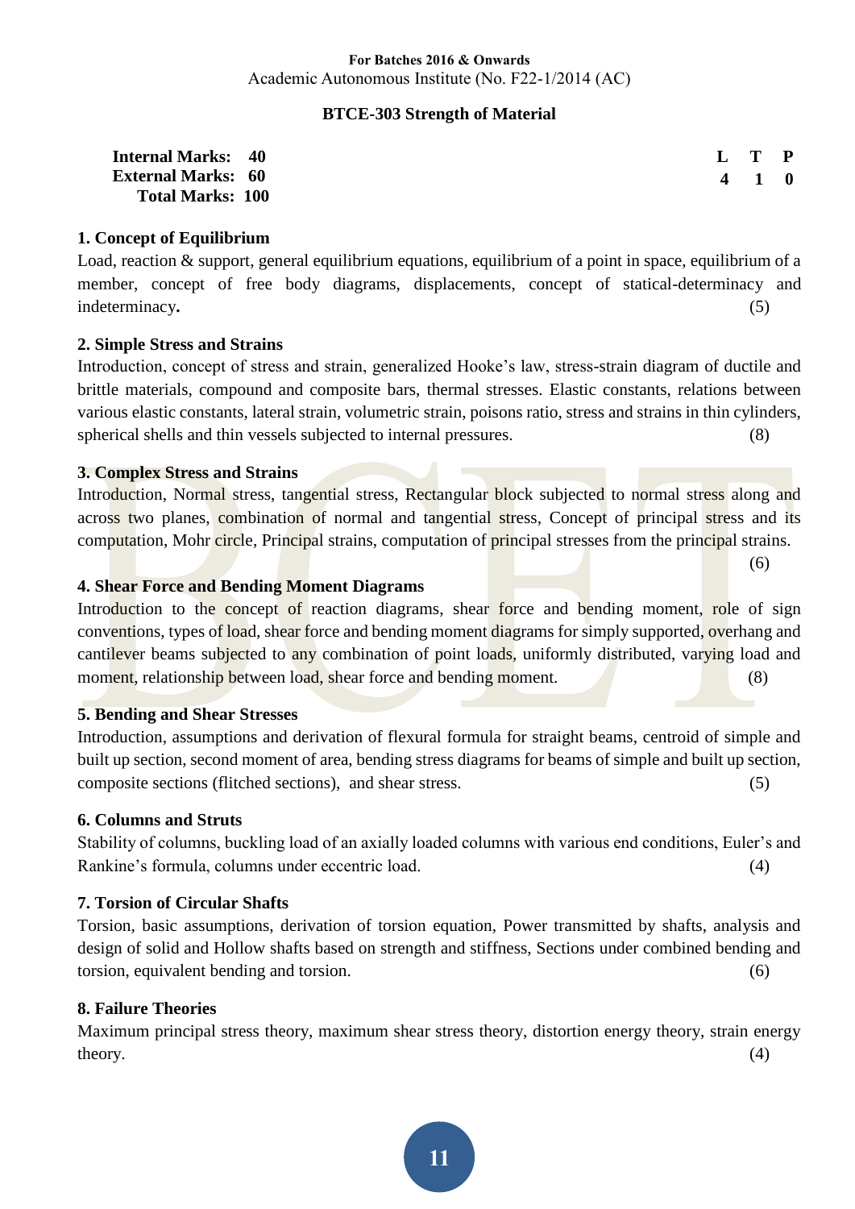**For Batches 2016 & Onwards**
Academic Autonomous Institute (No. F22-1/2014 (AC)

## BTCE-303 Strength of Material

| | | L | T | P |
|---|---|---|---|---|
| **Internal Marks:** | **40** | **4** | **1** | **0** |
| **External Marks:** | **60** | | | |
| **Total Marks:** | **100** | | | |

### 1. Concept of Equilibrium

Load, reaction & support, general equilibrium equations, equilibrium of a point in space, equilibrium of a member, concept of free body diagrams, displacements, concept of statical-determinacy and indeterminacy. (5)

### 2. Simple Stress and Strains

Introduction, concept of stress and strain, generalized Hooke's law, stress-strain diagram of ductile and brittle materials, compound and composite bars, thermal stresses. Elastic constants, relations between various elastic constants, lateral strain, volumetric strain, poisons ratio, stress and strains in thin cylinders, spherical shells and thin vessels subjected to internal pressures. (8)

### 3. Complex Stress and Strains

Introduction, Normal stress, tangential stress, Rectangular block subjected to normal stress along and across two planes, combination of normal and tangential stress, Concept of principal stress and its computation, Mohr circle, Principal strains, computation of principal stresses from the principal strains. (6)

### 4. Shear Force and Bending Moment Diagrams

Introduction to the concept of reaction diagrams, shear force and bending moment, role of sign conventions, types of load, shear force and bending moment diagrams for simply supported, overhang and cantilever beams subjected to any combination of point loads, uniformly distributed, varying load and moment, relationship between load, shear force and bending moment. (8)

### 5. Bending and Shear Stresses

Introduction, assumptions and derivation of flexural formula for straight beams, centroid of simple and built up section, second moment of area, bending stress diagrams for beams of simple and built up section, composite sections (flitched sections), and shear stress. (5)

### 6. Columns and Struts

Stability of columns, buckling load of an axially loaded columns with various end conditions, Euler's and Rankine's formula, columns under eccentric load. (4)

### 7. Torsion of Circular Shafts

Torsion, basic assumptions, derivation of torsion equation, Power transmitted by shafts, analysis and design of solid and Hollow shafts based on strength and stiffness, Sections under combined bending and torsion, equivalent bending and torsion. (6)

### 8. Failure Theories

Maximum principal stress theory, maximum shear stress theory, distortion energy theory, strain energy theory. (4)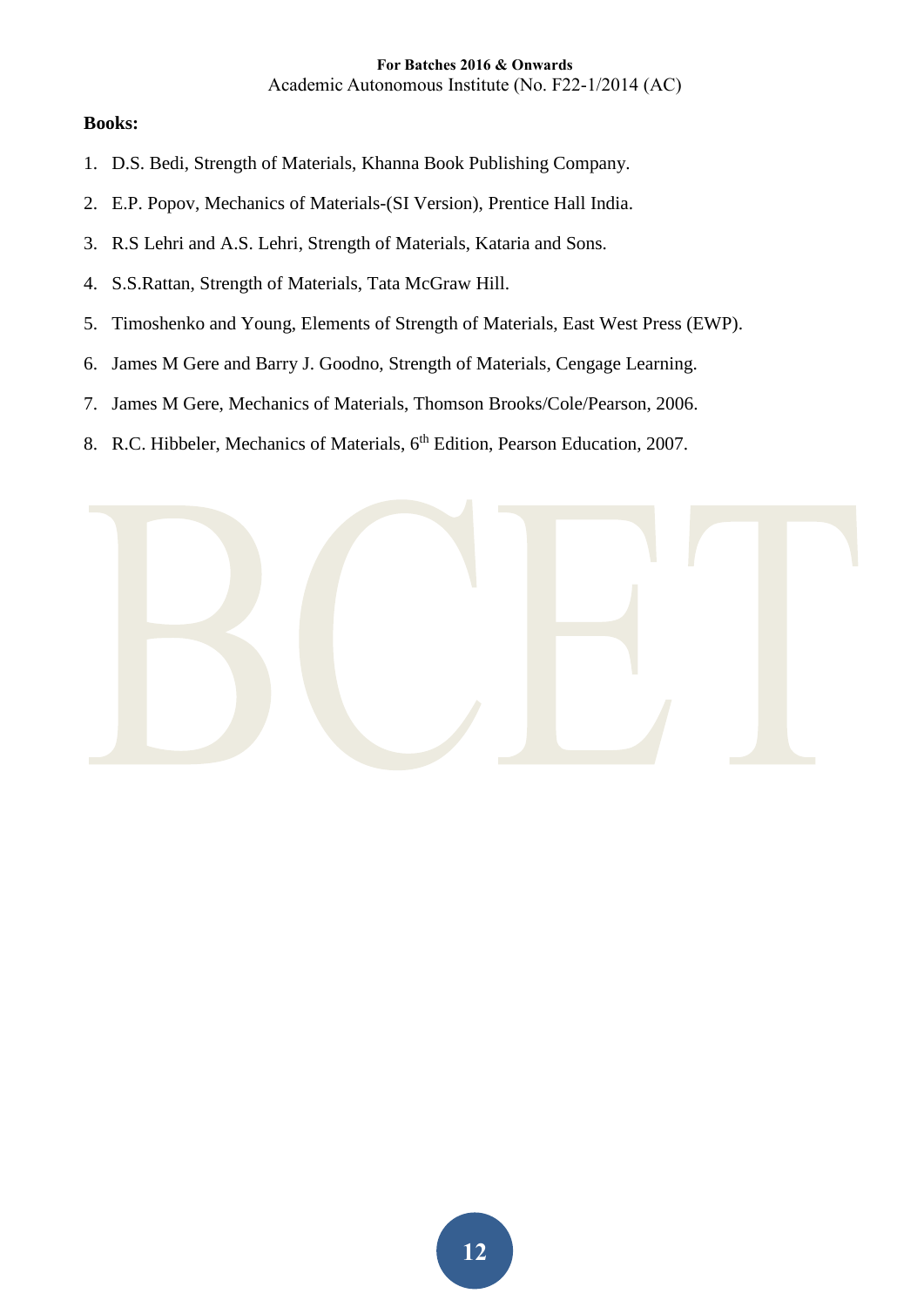**Books:**

1. D.S. Bedi, Strength of Materials, Khanna Book Publishing Company.
2. E.P. Popov, Mechanics of Materials-(SI Version), Prentice Hall India.
3. R.S Lehri and A.S. Lehri, Strength of Materials, Kataria and Sons.
4. S.S.Rattan, Strength of Materials, Tata McGraw Hill.
5. Timoshenko and Young, Elements of Strength of Materials, East West Press (EWP).
6. James M Gere and Barry J. Goodno, Strength of Materials, Cengage Learning.
7. James M Gere, Mechanics of Materials, Thomson Brooks/Cole/Pearson, 2006.
8. R.C. Hibbeler, Mechanics of Materials, 6th Edition, Pearson Education, 2007.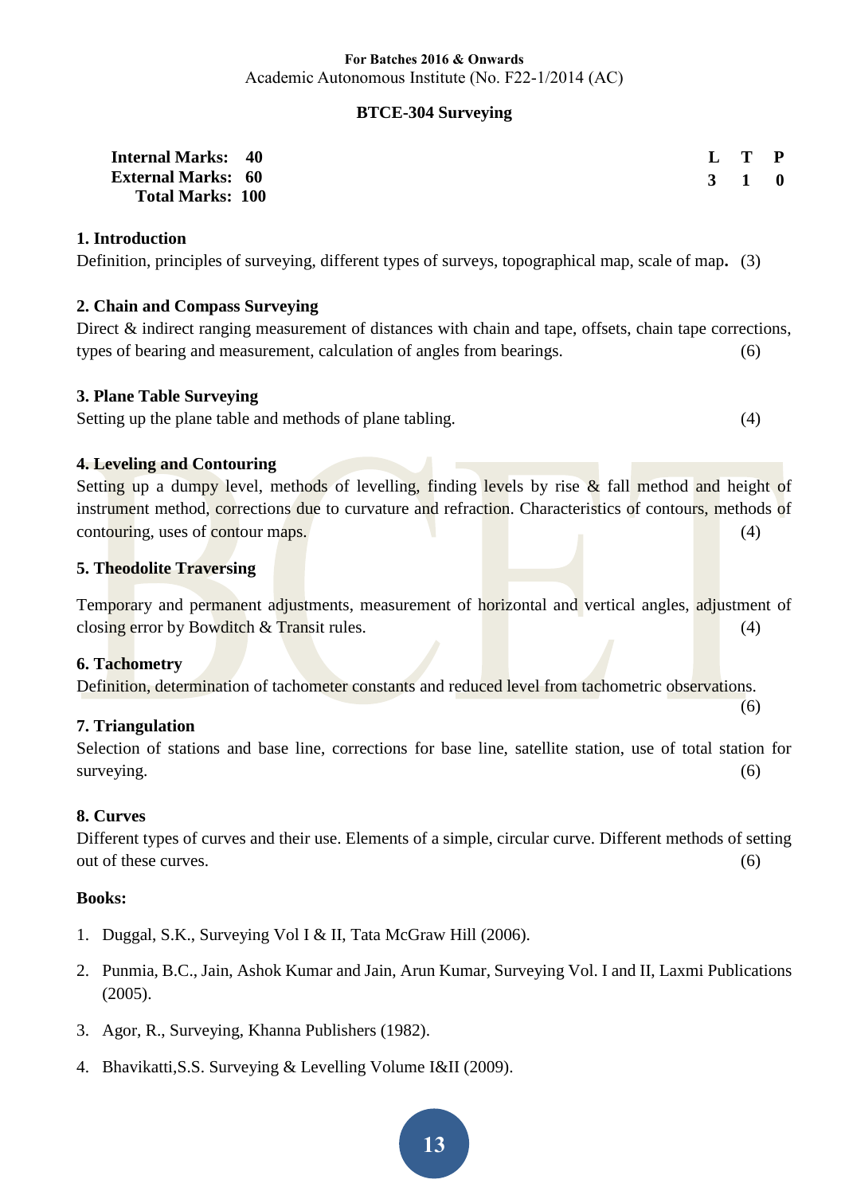**For Batches 2016 & Onwards**
Academic Autonomous Institute (No. F22-1/2014 (AC)

## BTCE-304 Surveying

| | | | |
|---|---|---|---|
| **Internal Marks: 40** | **L** | **T** | **P** |
| **External Marks: 60** | **3** | **1** | **0** |
| **Total Marks: 100** | | | |

### 1. Introduction

Definition, principles of surveying, different types of surveys, topographical map, scale of map**.** (3)

### 2. Chain and Compass Surveying

Direct & indirect ranging measurement of distances with chain and tape, offsets, chain tape corrections, types of bearing and measurement, calculation of angles from bearings. (6)

### 3. Plane Table Surveying

Setting up the plane table and methods of plane tabling. (4)

### 4. Leveling and Contouring

Setting up a dumpy level, methods of levelling, finding levels by rise & fall method and height of instrument method, corrections due to curvature and refraction. Characteristics of contours, methods of contouring, uses of contour maps. (4)

### 5. Theodolite Traversing

Temporary and permanent adjustments, measurement of horizontal and vertical angles, adjustment of closing error by Bowditch & Transit rules. (4)

### 6. Tachometry

Definition, determination of tachometer constants and reduced level from tachometric observations. (6)

### 7. Triangulation

Selection of stations and base line, corrections for base line, satellite station, use of total station for surveying. (6)

### 8. Curves

Different types of curves and their use. Elements of a simple, circular curve. Different methods of setting out of these curves. (6)

**Books:**

1. Duggal, S.K., Surveying Vol I & II, Tata McGraw Hill (2006).
2. Punmia, B.C., Jain, Ashok Kumar and Jain, Arun Kumar, Surveying Vol. I and II, Laxmi Publications (2005).
3. Agor, R., Surveying, Khanna Publishers (1982).
4. Bhavikatti,S.S. Surveying & Levelling Volume I&II (2009).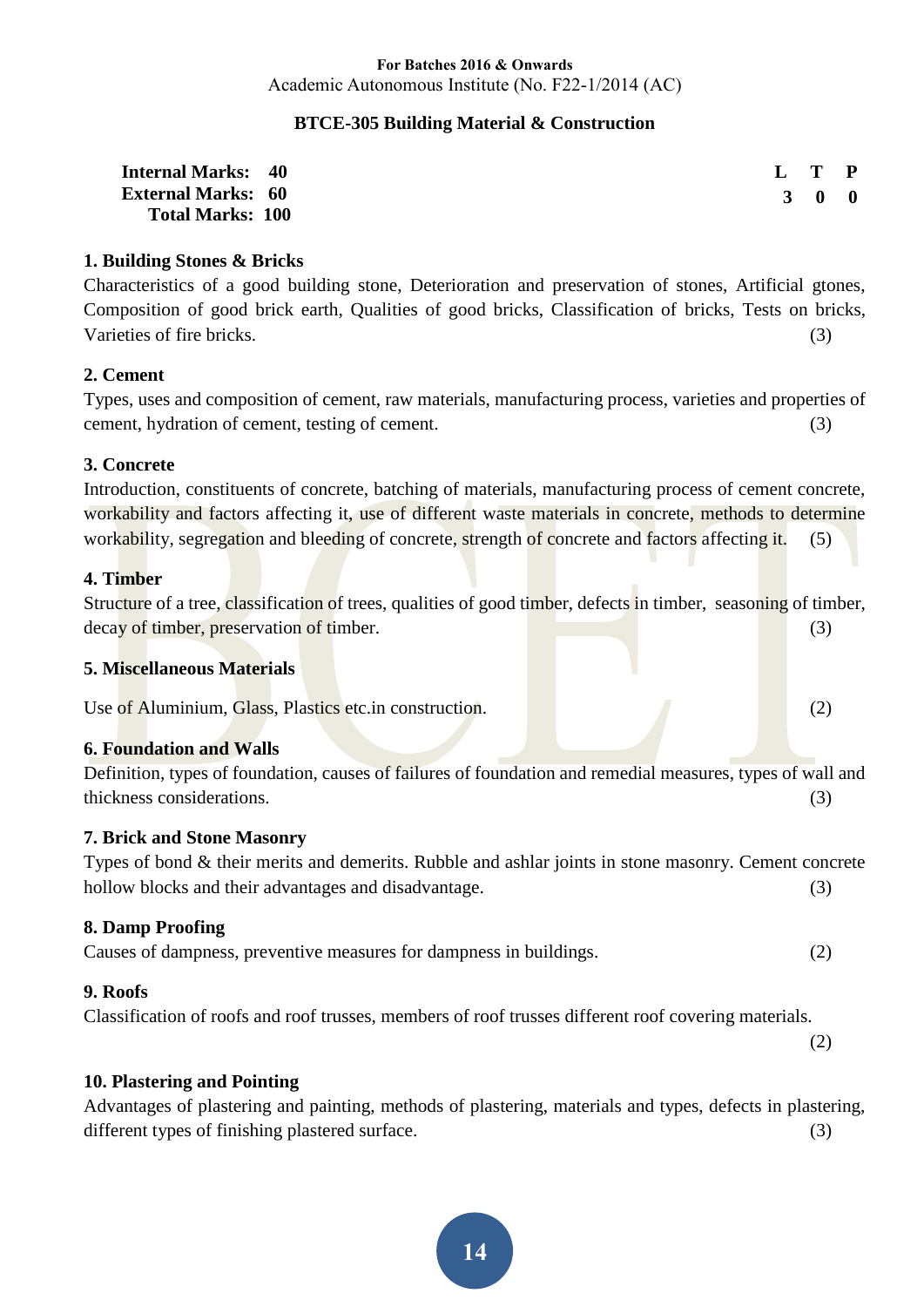**For Batches 2016 & Onwards**
Academic Autonomous Institute (No. F22-1/2014 (AC)

## BTCE-305 Building Material & Construction

| | | L | T | P |
|---|---|---|---|---|
| **Internal Marks:** | **40** | **3** | **0** | **0** |
| **External Marks:** | **60** | | | |
| **Total Marks:** | **100** | | | |

### 1. Building Stones & Bricks

Characteristics of a good building stone, Deterioration and preservation of stones, Artificial gtones, Composition of good brick earth, Qualities of good bricks, Classification of bricks, Tests on bricks, Varieties of fire bricks. (3)

### 2. Cement

Types, uses and composition of cement, raw materials, manufacturing process, varieties and properties of cement, hydration of cement, testing of cement. (3)

### 3. Concrete

Introduction, constituents of concrete, batching of materials, manufacturing process of cement concrete, workability and factors affecting it, use of different waste materials in concrete, methods to determine workability, segregation and bleeding of concrete, strength of concrete and factors affecting it. (5)

### 4. Timber

Structure of a tree, classification of trees, qualities of good timber, defects in timber, seasoning of timber, decay of timber, preservation of timber. (3)

### 5. Miscellaneous Materials

Use of Aluminium, Glass, Plastics etc.in construction. (2)

### 6. Foundation and Walls

Definition, types of foundation, causes of failures of foundation and remedial measures, types of wall and thickness considerations. (3)

### 7. Brick and Stone Masonry

Types of bond & their merits and demerits. Rubble and ashlar joints in stone masonry. Cement concrete hollow blocks and their advantages and disadvantage. (3)

### 8. Damp Proofing

Causes of dampness, preventive measures for dampness in buildings. (2)

### 9. Roofs

Classification of roofs and roof trusses, members of roof trusses different roof covering materials. (2)

### 10. Plastering and Pointing

Advantages of plastering and painting, methods of plastering, materials and types, defects in plastering, different types of finishing plastered surface. (3)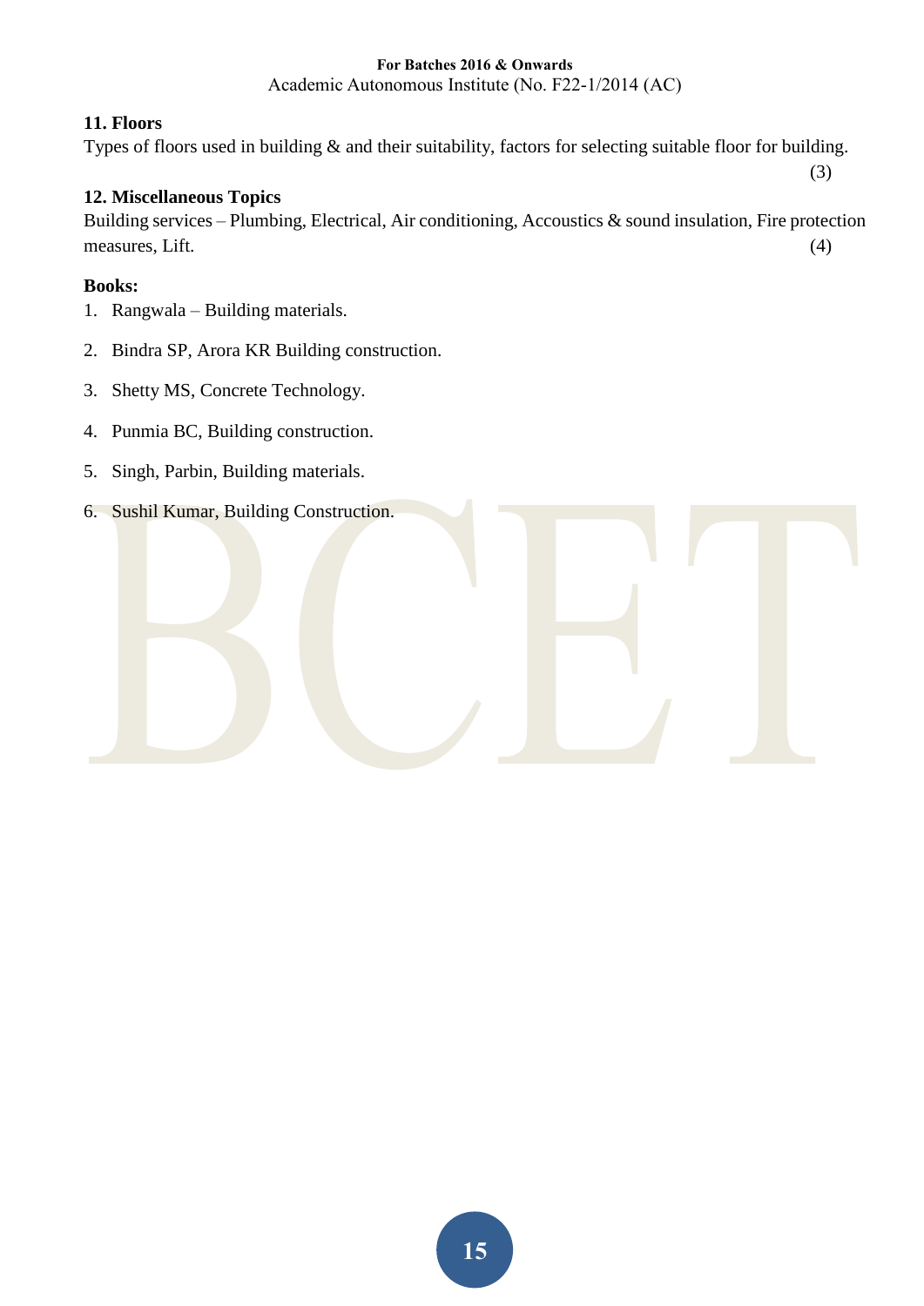**11. Floors**

Types of floors used in building & and their suitability, factors for selecting suitable floor for building. (3)

**12. Miscellaneous Topics**

Building services – Plumbing, Electrical, Air conditioning, Accoustics & sound insulation, Fire protection measures, Lift. (4)

**Books:**

1. Rangwala – Building materials.
2. Bindra SP, Arora KR Building construction.
3. Shetty MS, Concrete Technology.
4. Punmia BC, Building construction.
5. Singh, Parbin, Building materials.
6. Sushil Kumar, Building Construction.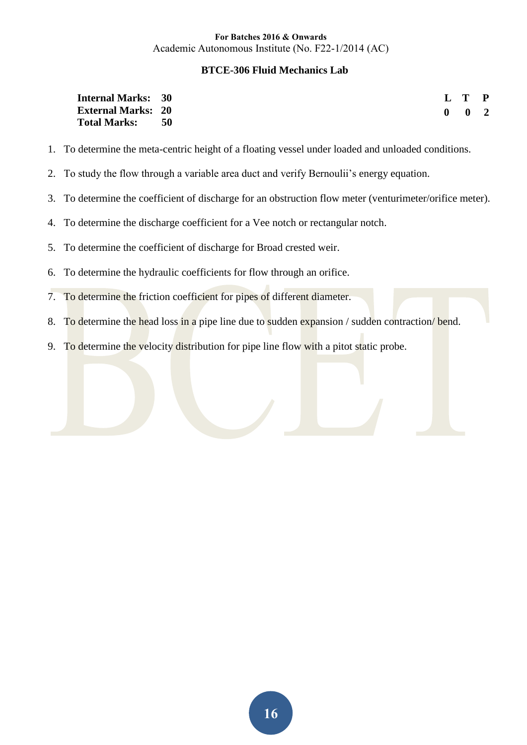## BTCE-306 Fluid Mechanics Lab

| | | | L | T | P |
|---|---|---|---|---|---|
| **Internal Marks:** | **30** | | **0** | **0** | **2** |
| **External Marks:** | **20** | | | | |
| **Total Marks:** | **50** | | | | |

1. To determine the meta-centric height of a floating vessel under loaded and unloaded conditions.
2. To study the flow through a variable area duct and verify Bernoulii's energy equation.
3. To determine the coefficient of discharge for an obstruction flow meter (venturimeter/orifice meter).
4. To determine the discharge coefficient for a Vee notch or rectangular notch.
5. To determine the coefficient of discharge for Broad crested weir.
6. To determine the hydraulic coefficients for flow through an orifice.
7. To determine the friction coefficient for pipes of different diameter.
8. To determine the head loss in a pipe line due to sudden expansion / sudden contraction/ bend.
9. To determine the velocity distribution for pipe line flow with a pitot static probe.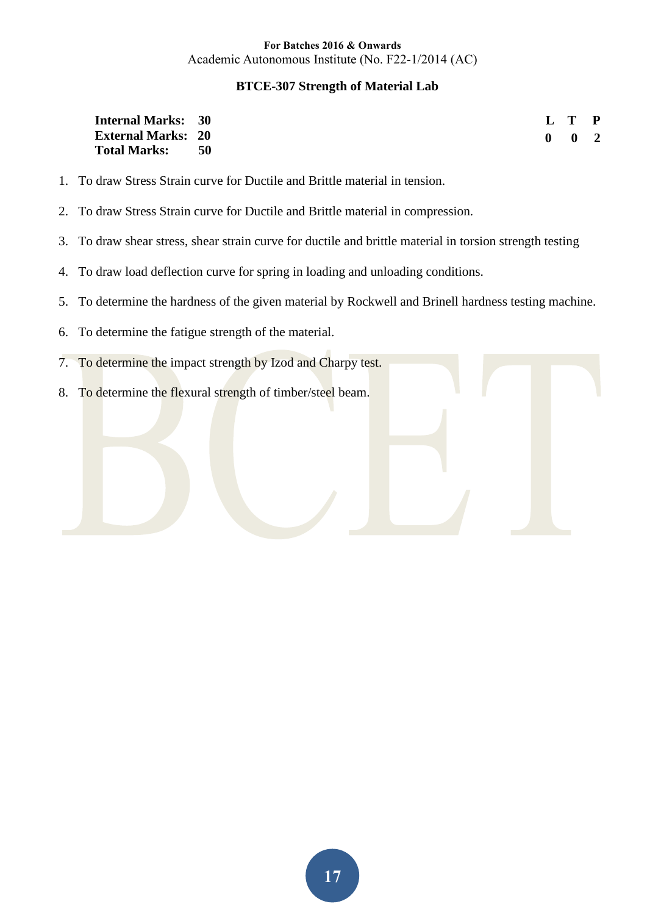**For Batches 2016 & Onwards**
Academic Autonomous Institute (No. F22-1/2014 (AC)

## BTCE-307 Strength of Material Lab

| | | | L | T | P |
|---|---|---|---|---|---|
| **Internal Marks:** | **30** | | **0** | **0** | **2** |
| **External Marks:** | **20** | | | | |
| **Total Marks:** | **50** | | | | |

1. To draw Stress Strain curve for Ductile and Brittle material in tension.
2. To draw Stress Strain curve for Ductile and Brittle material in compression.
3. To draw shear stress, shear strain curve for ductile and brittle material in torsion strength testing
4. To draw load deflection curve for spring in loading and unloading conditions.
5. To determine the hardness of the given material by Rockwell and Brinell hardness testing machine.
6. To determine the fatigue strength of the material.
7. To determine the impact strength by Izod and Charpy test.
8. To determine the flexural strength of timber/steel beam.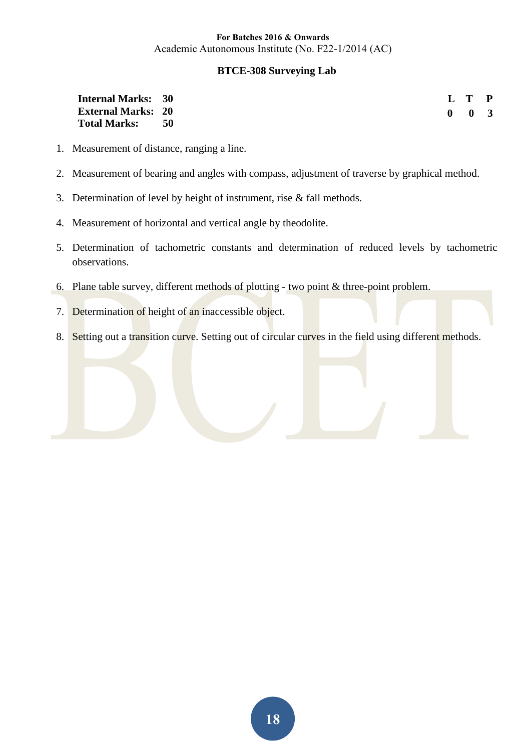## BTCE-308 Surveying Lab

| | | | L | T | P |
|---|---|---|---|---|---|
| **Internal Marks:** | **30** | | **0** | **0** | **3** |
| **External Marks:** | **20** | | | | |
| **Total Marks:** | **50** | | | | |

1. Measurement of distance, ranging a line.
2. Measurement of bearing and angles with compass, adjustment of traverse by graphical method.
3. Determination of level by height of instrument, rise & fall methods.
4. Measurement of horizontal and vertical angle by theodolite.
5. Determination of tachometric constants and determination of reduced levels by tachometric observations.
6. Plane table survey, different methods of plotting - two point & three-point problem.
7. Determination of height of an inaccessible object.
8. Setting out a transition curve. Setting out of circular curves in the field using different methods.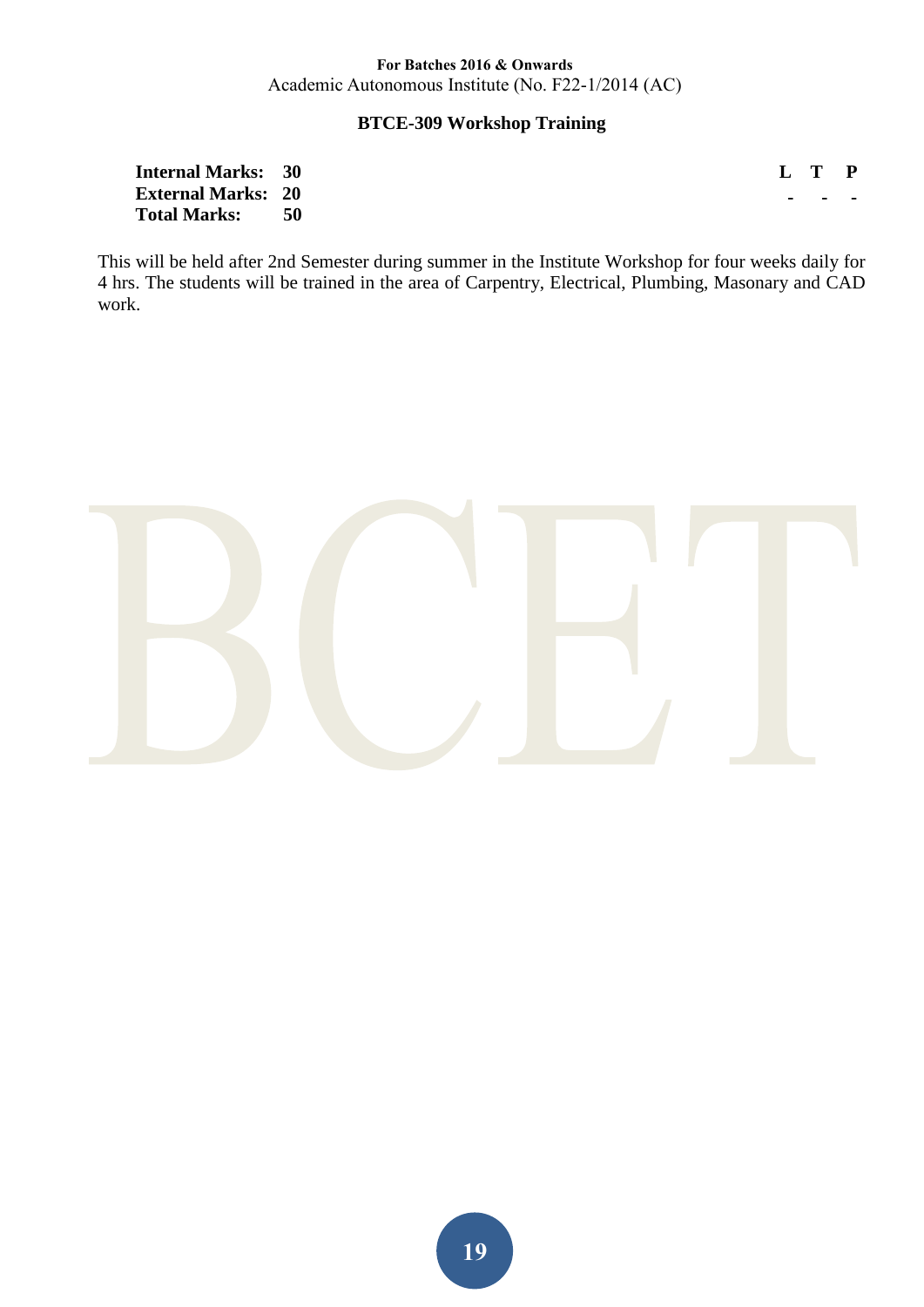## BTCE-309 Workshop Training

| | | | L | T | P |
|---|---|---|---|---|---|
| **Internal Marks:** | **30** | | - | - | - |
| **External Marks:** | **20** | | | | |
| **Total Marks:** | **50** | | | | |

This will be held after 2nd Semester during summer in the Institute Workshop for four weeks daily for 4 hrs. The students will be trained in the area of Carpentry, Electrical, Plumbing, Masonary and CAD work.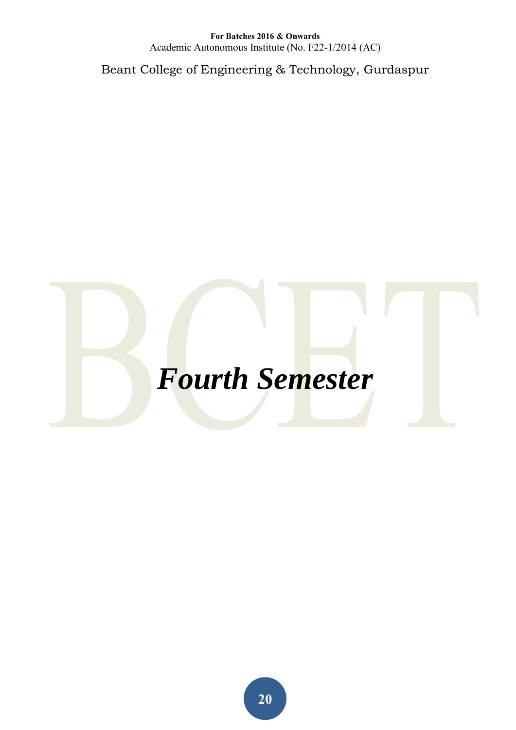# *Fourth Semester*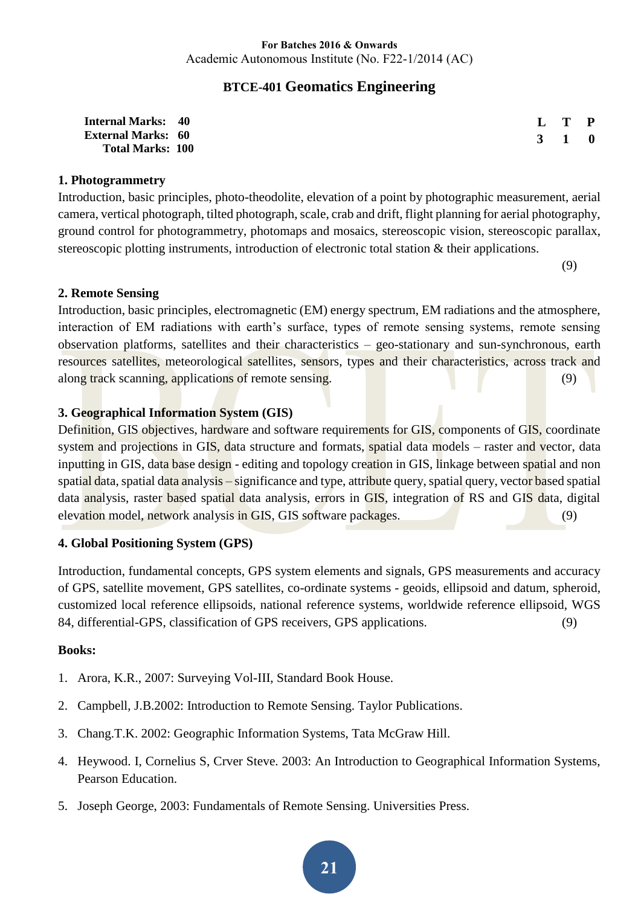**For Batches 2016 & Onwards**
Academic Autonomous Institute (No. F22-1/2014 (AC)

## BTCE-401 Geomatics Engineering

| | | L | T | P |
|---|---|---|---|---|
| **Internal Marks:** | **40** | **3** | **1** | **0** |
| **External Marks:** | **60** | | | |
| **Total Marks:** | **100** | | | |

### 1. Photogrammetry

Introduction, basic principles, photo-theodolite, elevation of a point by photographic measurement, aerial camera, vertical photograph, tilted photograph, scale, crab and drift, flight planning for aerial photography, ground control for photogrammetry, photomaps and mosaics, stereoscopic vision, stereoscopic parallax, stereoscopic plotting instruments, introduction of electronic total station & their applications.

(9)

### 2. Remote Sensing

Introduction, basic principles, electromagnetic (EM) energy spectrum, EM radiations and the atmosphere, interaction of EM radiations with earth's surface, types of remote sensing systems, remote sensing observation platforms, satellites and their characteristics – geo-stationary and sun-synchronous, earth resources satellites, meteorological satellites, sensors, types and their characteristics, across track and along track scanning, applications of remote sensing. (9)

### 3. Geographical Information System (GIS)

Definition, GIS objectives, hardware and software requirements for GIS, components of GIS, coordinate system and projections in GIS, data structure and formats, spatial data models – raster and vector, data inputting in GIS, data base design - editing and topology creation in GIS, linkage between spatial and non spatial data, spatial data analysis – significance and type, attribute query, spatial query, vector based spatial data analysis, raster based spatial data analysis, errors in GIS, integration of RS and GIS data, digital elevation model, network analysis in GIS, GIS software packages. (9)

### 4. Global Positioning System (GPS)

Introduction, fundamental concepts, GPS system elements and signals, GPS measurements and accuracy of GPS, satellite movement, GPS satellites, co-ordinate systems - geoids, ellipsoid and datum, spheroid, customized local reference ellipsoids, national reference systems, worldwide reference ellipsoid, WGS 84, differential-GPS, classification of GPS receivers, GPS applications. (9)

### Books:

1. Arora, K.R., 2007: Surveying Vol-III, Standard Book House.
2. Campbell, J.B.2002: Introduction to Remote Sensing. Taylor Publications.
3. Chang.T.K. 2002: Geographic Information Systems, Tata McGraw Hill.
4. Heywood. I, Cornelius S, Crver Steve. 2003: An Introduction to Geographical Information Systems, Pearson Education.
5. Joseph George, 2003: Fundamentals of Remote Sensing. Universities Press.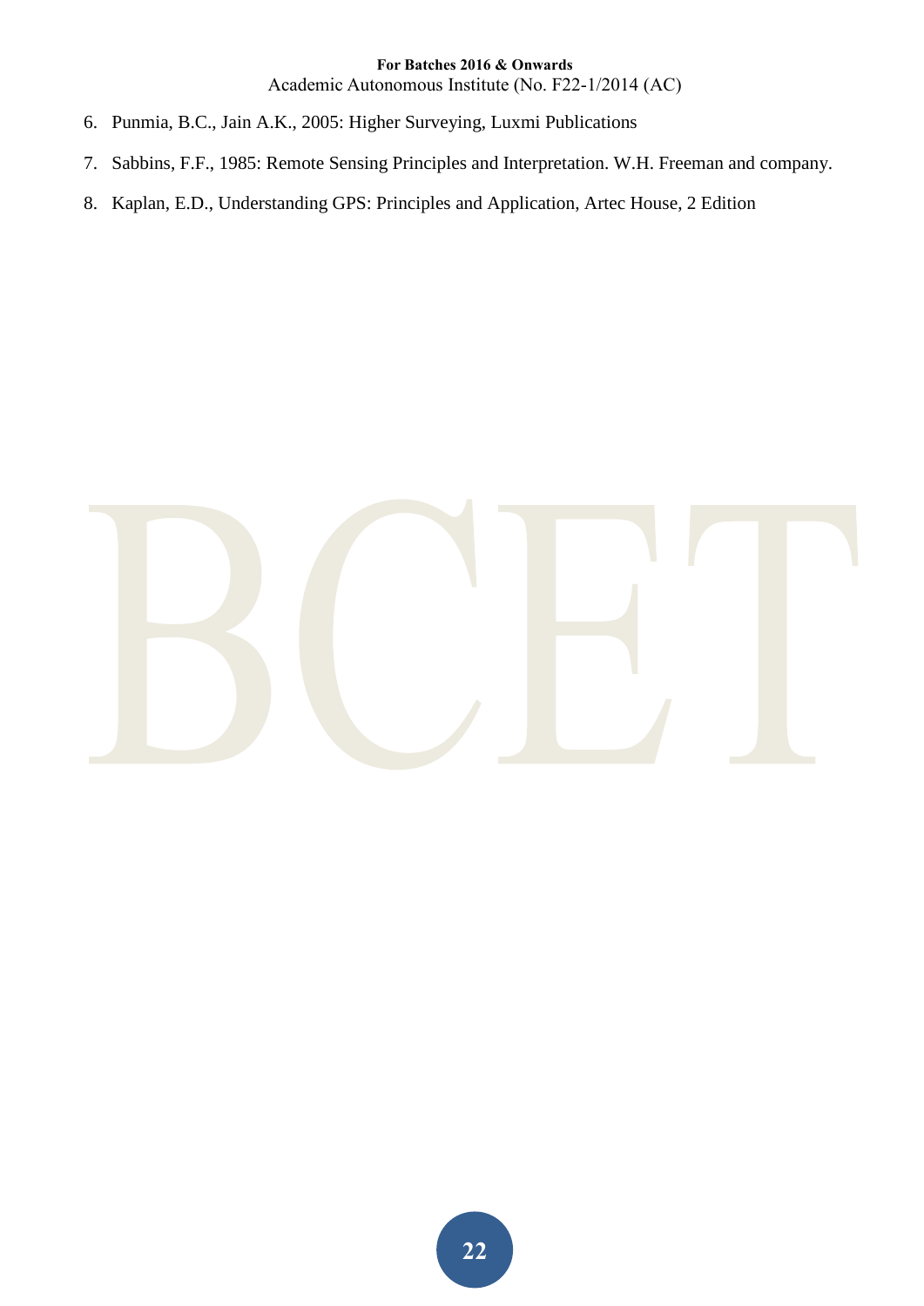6. Punmia, B.C., Jain A.K., 2005: Higher Surveying, Luxmi Publications
7. Sabbins, F.F., 1985: Remote Sensing Principles and Interpretation. W.H. Freeman and company.
8. Kaplan, E.D., Understanding GPS: Principles and Application, Artec House, 2 Edition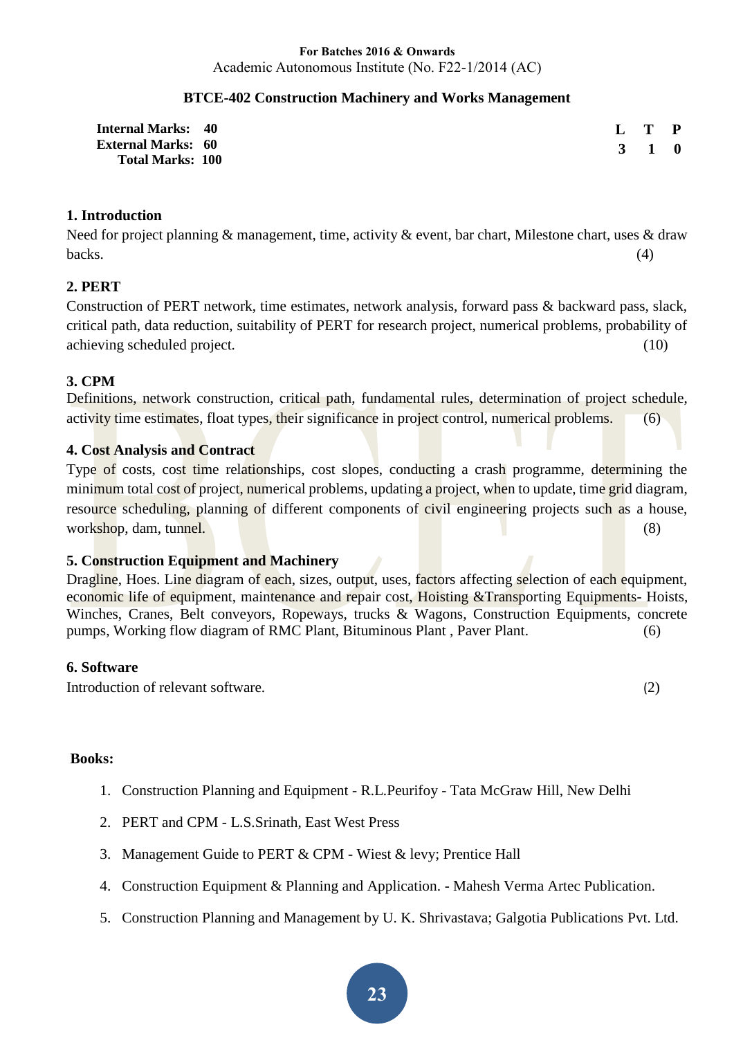**For Batches 2016 & Onwards**
Academic Autonomous Institute (No. F22-1/2014 (AC)

## BTCE-402 Construction Machinery and Works Management

**Internal Marks: 40**
**External Marks: 60**
**Total Marks: 100**

| L | T | P |
|---|---|---|
| 3 | 1 | 0 |

### 1. Introduction

Need for project planning & management, time, activity & event, bar chart, Milestone chart, uses & draw backs. (4)

### 2. PERT

Construction of PERT network, time estimates, network analysis, forward pass & backward pass, slack, critical path, data reduction, suitability of PERT for research project, numerical problems, probability of achieving scheduled project. (10)

### 3. CPM

Definitions, network construction, critical path, fundamental rules, determination of project schedule, activity time estimates, float types, their significance in project control, numerical problems. (6)

### 4. Cost Analysis and Contract

Type of costs, cost time relationships, cost slopes, conducting a crash programme, determining the minimum total cost of project, numerical problems, updating a project, when to update, time grid diagram, resource scheduling, planning of different components of civil engineering projects such as a house, workshop, dam, tunnel. (8)

### 5. Construction Equipment and Machinery

Dragline, Hoes. Line diagram of each, sizes, output, uses, factors affecting selection of each equipment, economic life of equipment, maintenance and repair cost, Hoisting &Transporting Equipments- Hoists, Winches, Cranes, Belt conveyors, Ropeways, trucks & Wagons, Construction Equipments, concrete pumps, Working flow diagram of RMC Plant, Bituminous Plant , Paver Plant. (6)

### 6. Software

Introduction of relevant software. (2)

**Books:**

1. Construction Planning and Equipment - R.L.Peurifoy - Tata McGraw Hill, New Delhi
2. PERT and CPM - L.S.Srinath, East West Press
3. Management Guide to PERT & CPM - Wiest & levy; Prentice Hall
4. Construction Equipment & Planning and Application. - Mahesh Verma Artec Publication.
5. Construction Planning and Management by U. K. Shrivastava; Galgotia Publications Pvt. Ltd.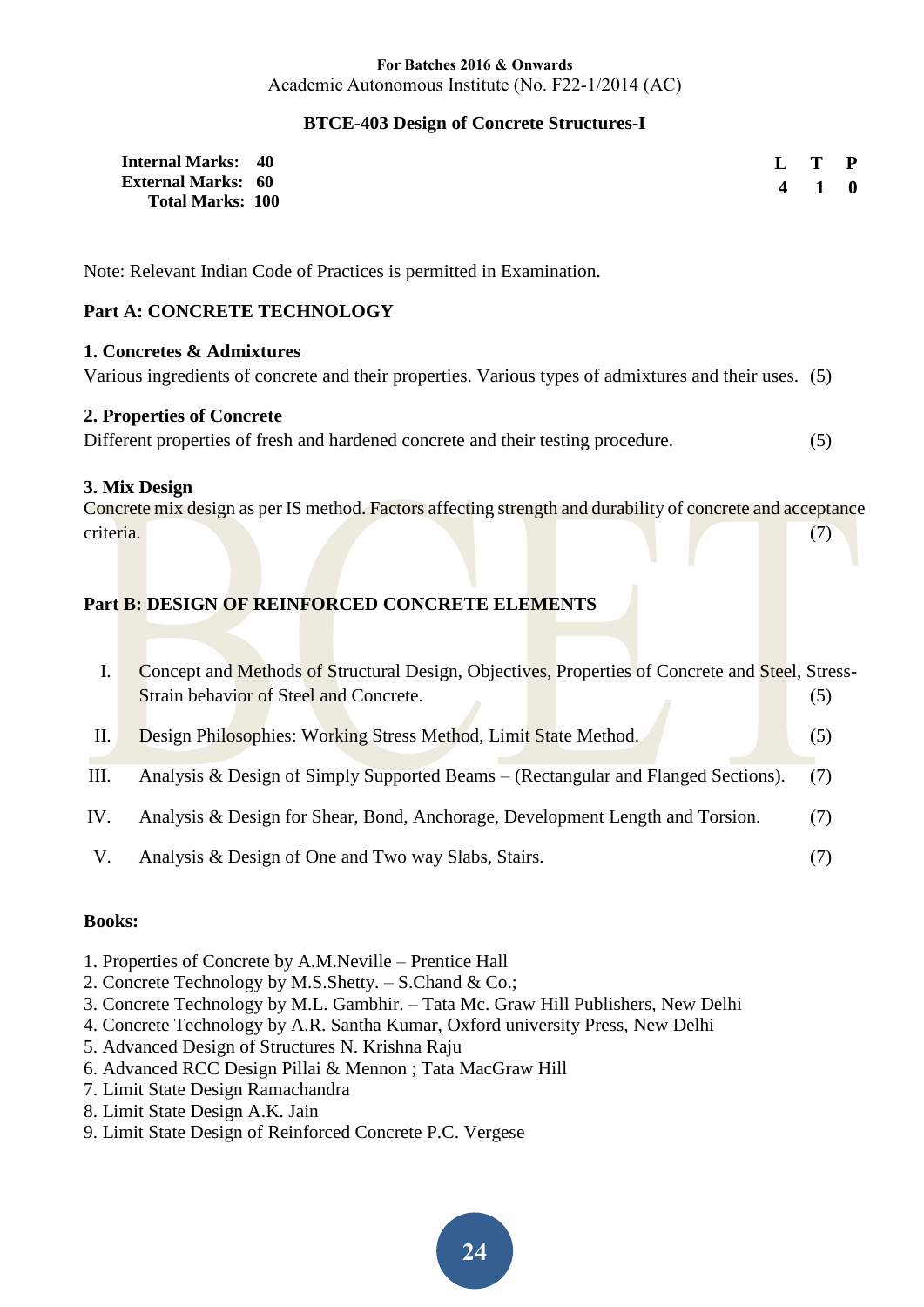For Batches 2016 & Onwards
Academic Autonomous Institute (No. F22-1/2014 (AC)

## BTCE-403 Design of Concrete Structures-I

**Internal Marks: 40**
**External Marks: 60**
**Total Marks: 100**

| L | T | P |
|---|---|---|
| 4 | 1 | 0 |

Note: Relevant Indian Code of Practices is permitted in Examination.

### Part A: CONCRETE TECHNOLOGY

**1. Concretes & Admixtures**

Various ingredients of concrete and their properties. Various types of admixtures and their uses. (5)

**2. Properties of Concrete**

Different properties of fresh and hardened concrete and their testing procedure. (5)

**3. Mix Design**

Concrete mix design as per IS method. Factors affecting strength and durability of concrete and acceptance criteria. (7)

### Part B: DESIGN OF REINFORCED CONCRETE ELEMENTS

I. Concept and Methods of Structural Design, Objectives, Properties of Concrete and Steel, Stress-Strain behavior of Steel and Concrete. (5)

II. Design Philosophies: Working Stress Method, Limit State Method. (5)

III. Analysis & Design of Simply Supported Beams – (Rectangular and Flanged Sections). (7)

IV. Analysis & Design for Shear, Bond, Anchorage, Development Length and Torsion. (7)

V. Analysis & Design of One and Two way Slabs, Stairs. (7)

**Books:**

1. Properties of Concrete by A.M.Neville – Prentice Hall
2. Concrete Technology by M.S.Shetty. – S.Chand & Co.;
3. Concrete Technology by M.L. Gambhir. – Tata Mc. Graw Hill Publishers, New Delhi
4. Concrete Technology by A.R. Santha Kumar, Oxford university Press, New Delhi
5. Advanced Design of Structures N. Krishna Raju
6. Advanced RCC Design Pillai & Mennon ; Tata MacGraw Hill
7. Limit State Design Ramachandra
8. Limit State Design A.K. Jain
9. Limit State Design of Reinforced Concrete P.C. Vergese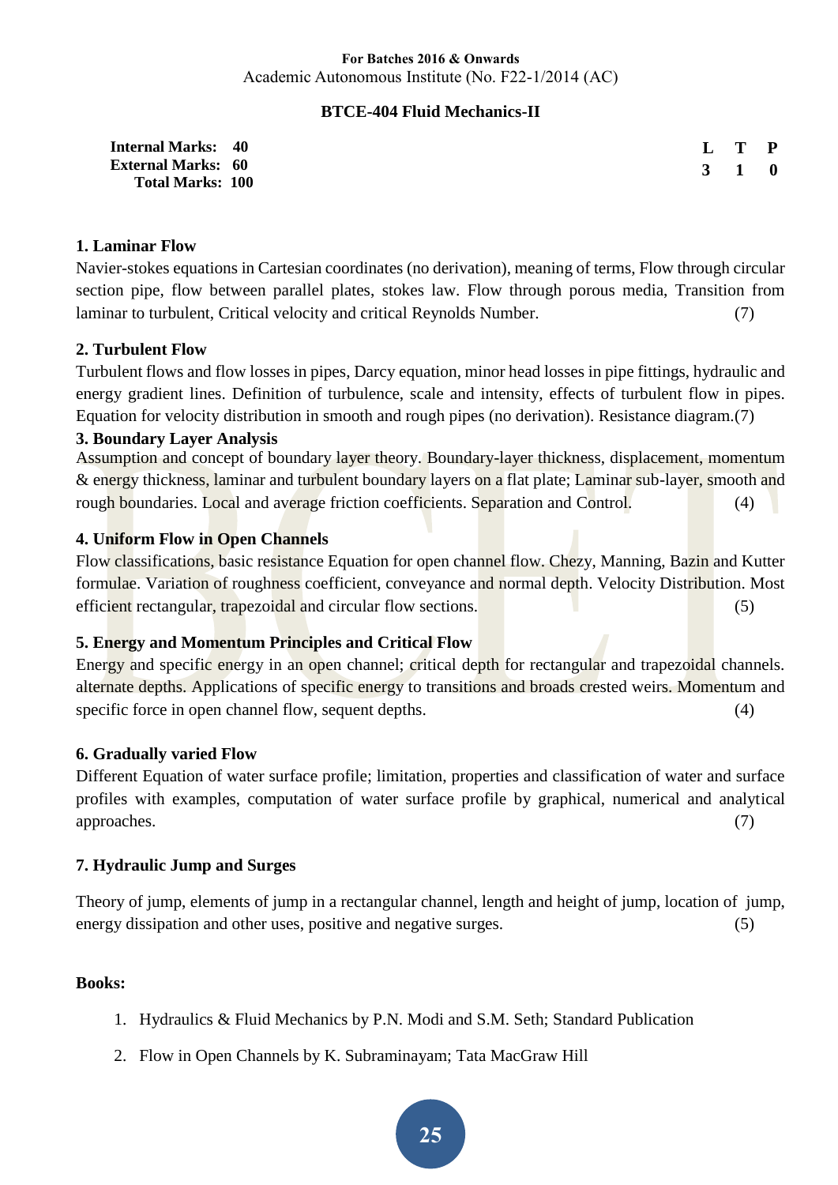**For Batches 2016 & Onwards**
Academic Autonomous Institute (No. F22-1/2014 (AC)

## BTCE-404 Fluid Mechanics-II

| | | L | T | P |
|---|---|---|---|---|
| **Internal Marks:** | **40** | **3** | **1** | **0** |
| **External Marks:** | **60** | | | |
| **Total Marks:** | **100** | | | |

### 1. Laminar Flow

Navier-stokes equations in Cartesian coordinates (no derivation), meaning of terms, Flow through circular section pipe, flow between parallel plates, stokes law. Flow through porous media, Transition from laminar to turbulent, Critical velocity and critical Reynolds Number. (7)

### 2. Turbulent Flow

Turbulent flows and flow losses in pipes, Darcy equation, minor head losses in pipe fittings, hydraulic and energy gradient lines. Definition of turbulence, scale and intensity, effects of turbulent flow in pipes. Equation for velocity distribution in smooth and rough pipes (no derivation). Resistance diagram.(7)

### 3. Boundary Layer Analysis

Assumption and concept of boundary layer theory. Boundary-layer thickness, displacement, momentum & energy thickness, laminar and turbulent boundary layers on a flat plate; Laminar sub-layer, smooth and rough boundaries. Local and average friction coefficients. Separation and Control. (4)

### 4. Uniform Flow in Open Channels

Flow classifications, basic resistance Equation for open channel flow. Chezy, Manning, Bazin and Kutter formulae. Variation of roughness coefficient, conveyance and normal depth. Velocity Distribution. Most efficient rectangular, trapezoidal and circular flow sections. (5)

### 5. Energy and Momentum Principles and Critical Flow

Energy and specific energy in an open channel; critical depth for rectangular and trapezoidal channels. alternate depths. Applications of specific energy to transitions and broads crested weirs. Momentum and specific force in open channel flow, sequent depths. (4)

### 6. Gradually varied Flow

Different Equation of water surface profile; limitation, properties and classification of water and surface profiles with examples, computation of water surface profile by graphical, numerical and analytical approaches. (7)

### 7. Hydraulic Jump and Surges

Theory of jump, elements of jump in a rectangular channel, length and height of jump, location of jump, energy dissipation and other uses, positive and negative surges. (5)

**Books:**

1. Hydraulics & Fluid Mechanics by P.N. Modi and S.M. Seth; Standard Publication
2. Flow in Open Channels by K. Subraminayam; Tata MacGraw Hill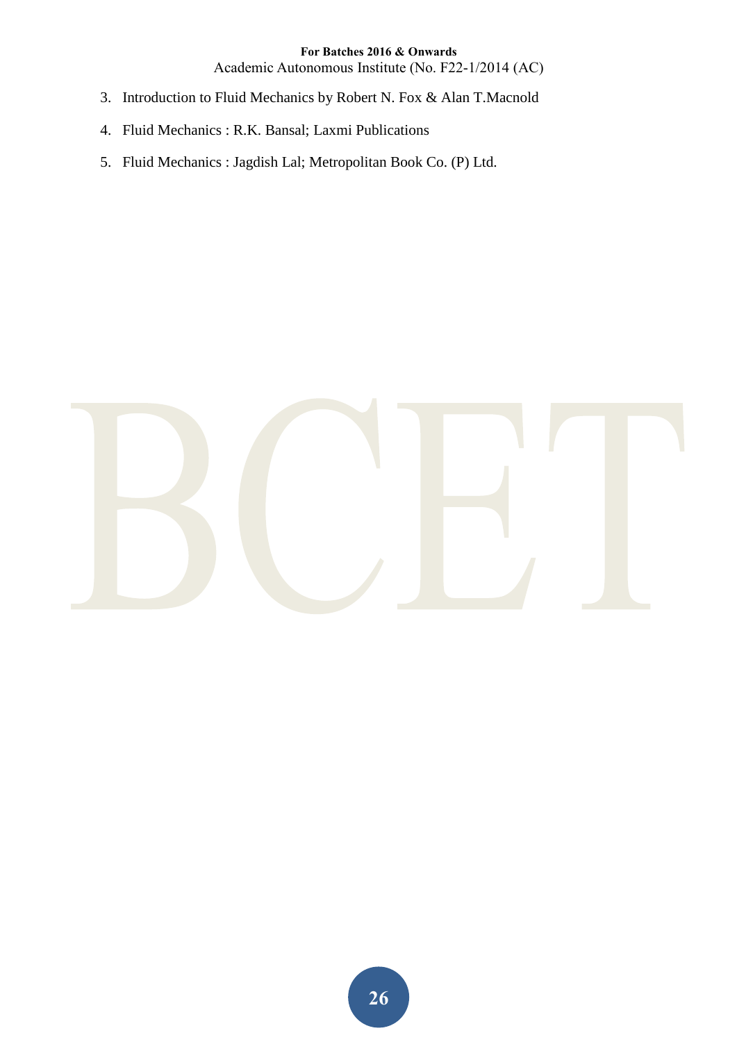3. Introduction to Fluid Mechanics by Robert N. Fox & Alan T.Macnold
4. Fluid Mechanics : R.K. Bansal; Laxmi Publications
5. Fluid Mechanics : Jagdish Lal; Metropolitan Book Co. (P) Ltd.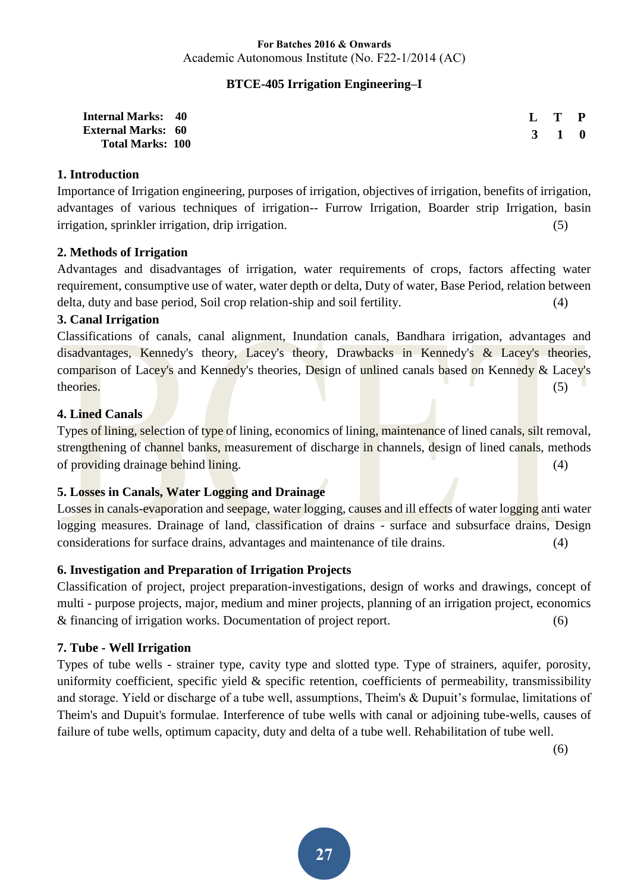For Batches 2016 & Onwards
Academic Autonomous Institute (No. F22-1/2014 (AC)

## BTCE-405 Irrigation Engineering–I

| | | L | T | P |
|---|---|---|---|---|
| **Internal Marks:** | **40** | **3** | **1** | **0** |
| **External Marks:** | **60** | | | |
| **Total Marks:** | **100** | | | |

### 1. Introduction

Importance of Irrigation engineering, purposes of irrigation, objectives of irrigation, benefits of irrigation, advantages of various techniques of irrigation-- Furrow Irrigation, Boarder strip Irrigation, basin irrigation, sprinkler irrigation, drip irrigation. (5)

### 2. Methods of Irrigation

Advantages and disadvantages of irrigation, water requirements of crops, factors affecting water requirement, consumptive use of water, water depth or delta, Duty of water, Base Period, relation between delta, duty and base period, Soil crop relation-ship and soil fertility. (4)

### 3. Canal Irrigation

Classifications of canals, canal alignment, Inundation canals, Bandhara irrigation, advantages and disadvantages, Kennedy's theory, Lacey's theory, Drawbacks in Kennedy's & Lacey's theories, comparison of Lacey's and Kennedy's theories, Design of unlined canals based on Kennedy & Lacey's theories. (5)

### 4. Lined Canals

Types of lining, selection of type of lining, economics of lining, maintenance of lined canals, silt removal, strengthening of channel banks, measurement of discharge in channels, design of lined canals, methods of providing drainage behind lining. (4)

### 5. Losses in Canals, Water Logging and Drainage

Losses in canals-evaporation and seepage, water logging, causes and ill effects of water logging anti water logging measures. Drainage of land, classification of drains - surface and subsurface drains, Design considerations for surface drains, advantages and maintenance of tile drains. (4)

### 6. Investigation and Preparation of Irrigation Projects

Classification of project, project preparation-investigations, design of works and drawings, concept of multi - purpose projects, major, medium and miner projects, planning of an irrigation project, economics & financing of irrigation works. Documentation of project report. (6)

### 7. Tube - Well Irrigation

Types of tube wells - strainer type, cavity type and slotted type. Type of strainers, aquifer, porosity, uniformity coefficient, specific yield & specific retention, coefficients of permeability, transmissibility and storage. Yield or discharge of a tube well, assumptions, Theim's & Dupuit's formulae, limitations of Theim's and Dupuit's formulae. Interference of tube wells with canal or adjoining tube-wells, causes of failure of tube wells, optimum capacity, duty and delta of a tube well. Rehabilitation of tube well. (6)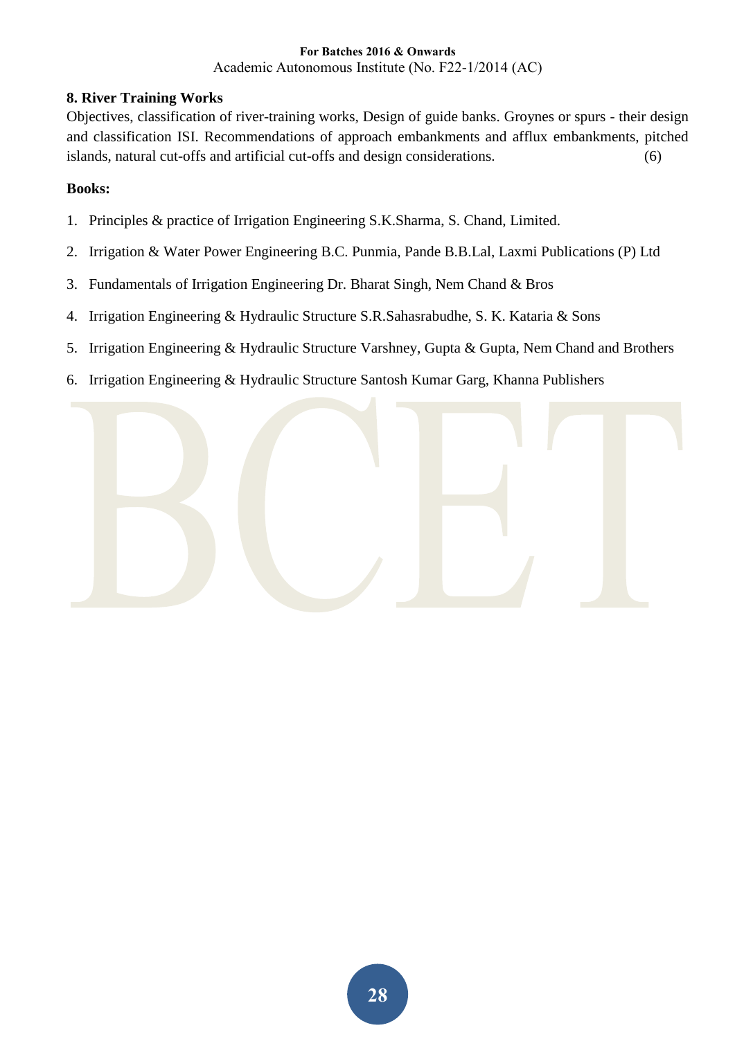**8. River Training Works**

Objectives, classification of river-training works, Design of guide banks. Groynes or spurs - their design and classification ISI. Recommendations of approach embankments and afflux embankments, pitched islands, natural cut-offs and artificial cut-offs and design considerations. (6)

**Books:**

1. Principles & practice of Irrigation Engineering S.K.Sharma, S. Chand, Limited.
2. Irrigation & Water Power Engineering B.C. Punmia, Pande B.B.Lal, Laxmi Publications (P) Ltd
3. Fundamentals of Irrigation Engineering Dr. Bharat Singh, Nem Chand & Bros
4. Irrigation Engineering & Hydraulic Structure S.R.Sahasrabudhe, S. K. Kataria & Sons
5. Irrigation Engineering & Hydraulic Structure Varshney, Gupta & Gupta, Nem Chand and Brothers
6. Irrigation Engineering & Hydraulic Structure Santosh Kumar Garg, Khanna Publishers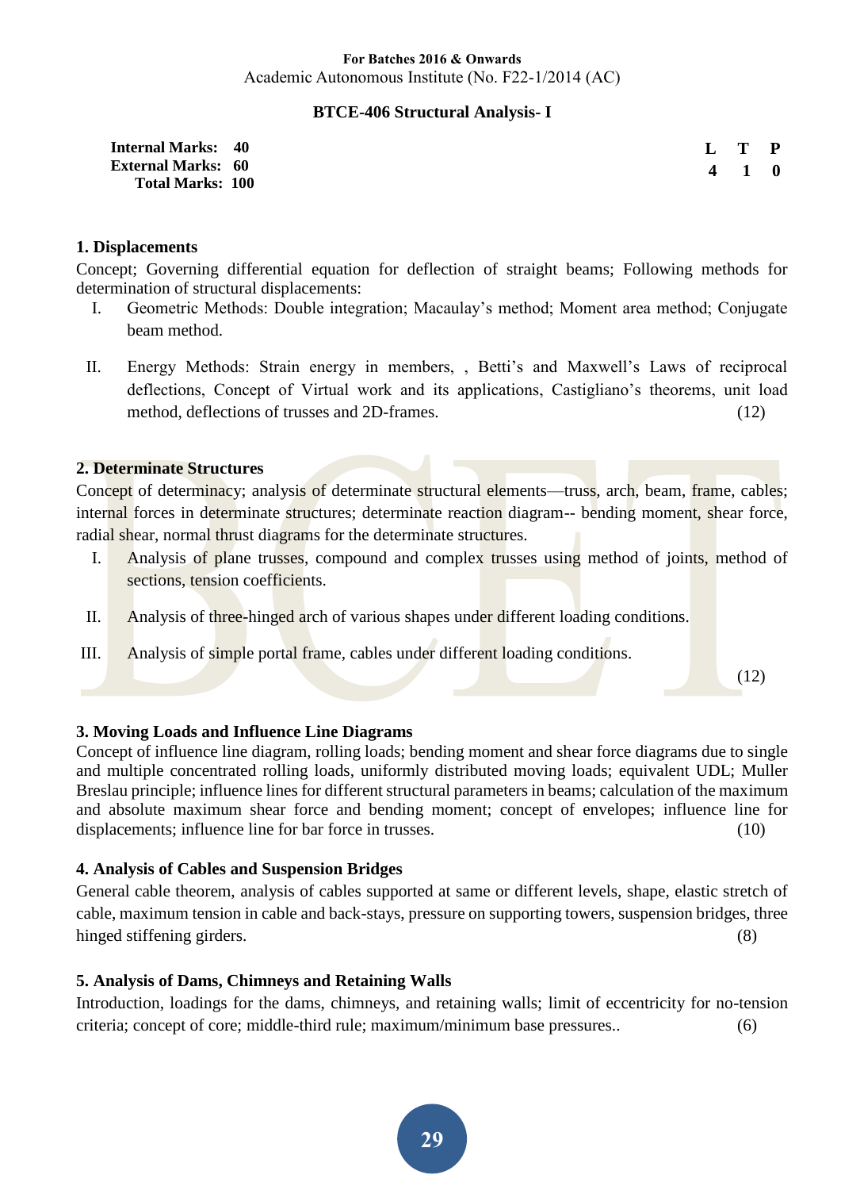**For Batches 2016 & Onwards**
Academic Autonomous Institute (No. F22-1/2014 (AC)

## BTCE-406 Structural Analysis- I

| **Internal Marks:** | **40** | **L** | **T** | **P** |
|---|---|---|---|---|
| **External Marks:** | **60** | **4** | **1** | **0** |
| **Total Marks:** | **100** | | | |

### 1. Displacements

Concept; Governing differential equation for deflection of straight beams; Following methods for determination of structural displacements:

I. Geometric Methods: Double integration; Macaulay's method; Moment area method; Conjugate beam method.

II. Energy Methods: Strain energy in members, , Betti's and Maxwell's Laws of reciprocal deflections, Concept of Virtual work and its applications, Castigliano's theorems, unit load method, deflections of trusses and 2D-frames. (12)

### 2. Determinate Structures

Concept of determinacy; analysis of determinate structural elements—truss, arch, beam, frame, cables; internal forces in determinate structures; determinate reaction diagram-- bending moment, shear force, radial shear, normal thrust diagrams for the determinate structures.

I. Analysis of plane trusses, compound and complex trusses using method of joints, method of sections, tension coefficients.

II. Analysis of three-hinged arch of various shapes under different loading conditions.

III. Analysis of simple portal frame, cables under different loading conditions.

(12)

### 3. Moving Loads and Influence Line Diagrams

Concept of influence line diagram, rolling loads; bending moment and shear force diagrams due to single and multiple concentrated rolling loads, uniformly distributed moving loads; equivalent UDL; Muller Breslau principle; influence lines for different structural parameters in beams; calculation of the maximum and absolute maximum shear force and bending moment; concept of envelopes; influence line for displacements; influence line for bar force in trusses. (10)

### 4. Analysis of Cables and Suspension Bridges

General cable theorem, analysis of cables supported at same or different levels, shape, elastic stretch of cable, maximum tension in cable and back-stays, pressure on supporting towers, suspension bridges, three hinged stiffening girders. (8)

### 5. Analysis of Dams, Chimneys and Retaining Walls

Introduction, loadings for the dams, chimneys, and retaining walls; limit of eccentricity for no-tension criteria; concept of core; middle-third rule; maximum/minimum base pressures.. (6)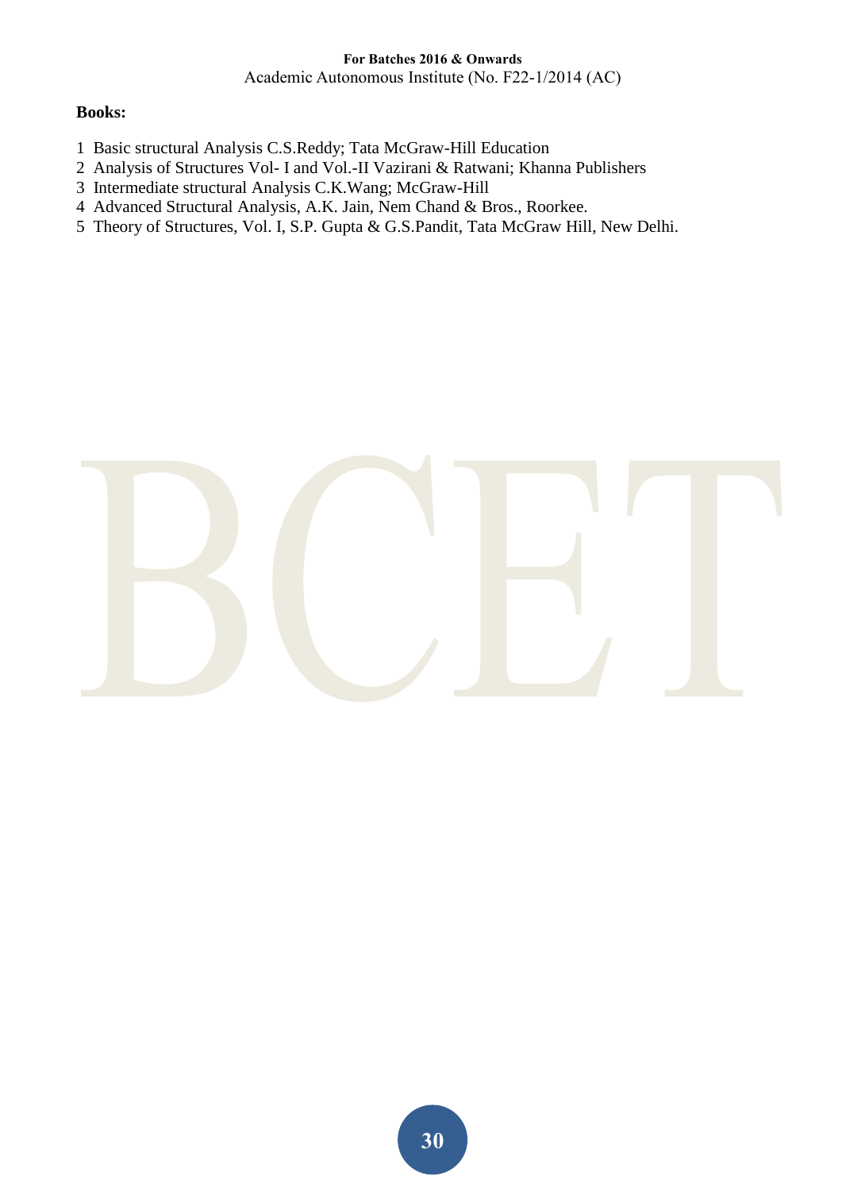**Books:**

1. Basic structural Analysis C.S.Reddy; Tata McGraw-Hill Education
2. Analysis of Structures Vol- I and Vol.-II Vazirani & Ratwani; Khanna Publishers
3. Intermediate structural Analysis C.K.Wang; McGraw-Hill
4. Advanced Structural Analysis, A.K. Jain, Nem Chand & Bros., Roorkee.
5. Theory of Structures, Vol. I, S.P. Gupta & G.S.Pandit, Tata McGraw Hill, New Delhi.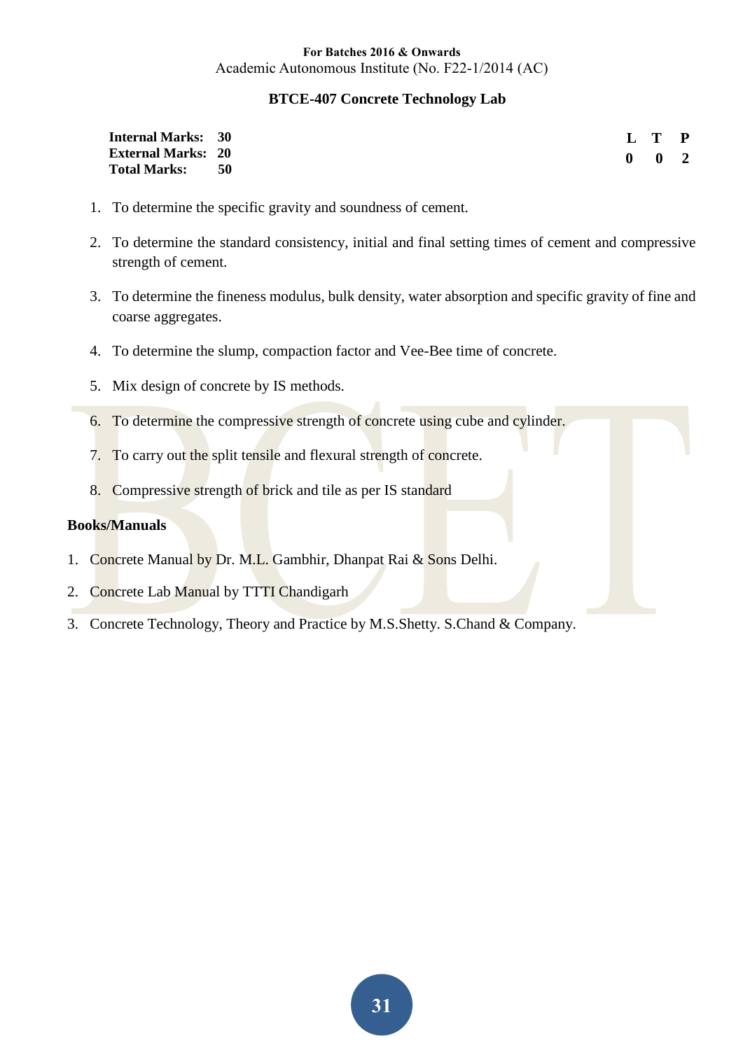**For Batches 2016 & Onwards**
Academic Autonomous Institute (No. F22-1/2014 (AC)

## BTCE-407 Concrete Technology Lab

| **Internal Marks:** | **30** | | **L** | **T** | **P** |
|---|---|---|---|---|---|
| **External Marks:** | **20** | | **0** | **0** | **2** |
| **Total Marks:** | **50** | | | | |

1. To determine the specific gravity and soundness of cement.
2. To determine the standard consistency, initial and final setting times of cement and compressive strength of cement.
3. To determine the fineness modulus, bulk density, water absorption and specific gravity of fine and coarse aggregates.
4. To determine the slump, compaction factor and Vee-Bee time of concrete.
5. Mix design of concrete by IS methods.
6. To determine the compressive strength of concrete using cube and cylinder.
7. To carry out the split tensile and flexural strength of concrete.
8. Compressive strength of brick and tile as per IS standard

**Books/Manuals**

1. Concrete Manual by Dr. M.L. Gambhir, Dhanpat Rai & Sons Delhi.
2. Concrete Lab Manual by TTTI Chandigarh
3. Concrete Technology, Theory and Practice by M.S.Shetty. S.Chand & Company.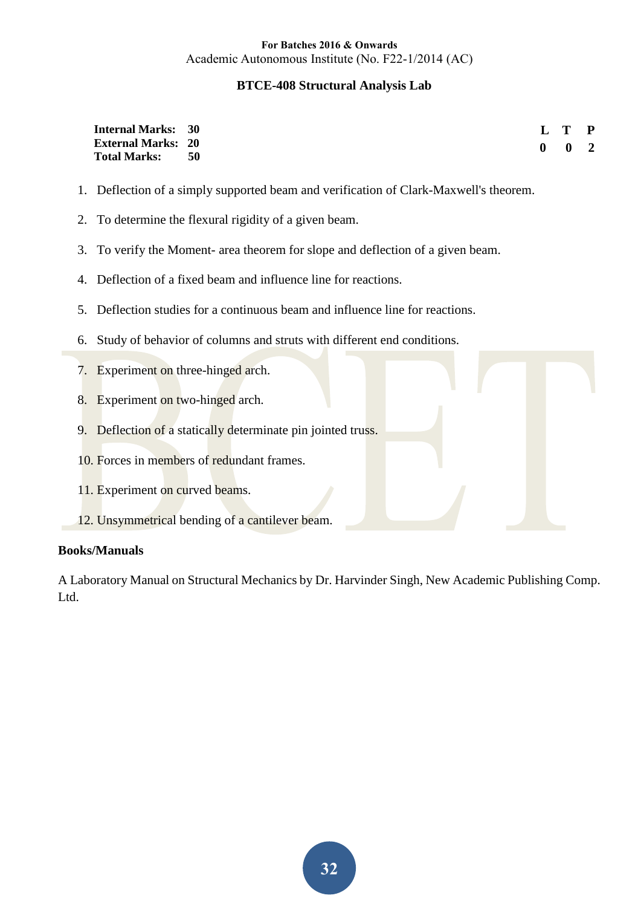**For Batches 2016 & Onwards**

Academic Autonomous Institute (No. F22-1/2014 (AC)

## BTCE-408 Structural Analysis Lab

**Internal Marks: 30**
**External Marks: 20**
**Total Marks: 50**

| L | T | P |
|---|---|---|
| 0 | 0 | 2 |

1. Deflection of a simply supported beam and verification of Clark-Maxwell's theorem.
2. To determine the flexural rigidity of a given beam.
3. To verify the Moment- area theorem for slope and deflection of a given beam.
4. Deflection of a fixed beam and influence line for reactions.
5. Deflection studies for a continuous beam and influence line for reactions.
6. Study of behavior of columns and struts with different end conditions.
7. Experiment on three-hinged arch.
8. Experiment on two-hinged arch.
9. Deflection of a statically determinate pin jointed truss.
10. Forces in members of redundant frames.
11. Experiment on curved beams.
12. Unsymmetrical bending of a cantilever beam.

**Books/Manuals**

A Laboratory Manual on Structural Mechanics by Dr. Harvinder Singh, New Academic Publishing Comp. Ltd.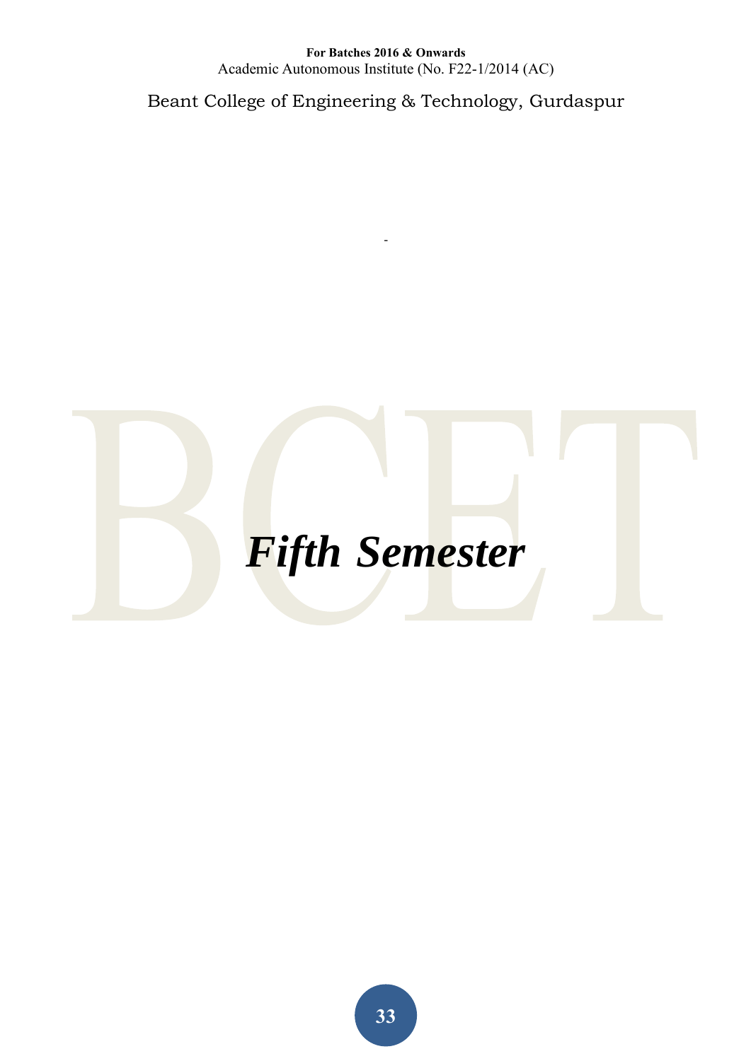# *Fifth Semester*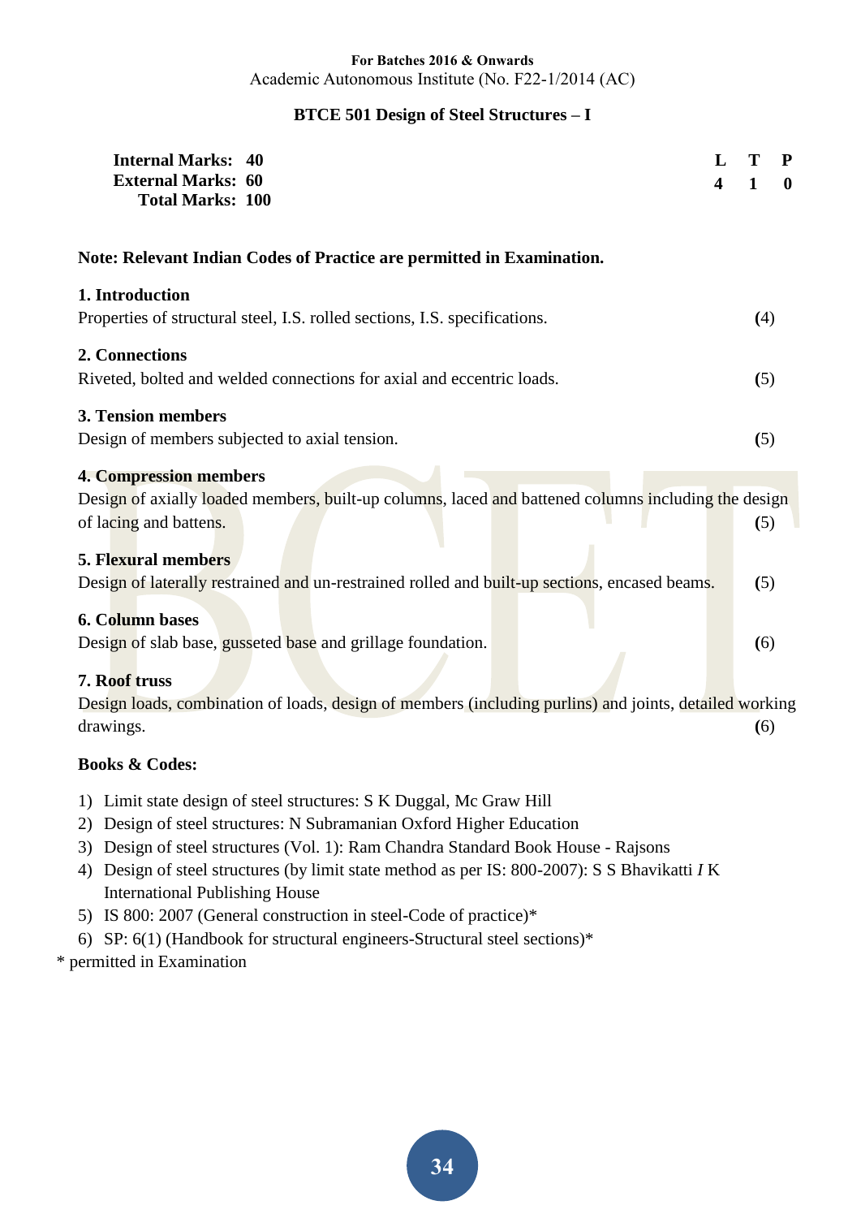**For Batches 2016 & Onwards**
Academic Autonomous Institute (No. F22-1/2014 (AC)

## BTCE 501 Design of Steel Structures – I

| | | L | T | P |
|---|---|---|---|---|
| **Internal Marks:** | **40** | **4** | **1** | **0** |
| **External Marks:** | **60** | | | |
| **Total Marks:** | **100** | | | |

**Note: Relevant Indian Codes of Practice are permitted in Examination.**

**1. Introduction**
Properties of structural steel, I.S. rolled sections, I.S. specifications. **(**4)

**2. Connections**
Riveted, bolted and welded connections for axial and eccentric loads. **(**5)

**3. Tension members**
Design of members subjected to axial tension. **(**5)

**4. Compression members**
Design of axially loaded members, built-up columns, laced and battened columns including the design of lacing and battens. **(**5)

**5. Flexural members**
Design of laterally restrained and un-restrained rolled and built-up sections, encased beams. **(**5)

**6. Column bases**
Design of slab base, gusseted base and grillage foundation. **(**6)

**7. Roof truss**
Design loads, combination of loads, design of members (including purlins) and joints, detailed working drawings. **(**6)

**Books & Codes:**

1) Limit state design of steel structures: S K Duggal, Mc Graw Hill
2) Design of steel structures: N Subramanian Oxford Higher Education
3) Design of steel structures (Vol. 1): Ram Chandra Standard Book House - Rajsons
4) Design of steel structures (by limit state method as per IS: 800-2007): S S Bhavikatti *I* K International Publishing House
5) IS 800: 2007 (General construction in steel-Code of practice)*
6) SP: 6(1) (Handbook for structural engineers-Structural steel sections)*

\* permitted in Examination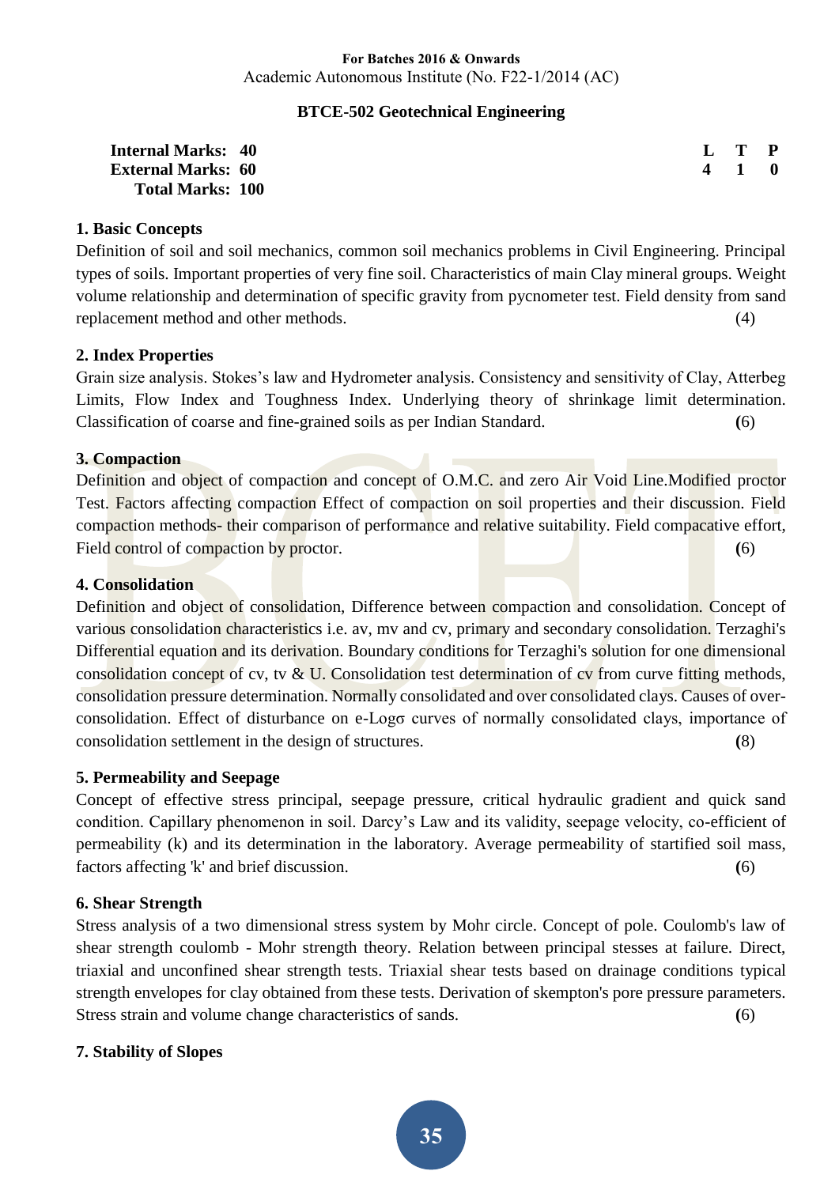For Batches 2016 & Onwards
Academic Autonomous Institute (No. F22-1/2014 (AC)

## BTCE-502 Geotechnical Engineering

| | | | | |
|---|---|---|---|---|
| **Internal Marks:** | **40** | **L** | **T** | **P** |
| **External Marks:** | **60** | **4** | **1** | **0** |
| **Total Marks:** | **100** | | | |

### 1. Basic Concepts

Definition of soil and soil mechanics, common soil mechanics problems in Civil Engineering. Principal types of soils. Important properties of very fine soil. Characteristics of main Clay mineral groups. Weight volume relationship and determination of specific gravity from pycnometer test. Field density from sand replacement method and other methods. (4)

### 2. Index Properties

Grain size analysis. Stokes's law and Hydrometer analysis. Consistency and sensitivity of Clay, Atterbeg Limits, Flow Index and Toughness Index. Underlying theory of shrinkage limit determination. Classification of coarse and fine-grained soils as per Indian Standard. **(**6)

### 3. Compaction

Definition and object of compaction and concept of O.M.C. and zero Air Void Line.Modified proctor Test. Factors affecting compaction Effect of compaction on soil properties and their discussion. Field compaction methods- their comparison of performance and relative suitability. Field compactive effort, Field control of compaction by proctor. **(**6)

### 4. Consolidation

Definition and object of consolidation, Difference between compaction and consolidation. Concept of various consolidation characteristics i.e. av, mv and cv, primary and secondary consolidation. Terzaghi's Differential equation and its derivation. Boundary conditions for Terzaghi's solution for one dimensional consolidation concept of cv, tv & U. Consolidation test determination of cv from curve fitting methods, consolidation pressure determination. Normally consolidated and over consolidated clays. Causes of over-consolidation. Effect of disturbance on e-Logσ curves of normally consolidated clays, importance of consolidation settlement in the design of structures. **(**8)

### 5. Permeability and Seepage

Concept of effective stress principal, seepage pressure, critical hydraulic gradient and quick sand condition. Capillary phenomenon in soil. Darcy's Law and its validity, seepage velocity, co-efficient of permeability (k) and its determination in the laboratory. Average permeability of startified soil mass, factors affecting 'k' and brief discussion. **(**6)

### 6. Shear Strength

Stress analysis of a two dimensional stress system by Mohr circle. Concept of pole. Coulomb's law of shear strength coulomb - Mohr strength theory. Relation between principal stesses at failure. Direct, triaxial and unconfined shear strength tests. Triaxial shear tests based on drainage conditions typical strength envelopes for clay obtained from these tests. Derivation of skempton's pore pressure parameters. Stress strain and volume change characteristics of sands. **(**6)

### 7. Stability of Slopes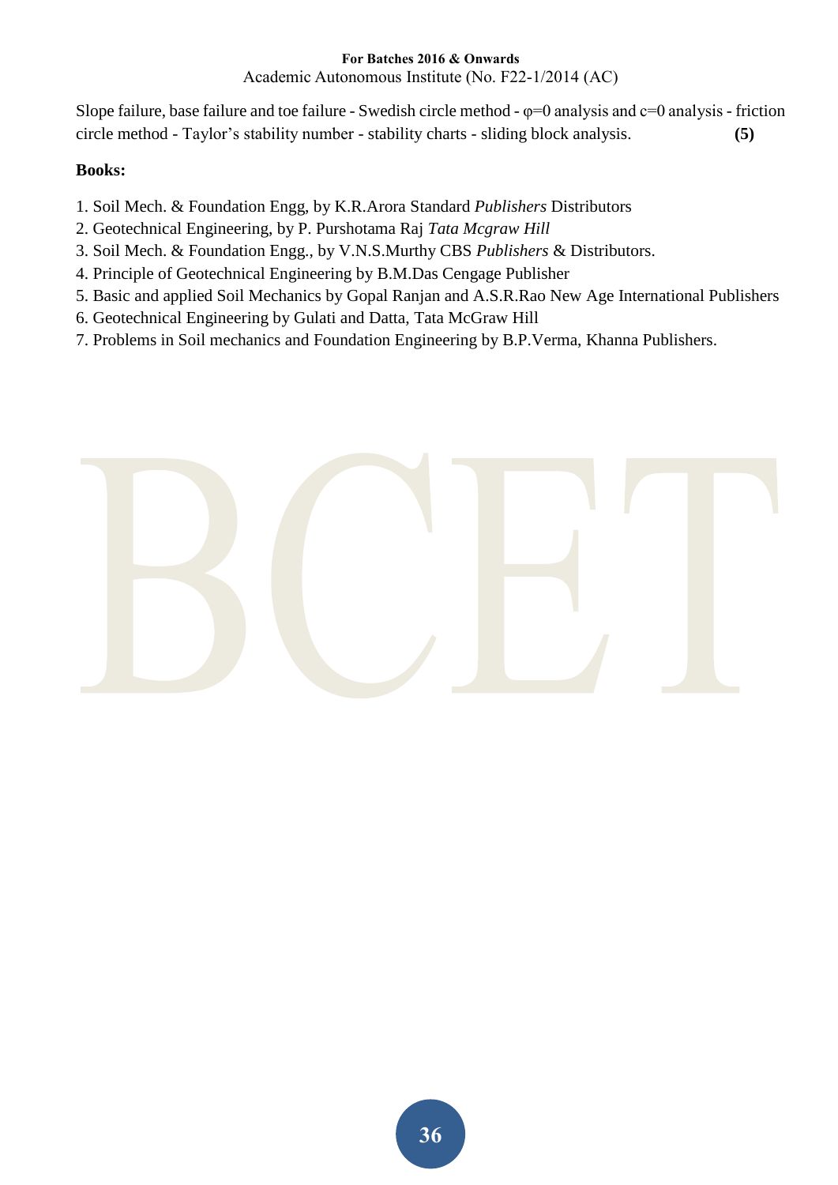Slope failure, base failure and toe failure - Swedish circle method - $\varphi=0$ analysis and $c=0$ analysis - friction circle method - Taylor's stability number - stability charts - sliding block analysis. **(5)**

**Books:**

1. Soil Mech. & Foundation Engg, by K.R.Arora Standard *Publishers* Distributors
2. Geotechnical Engineering, by P. Purshotama Raj *Tata Mcgraw Hill*
3. Soil Mech. & Foundation Engg., by V.N.S.Murthy CBS *Publishers* & Distributors.
4. Principle of Geotechnical Engineering by B.M.Das Cengage Publisher
5. Basic and applied Soil Mechanics by Gopal Ranjan and A.S.R.Rao New Age International Publishers
6. Geotechnical Engineering by Gulati and Datta, Tata McGraw Hill
7. Problems in Soil mechanics and Foundation Engineering by B.P.Verma, Khanna Publishers.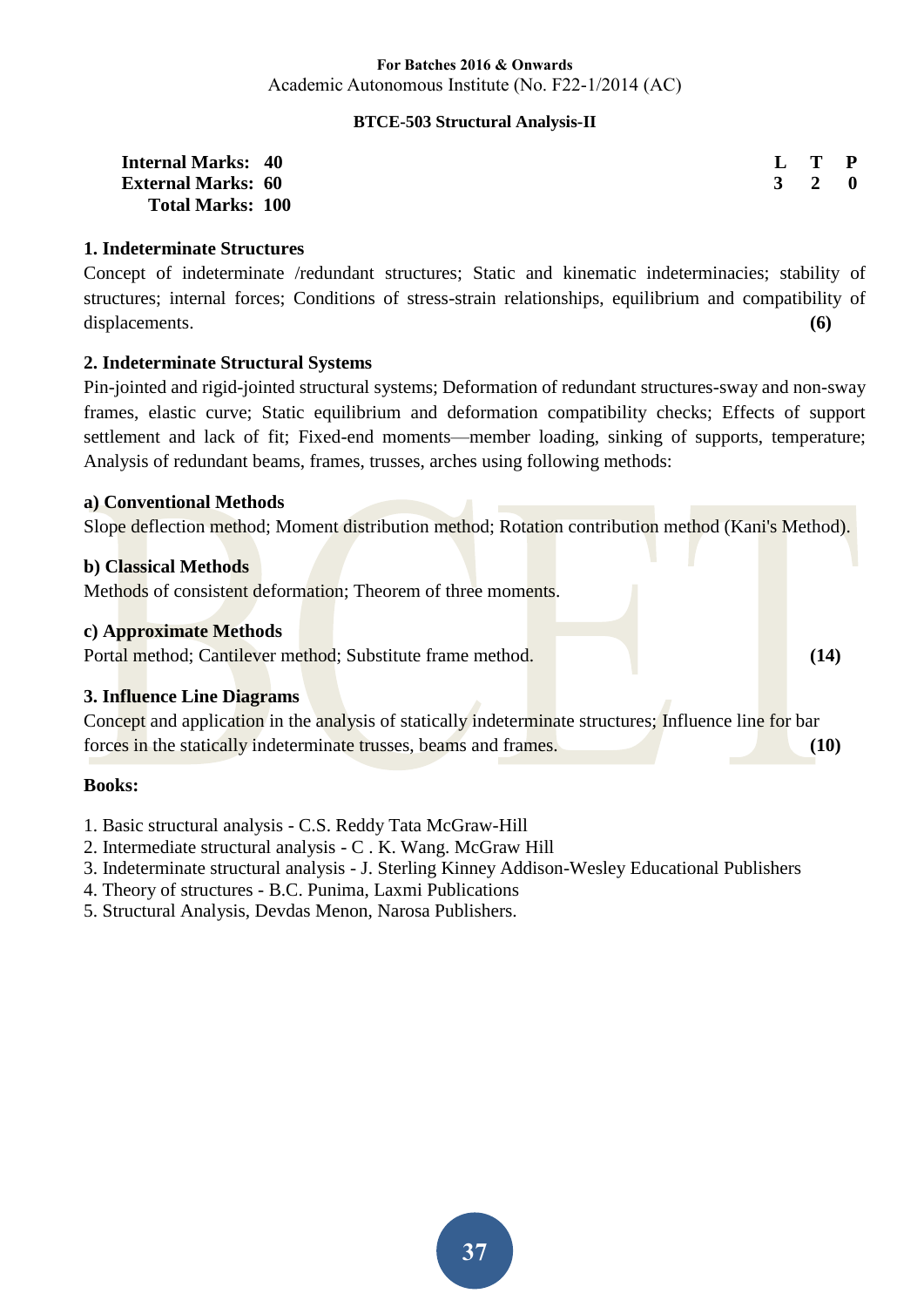**For Batches 2016 & Onwards**
Academic Autonomous Institute (No. F22-1/2014 (AC)

**BTCE-503 Structural Analysis-II**

| | | | | |
|---|---|---|---|---|
| **Internal Marks: 40** | | **L** | **T** | **P** |
| **External Marks: 60** | | **3** | **2** | **0** |
| **Total Marks: 100** | | | | |

### 1. Indeterminate Structures

Concept of indeterminate /redundant structures; Static and kinematic indeterminacies; stability of structures; internal forces; Conditions of stress-strain relationships, equilibrium and compatibility of displacements. **(6)**

### 2. Indeterminate Structural Systems

Pin-jointed and rigid-jointed structural systems; Deformation of redundant structures-sway and non-sway frames, elastic curve; Static equilibrium and deformation compatibility checks; Effects of support settlement and lack of fit; Fixed-end moments—member loading, sinking of supports, temperature; Analysis of redundant beams, frames, trusses, arches using following methods:

**a) Conventional Methods**

Slope deflection method; Moment distribution method; Rotation contribution method (Kani's Method).

**b) Classical Methods**

Methods of consistent deformation; Theorem of three moments.

**c) Approximate Methods**

Portal method; Cantilever method; Substitute frame method. **(14)**

### 3. Influence Line Diagrams

Concept and application in the analysis of statically indeterminate structures; Influence line for bar forces in the statically indeterminate trusses, beams and frames. **(10)**

**Books:**

1. Basic structural analysis - C.S. Reddy Tata McGraw-Hill
2. Intermediate structural analysis - C . K. Wang. McGraw Hill
3. Indeterminate structural analysis - J. Sterling Kinney Addison-Wesley Educational Publishers
4. Theory of structures - B.C. Punima, Laxmi Publications
5. Structural Analysis, Devdas Menon, Narosa Publishers.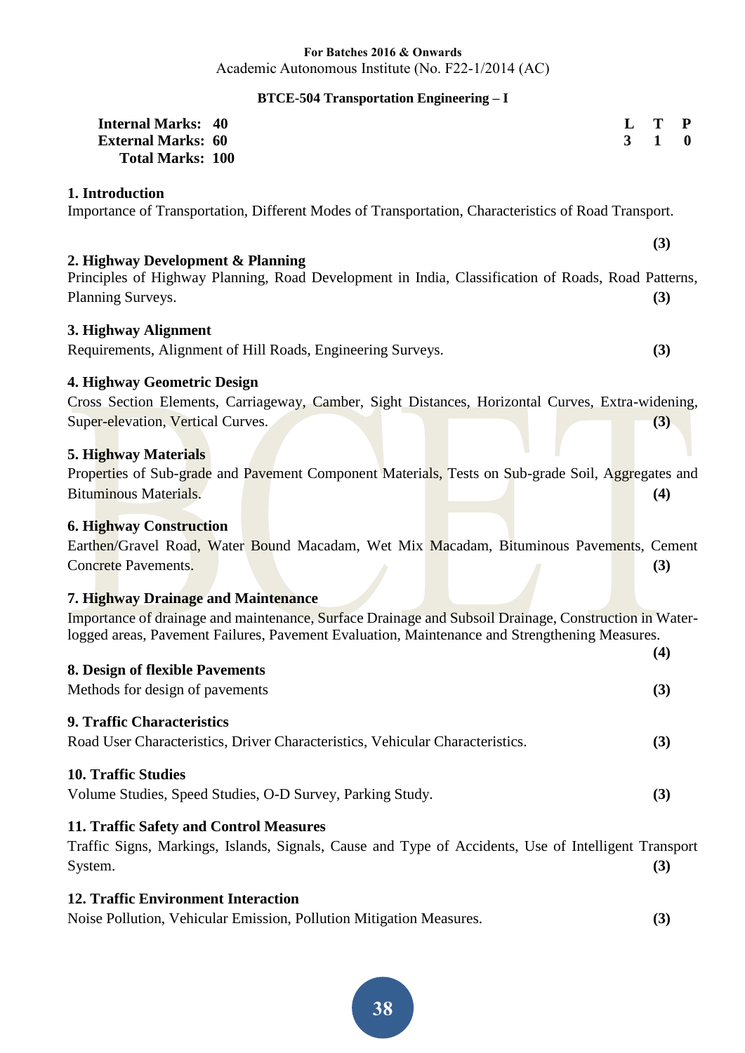**For Batches 2016 & Onwards**
Academic Autonomous Institute (No. F22-1/2014 (AC)

## BTCE-504 Transportation Engineering – I

| | | L | T | P |
|---|---|---|---|---|
| **Internal Marks:** | **40** | **3** | **1** | **0** |
| **External Marks:** | **60** | | | |
| **Total Marks:** | **100** | | | |

### 1. Introduction

Importance of Transportation, Different Modes of Transportation, Characteristics of Road Transport. **(3)**

### 2. Highway Development & Planning

Principles of Highway Planning, Road Development in India, Classification of Roads, Road Patterns, Planning Surveys. **(3)**

### 3. Highway Alignment

Requirements, Alignment of Hill Roads, Engineering Surveys. **(3)**

### 4. Highway Geometric Design

Cross Section Elements, Carriageway, Camber, Sight Distances, Horizontal Curves, Extra-widening, Super-elevation, Vertical Curves. **(3)**

### 5. Highway Materials

Properties of Sub-grade and Pavement Component Materials, Tests on Sub-grade Soil, Aggregates and Bituminous Materials. **(4)**

### 6. Highway Construction

Earthen/Gravel Road, Water Bound Macadam, Wet Mix Macadam, Bituminous Pavements, Cement Concrete Pavements. **(3)**

### 7. Highway Drainage and Maintenance

Importance of drainage and maintenance, Surface Drainage and Subsoil Drainage, Construction in Water-logged areas, Pavement Failures, Pavement Evaluation, Maintenance and Strengthening Measures. **(4)**

### 8. Design of flexible Pavements

Methods for design of pavements **(3)**

### 9. Traffic Characteristics

Road User Characteristics, Driver Characteristics, Vehicular Characteristics. **(3)**

### 10. Traffic Studies

Volume Studies, Speed Studies, O-D Survey, Parking Study. **(3)**

### 11. Traffic Safety and Control Measures

Traffic Signs, Markings, Islands, Signals, Cause and Type of Accidents, Use of Intelligent Transport System. **(3)**

### 12. Traffic Environment Interaction

Noise Pollution, Vehicular Emission, Pollution Mitigation Measures. **(3)**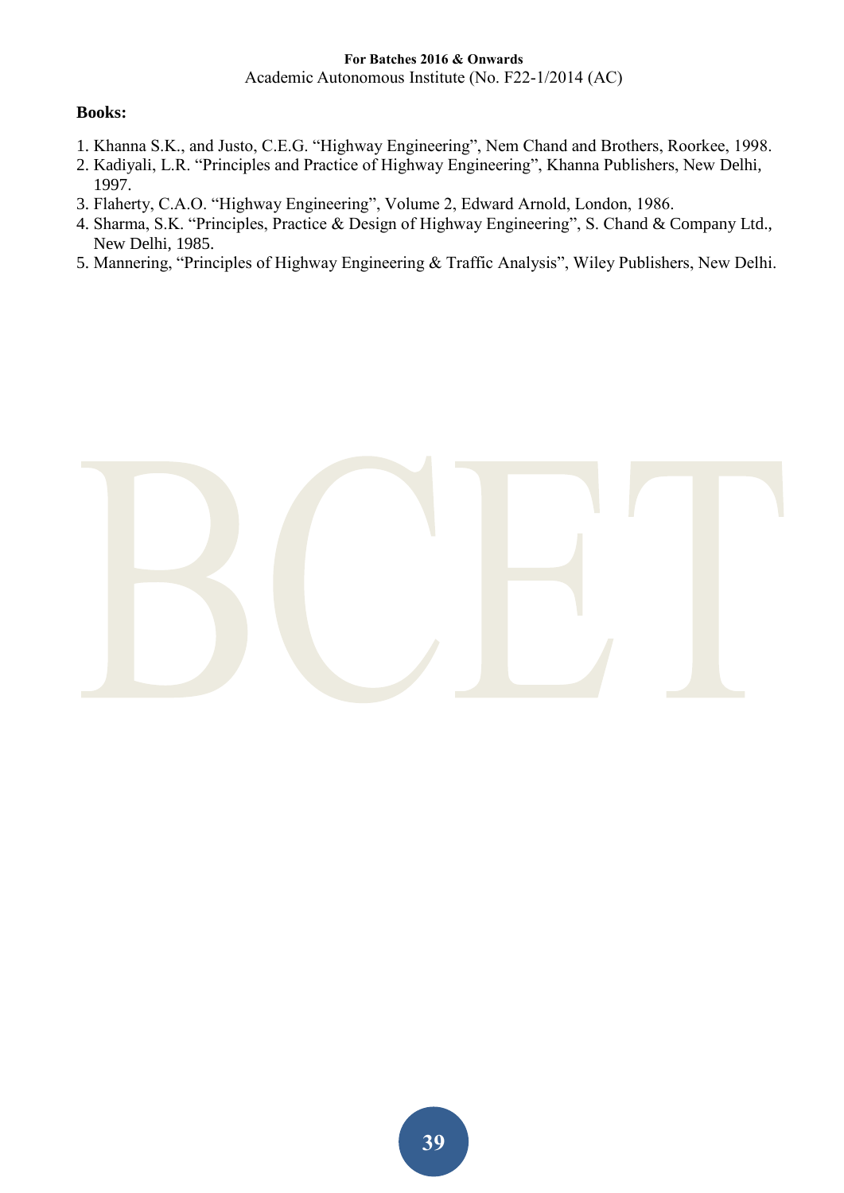**Books:**

1. Khanna S.K., and Justo, C.E.G. "Highway Engineering", Nem Chand and Brothers, Roorkee, 1998.
2. Kadiyali, L.R. "Principles and Practice of Highway Engineering", Khanna Publishers, New Delhi, 1997.
3. Flaherty, C.A.O. "Highway Engineering", Volume 2, Edward Arnold, London, 1986.
4. Sharma, S.K. "Principles, Practice & Design of Highway Engineering", S. Chand & Company Ltd., New Delhi, 1985.
5. Mannering, "Principles of Highway Engineering & Traffic Analysis", Wiley Publishers, New Delhi.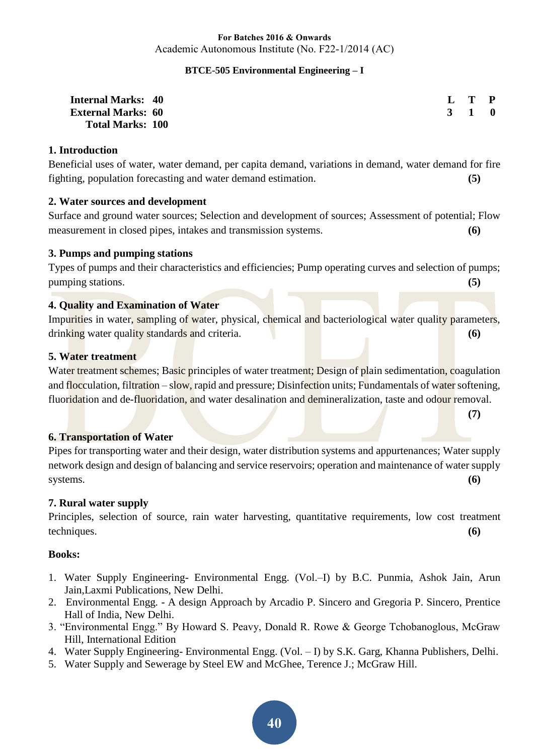**For Batches 2016 & Onwards**

Academic Autonomous Institute (No. F22-1/2014 (AC)

## BTCE-505 Environmental Engineering – I

| | | | |
|---|---|---|---|
| **Internal Marks: 40** | **L** | **T** | **P** |
| **External Marks: 60** | **3** | **1** | **0** |
| **Total Marks: 100** | | | |

### 1. Introduction

Beneficial uses of water, water demand, per capita demand, variations in demand, water demand for fire fighting, population forecasting and water demand estimation. **(5)**

### 2. Water sources and development

Surface and ground water sources; Selection and development of sources; Assessment of potential; Flow measurement in closed pipes, intakes and transmission systems. **(6)**

### 3. Pumps and pumping stations

Types of pumps and their characteristics and efficiencies; Pump operating curves and selection of pumps; pumping stations. **(5)**

### 4. Quality and Examination of Water

Impurities in water, sampling of water, physical, chemical and bacteriological water quality parameters, drinking water quality standards and criteria. **(6)**

### 5. Water treatment

Water treatment schemes; Basic principles of water treatment; Design of plain sedimentation, coagulation and flocculation, filtration – slow, rapid and pressure; Disinfection units; Fundamentals of water softening, fluoridation and de-fluoridation, and water desalination and demineralization, taste and odour removal. **(7)**

### 6. Transportation of Water

Pipes for transporting water and their design, water distribution systems and appurtenances; Water supply network design and design of balancing and service reservoirs; operation and maintenance of water supply systems. **(6)**

### 7. Rural water supply

Principles, selection of source, rain water harvesting, quantitative requirements, low cost treatment techniques. **(6)**

### Books:

1. Water Supply Engineering- Environmental Engg. (Vol.–I) by B.C. Punmia, Ashok Jain, Arun Jain,Laxmi Publications, New Delhi.
2. Environmental Engg. - A design Approach by Arcadio P. Sincero and Gregoria P. Sincero, Prentice Hall of India, New Delhi.
3. "Environmental Engg." By Howard S. Peavy, Donald R. Rowe & George Tchobanoglous, McGraw Hill, International Edition
4. Water Supply Engineering- Environmental Engg. (Vol. – I) by S.K. Garg, Khanna Publishers, Delhi.
5. Water Supply and Sewerage by Steel EW and McGhee, Terence J.; McGraw Hill.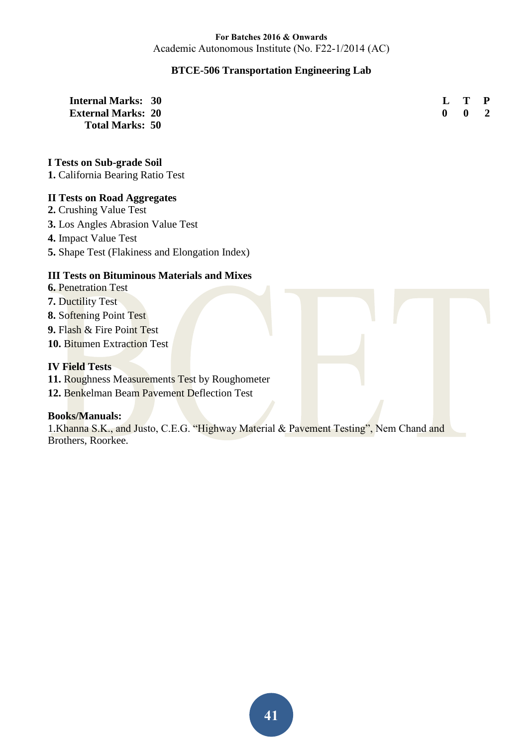**For Batches 2016 & Onwards**
Academic Autonomous Institute (No. F22-1/2014 (AC)

## BTCE-506 Transportation Engineering Lab

| | | L | T | P |
|---|---|---|---|---|
| **Internal Marks:** | **30** | **0** | **0** | **2** |
| **External Marks:** | **20** | | | |
| **Total Marks:** | **50** | | | |

**I Tests on Sub-grade Soil**

**1.** California Bearing Ratio Test

**II Tests on Road Aggregates**

**2.** Crushing Value Test
**3.** Los Angles Abrasion Value Test
**4.** Impact Value Test
**5.** Shape Test (Flakiness and Elongation Index)

**III Tests on Bituminous Materials and Mixes**

**6.** Penetration Test
**7.** Ductility Test
**8.** Softening Point Test
**9.** Flash & Fire Point Test
**10.** Bitumen Extraction Test

**IV Field Tests**

**11.** Roughness Measurements Test by Roughometer
**12.** Benkelman Beam Pavement Deflection Test

**Books/Manuals:**

1.Khanna S.K., and Justo, C.E.G. "Highway Material & Pavement Testing", Nem Chand and Brothers, Roorkee.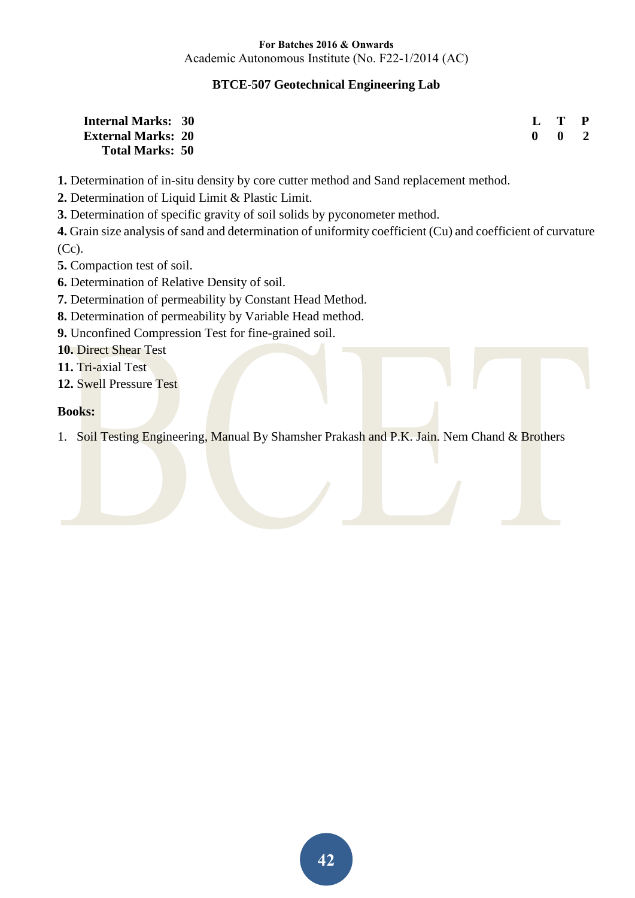**For Batches 2016 & Onwards**
Academic Autonomous Institute (No. F22-1/2014 (AC)

## BTCE-507 Geotechnical Engineering Lab

| | | L | T | P |
|---|---|---|---|---|
| **Internal Marks:** | **30** | **0** | **0** | **2** |
| **External Marks:** | **20** | | | |
| **Total Marks:** | **50** | | | |

**1.** Determination of in-situ density by core cutter method and Sand replacement method.

**2.** Determination of Liquid Limit & Plastic Limit.

**3.** Determination of specific gravity of soil solids by pyconometer method.

**4.** Grain size analysis of sand and determination of uniformity coefficient (Cu) and coefficient of curvature (Cc).

**5.** Compaction test of soil.

**6.** Determination of Relative Density of soil.

**7.** Determination of permeability by Constant Head Method.

**8.** Determination of permeability by Variable Head method.

**9.** Unconfined Compression Test for fine-grained soil.

**10.** Direct Shear Test

**11.** Tri-axial Test

**12.** Swell Pressure Test

**Books:**

1. Soil Testing Engineering, Manual By Shamsher Prakash and P.K. Jain. Nem Chand & Brothers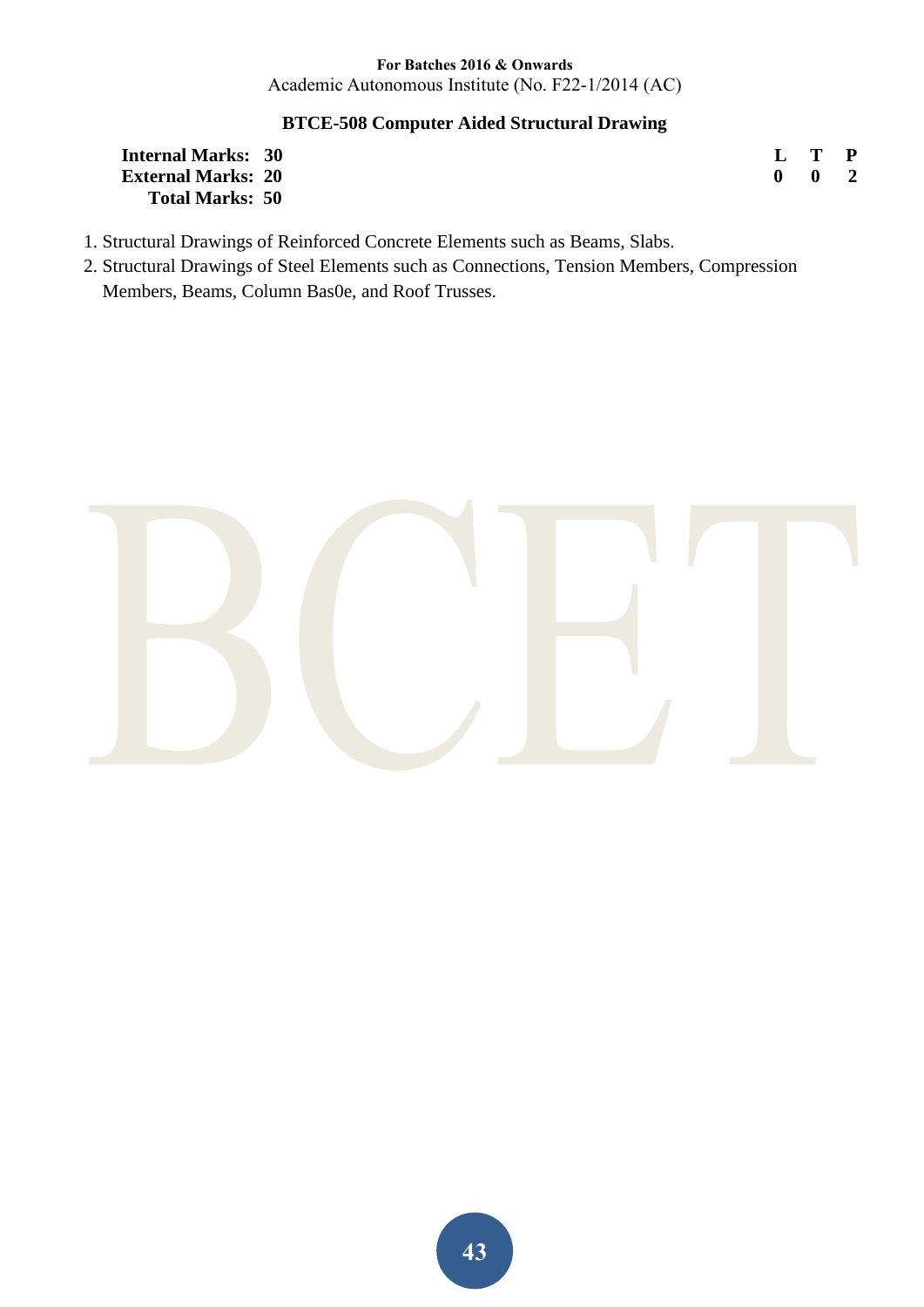**For Batches 2016 & Onwards**
Academic Autonomous Institute (No. F22-1/2014 (AC)

## BTCE-508 Computer Aided Structural Drawing

| | | L | T | P |
|---|---|---|---|---|
| **Internal Marks: 30** | | **0** | **0** | **2** |
| **External Marks: 20** | | | | |
| **Total Marks: 50** | | | | |

1. Structural Drawings of Reinforced Concrete Elements such as Beams, Slabs.
2. Structural Drawings of Steel Elements such as Connections, Tension Members, Compression Members, Beams, Column Bas0e, and Roof Trusses.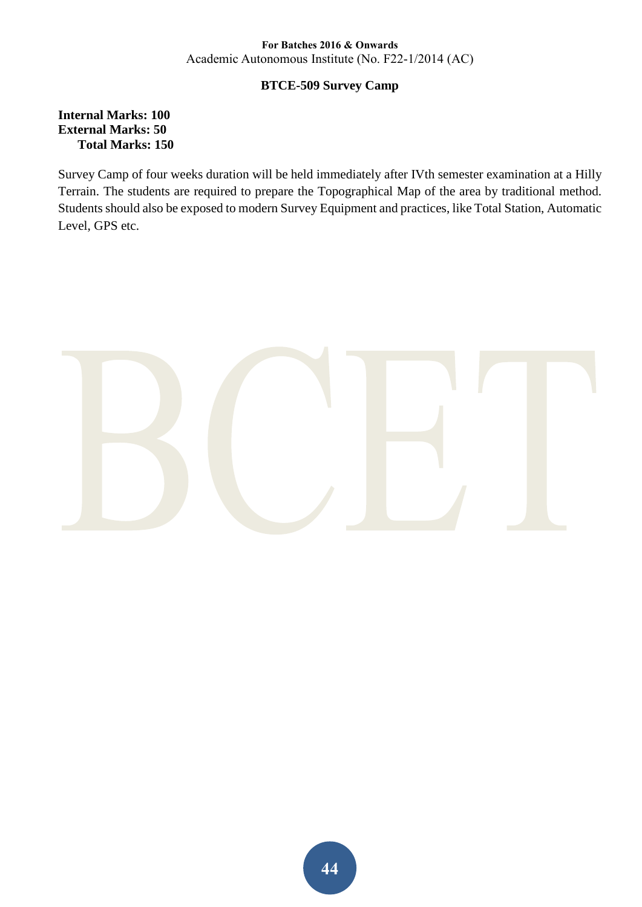## BTCE-509 Survey Camp

**Internal Marks: 100**
**External Marks: 50**
**Total Marks: 150**

Survey Camp of four weeks duration will be held immediately after IVth semester examination at a Hilly Terrain. The students are required to prepare the Topographical Map of the area by traditional method. Students should also be exposed to modern Survey Equipment and practices, like Total Station, Automatic Level, GPS etc.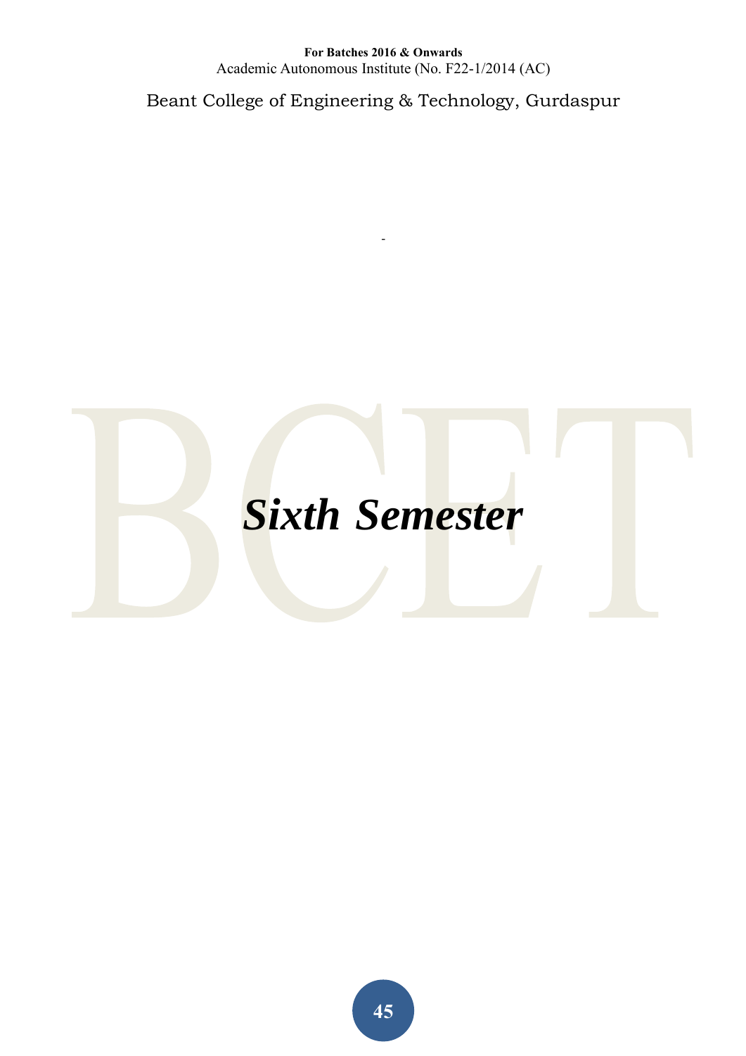# *Sixth Semester*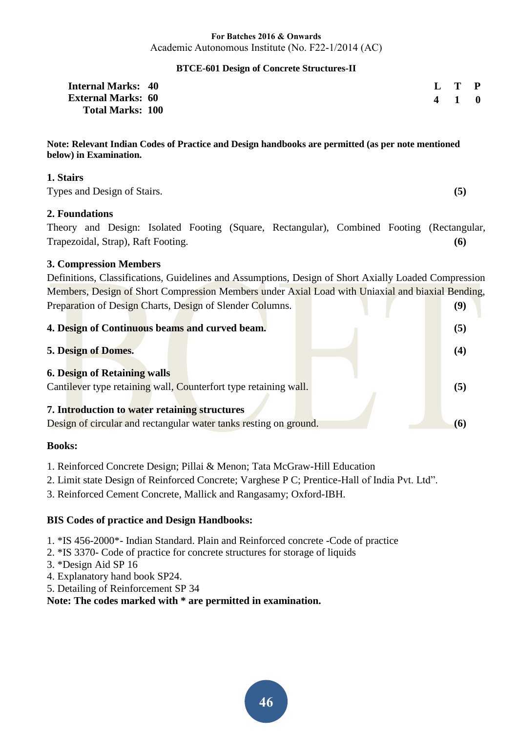**For Batches 2016 & Onwards**
Academic Autonomous Institute (No. F22-1/2014 (AC)

## BTCE-601 Design of Concrete Structures-II

| | | L | T | P |
|---|---|---|---|---|
| **Internal Marks:** | **40** | **4** | **1** | **0** |
| **External Marks:** | **60** | | | |
| **Total Marks:** | **100** | | | |

**Note: Relevant Indian Codes of Practice and Design handbooks are permitted (as per note mentioned below) in Examination.**

### 1. Stairs

Types and Design of Stairs. **(5)**

### 2. Foundations

Theory and Design: Isolated Footing (Square, Rectangular), Combined Footing (Rectangular, Trapezoidal, Strap), Raft Footing. **(6)**

### 3. Compression Members

Definitions, Classifications, Guidelines and Assumptions, Design of Short Axially Loaded Compression Members, Design of Short Compression Members under Axial Load with Uniaxial and biaxial Bending, Preparation of Design Charts, Design of Slender Columns. **(9)**

### 4. Design of Continuous beams and curved beam. **(5)**

### 5. Design of Domes. **(4)**

### 6. Design of Retaining walls

Cantilever type retaining wall, Counterfort type retaining wall. **(5)**

### 7. Introduction to water retaining structures

Design of circular and rectangular water tanks resting on ground. **(6)**

**Books:**

1. Reinforced Concrete Design; Pillai & Menon; Tata McGraw-Hill Education
2. Limit state Design of Reinforced Concrete; Varghese P C; Prentice-Hall of India Pvt. Ltd".
3. Reinforced Cement Concrete, Mallick and Rangasamy; Oxford-IBH.

**BIS Codes of practice and Design Handbooks:**

1. *IS 456-2000*- Indian Standard. Plain and Reinforced concrete -Code of practice
2. *IS 3370- Code of practice for concrete structures for storage of liquids
3. *Design Aid SP 16
4. Explanatory hand book SP24.
5. Detailing of Reinforcement SP 34

**Note: The codes marked with * are permitted in examination.**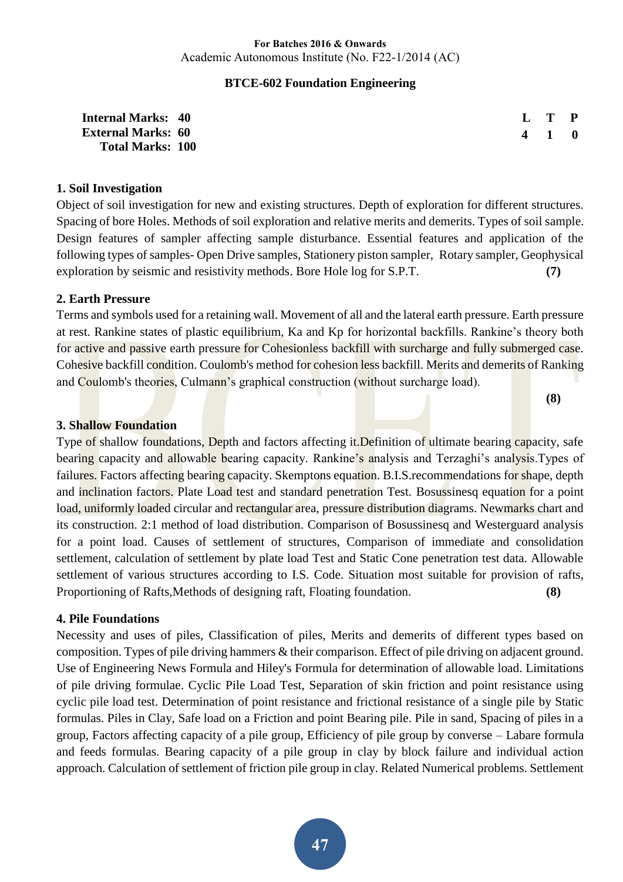**For Batches 2016 & Onwards**
Academic Autonomous Institute (No. F22-1/2014 (AC)

## BTCE-602 Foundation Engineering

**Internal Marks: 40**
**External Marks: 60**
**Total Marks: 100**

| L | T | P |
|---|---|---|
| 4 | 1 | 0 |

### 1. Soil Investigation

Object of soil investigation for new and existing structures. Depth of exploration for different structures. Spacing of bore Holes. Methods of soil exploration and relative merits and demerits. Types of soil sample. Design features of sampler affecting sample disturbance. Essential features and application of the following types of samples- Open Drive samples, Stationery piston sampler, Rotary sampler, Geophysical exploration by seismic and resistivity methods. Bore Hole log for S.P.T. **(7)**

### 2. Earth Pressure

Terms and symbols used for a retaining wall. Movement of all and the lateral earth pressure. Earth pressure at rest. Rankine states of plastic equilibrium, Ka and Kp for horizontal backfills. Rankine's theory both for active and passive earth pressure for Cohesionless backfill with surcharge and fully submerged case. Cohesive backfill condition. Coulomb's method for cohesion less backfill. Merits and demerits of Ranking and Coulomb's theories, Culmann's graphical construction (without surcharge load).

**(8)**

### 3. Shallow Foundation

Type of shallow foundations, Depth and factors affecting it.Definition of ultimate bearing capacity, safe bearing capacity and allowable bearing capacity. Rankine's analysis and Terzaghi's analysis.Types of failures. Factors affecting bearing capacity. Skemptons equation. B.I.S.recommendations for shape, depth and inclination factors. Plate Load test and standard penetration Test. Bosussinesq equation for a point load, uniformly loaded circular and rectangular area, pressure distribution diagrams. Newmarks chart and its construction. 2:1 method of load distribution. Comparison of Bosussinesq and Westerguard analysis for a point load. Causes of settlement of structures, Comparison of immediate and consolidation settlement, calculation of settlement by plate load Test and Static Cone penetration test data. Allowable settlement of various structures according to I.S. Code. Situation most suitable for provision of rafts, Proportioning of Rafts,Methods of designing raft, Floating foundation. **(8)**

### 4. Pile Foundations

Necessity and uses of piles, Classification of piles, Merits and demerits of different types based on composition. Types of pile driving hammers & their comparison. Effect of pile driving on adjacent ground. Use of Engineering News Formula and Hiley's Formula for determination of allowable load. Limitations of pile driving formulae. Cyclic Pile Load Test, Separation of skin friction and point resistance using cyclic pile load test. Determination of point resistance and frictional resistance of a single pile by Static formulas. Piles in Clay, Safe load on a Friction and point Bearing pile. Pile in sand, Spacing of piles in a group, Factors affecting capacity of a pile group, Efficiency of pile group by converse – Labare formula and feeds formulas. Bearing capacity of a pile group in clay by block failure and individual action approach. Calculation of settlement of friction pile group in clay. Related Numerical problems. Settlement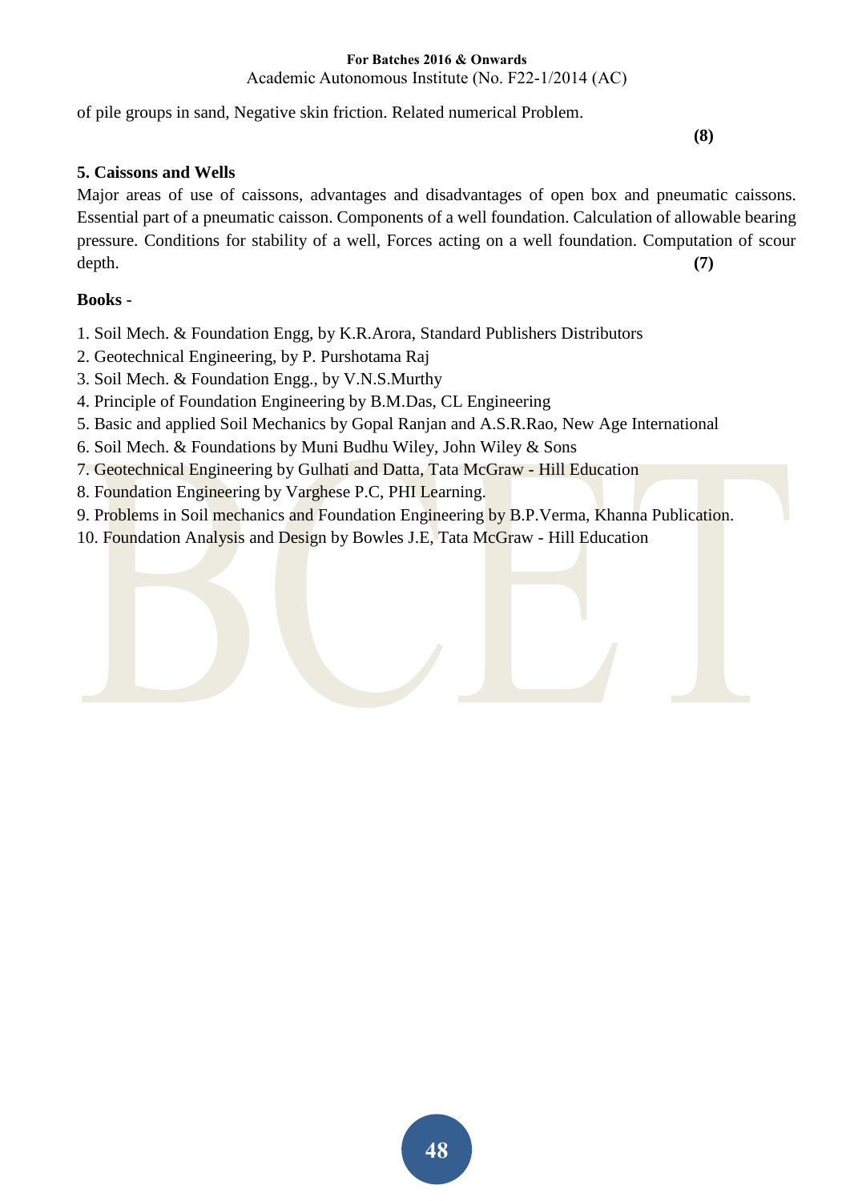of pile groups in sand, Negative skin friction. Related numerical Problem.

**(8)**

**5. Caissons and Wells**

Major areas of use of caissons, advantages and disadvantages of open box and pneumatic caissons. Essential part of a pneumatic caisson. Components of a well foundation. Calculation of allowable bearing pressure. Conditions for stability of a well, Forces acting on a well foundation. Computation of scour depth. **(7)**

**Books** -

1. Soil Mech. & Foundation Engg, by K.R.Arora, Standard Publishers Distributors
2. Geotechnical Engineering, by P. Purshotama Raj
3. Soil Mech. & Foundation Engg., by V.N.S.Murthy
4. Principle of Foundation Engineering by B.M.Das, CL Engineering
5. Basic and applied Soil Mechanics by Gopal Ranjan and A.S.R.Rao, New Age International
6. Soil Mech. & Foundations by Muni Budhu Wiley, John Wiley & Sons
7. Geotechnical Engineering by Gulhati and Datta, Tata McGraw - Hill Education
8. Foundation Engineering by Varghese P.C, PHI Learning.
9. Problems in Soil mechanics and Foundation Engineering by B.P.Verma, Khanna Publication.
10. Foundation Analysis and Design by Bowles J.E, Tata McGraw - Hill Education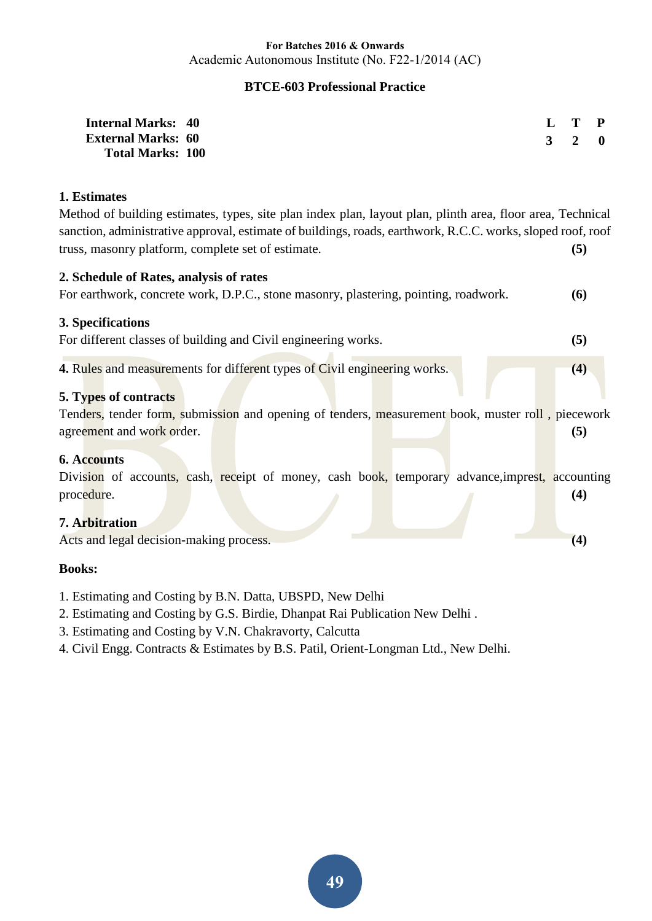**For Batches 2016 & Onwards**
Academic Autonomous Institute (No. F22-1/2014 (AC)

## BTCE-603 Professional Practice

| | | L | T | P |
|---|---|---|---|---|
| **Internal Marks:** | **40** | **3** | **2** | **0** |
| **External Marks:** | **60** | | | |
| **Total Marks:** | **100** | | | |

### 1. Estimates

Method of building estimates, types, site plan index plan, layout plan, plinth area, floor area, Technical sanction, administrative approval, estimate of buildings, roads, earthwork, R.C.C. works, sloped roof, roof truss, masonry platform, complete set of estimate. **(5)**

### 2. Schedule of Rates, analysis of rates

For earthwork, concrete work, D.P.C., stone masonry, plastering, pointing, roadwork. **(6)**

### 3. Specifications

For different classes of building and Civil engineering works. **(5)**

**4.** Rules and measurements for different types of Civil engineering works. **(4)**

### 5. Types of contracts

Tenders, tender form, submission and opening of tenders, measurement book, muster roll , piecework agreement and work order. **(5)**

### 6. Accounts

Division of accounts, cash, receipt of money, cash book, temporary advance,imprest, accounting procedure. **(4)**

### 7. Arbitration

Acts and legal decision-making process. **(4)**

**Books:**

1. Estimating and Costing by B.N. Datta, UBSPD, New Delhi
2. Estimating and Costing by G.S. Birdie, Dhanpat Rai Publication New Delhi .
3. Estimating and Costing by V.N. Chakravorty, Calcutta
4. Civil Engg. Contracts & Estimates by B.S. Patil, Orient-Longman Ltd., New Delhi.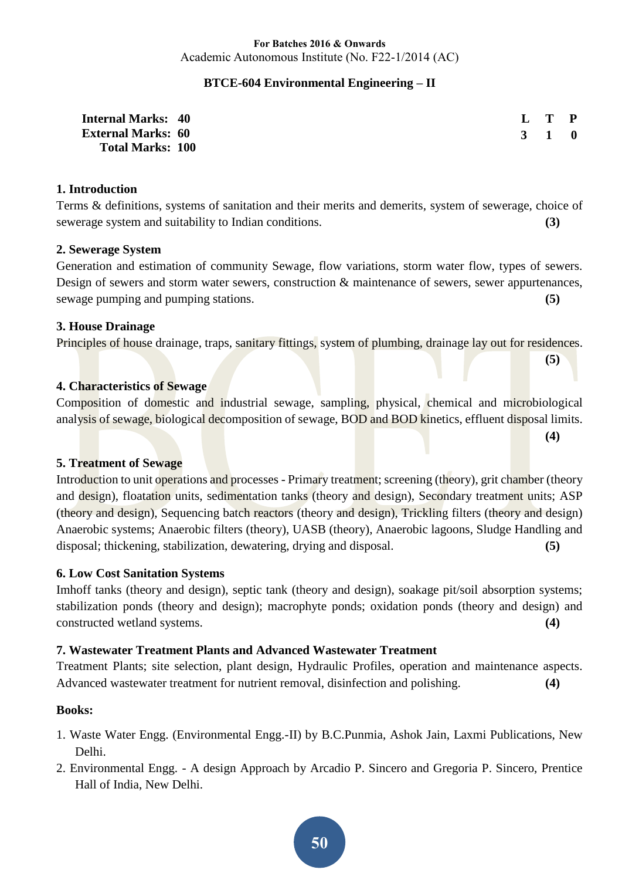**For Batches 2016 & Onwards**
Academic Autonomous Institute (No. F22-1/2014 (AC)

## BTCE-604 Environmental Engineering – II

| | | L | T | P |
|---|---|---|---|---|
| **Internal Marks:** | **40** | **3** | **1** | **0** |
| **External Marks:** | **60** | | | |
| **Total Marks:** | **100** | | | |

### 1. Introduction

Terms & definitions, systems of sanitation and their merits and demerits, system of sewerage, choice of sewerage system and suitability to Indian conditions. **(3)**

### 2. Sewerage System

Generation and estimation of community Sewage, flow variations, storm water flow, types of sewers. Design of sewers and storm water sewers, construction & maintenance of sewers, sewer appurtenances, sewage pumping and pumping stations. **(5)**

### 3. House Drainage

Principles of house drainage, traps, sanitary fittings, system of plumbing, drainage lay out for residences. **(5)**

### 4. Characteristics of Sewage

Composition of domestic and industrial sewage, sampling, physical, chemical and microbiological analysis of sewage, biological decomposition of sewage, BOD and BOD kinetics, effluent disposal limits. **(4)**

### 5. Treatment of Sewage

Introduction to unit operations and processes - Primary treatment; screening (theory), grit chamber (theory and design), floatation units, sedimentation tanks (theory and design), Secondary treatment units; ASP (theory and design), Sequencing batch reactors (theory and design), Trickling filters (theory and design) Anaerobic systems; Anaerobic filters (theory), UASB (theory), Anaerobic lagoons, Sludge Handling and disposal; thickening, stabilization, dewatering, drying and disposal. **(5)**

### 6. Low Cost Sanitation Systems

Imhoff tanks (theory and design), septic tank (theory and design), soakage pit/soil absorption systems; stabilization ponds (theory and design); macrophyte ponds; oxidation ponds (theory and design) and constructed wetland systems. **(4)**

### 7. Wastewater Treatment Plants and Advanced Wastewater Treatment

Treatment Plants; site selection, plant design, Hydraulic Profiles, operation and maintenance aspects. Advanced wastewater treatment for nutrient removal, disinfection and polishing. **(4)**

### Books:

1. Waste Water Engg. (Environmental Engg.-II) by B.C.Punmia, Ashok Jain, Laxmi Publications, New Delhi.
2. Environmental Engg. - A design Approach by Arcadio P. Sincero and Gregoria P. Sincero, Prentice Hall of India, New Delhi.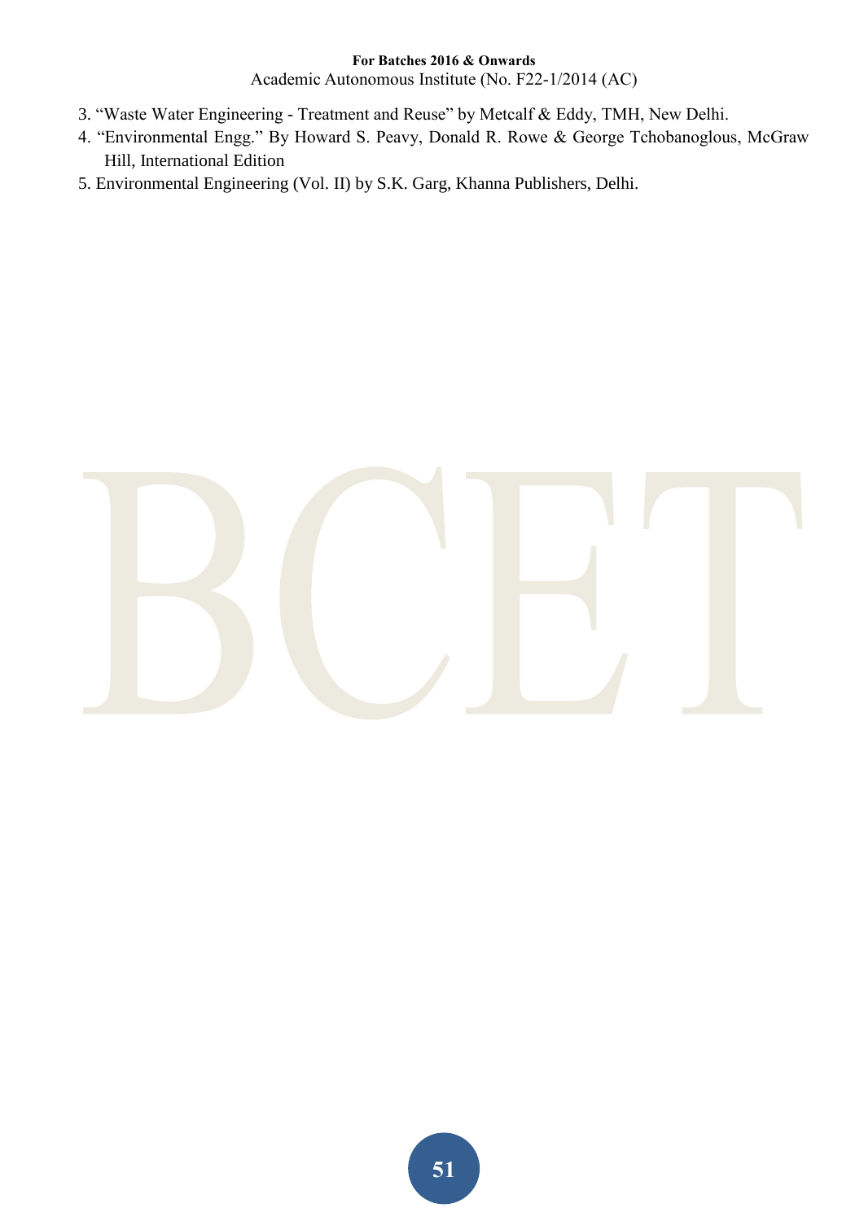3. “Waste Water Engineering - Treatment and Reuse” by Metcalf & Eddy, TMH, New Delhi.
4. “Environmental Engg.” By Howard S. Peavy, Donald R. Rowe & George Tchobanoglous, McGraw Hill, International Edition
5. Environmental Engineering (Vol. II) by S.K. Garg, Khanna Publishers, Delhi.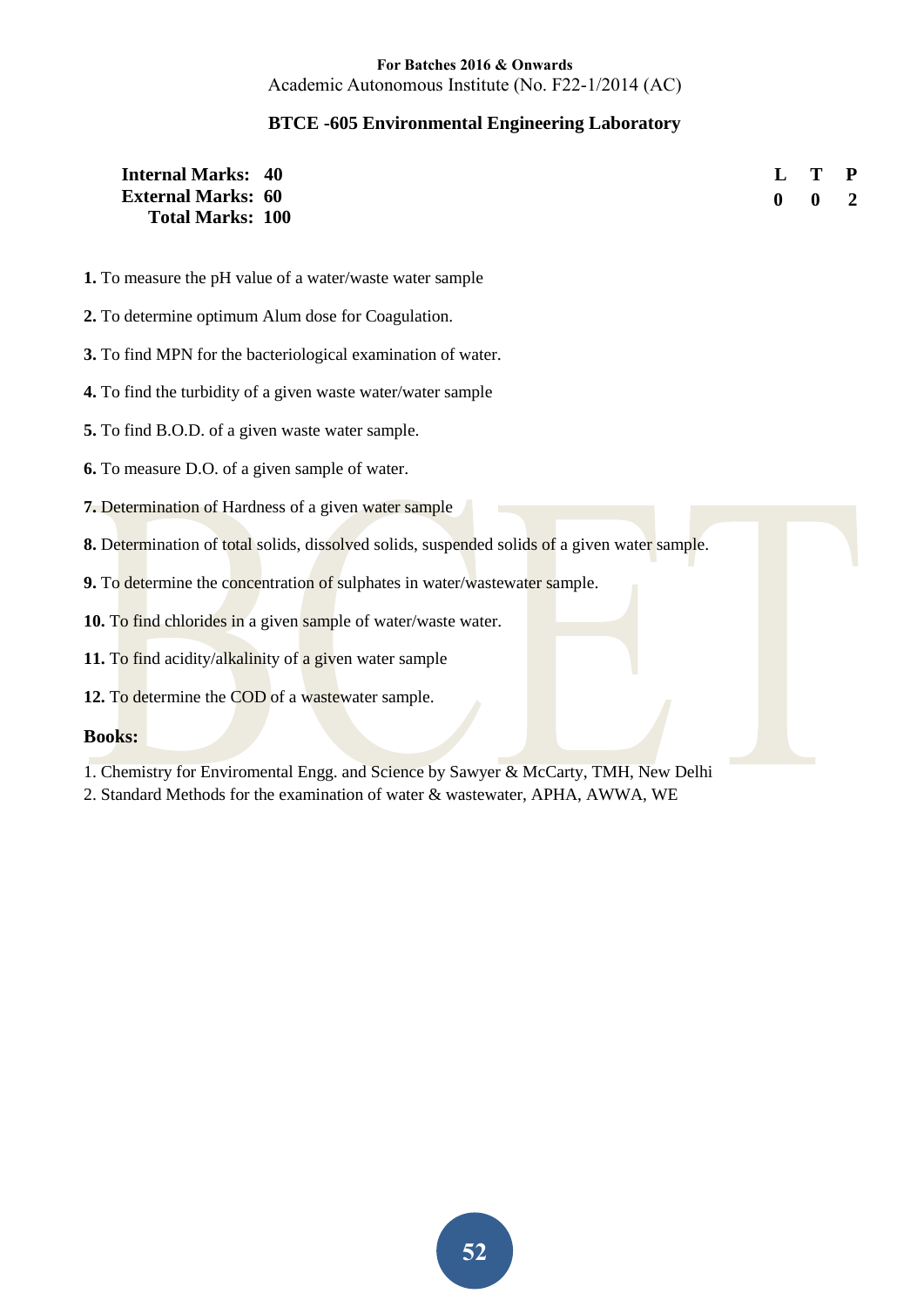**For Batches 2016 & Onwards**
Academic Autonomous Institute (No. F22-1/2014 (AC)

## BTCE -605 Environmental Engineering Laboratory

**Internal Marks: 40**
**External Marks: 60**
**Total Marks: 100**

| L | T | P |
|---|---|---|
| 0 | 0 | 2 |

**1.** To measure the pH value of a water/waste water sample

**2.** To determine optimum Alum dose for Coagulation.

**3.** To find MPN for the bacteriological examination of water.

**4.** To find the turbidity of a given waste water/water sample

**5.** To find B.O.D. of a given waste water sample.

**6.** To measure D.O. of a given sample of water.

**7.** Determination of Hardness of a given water sample

**8.** Determination of total solids, dissolved solids, suspended solids of a given water sample.

**9.** To determine the concentration of sulphates in water/wastewater sample.

**10.** To find chlorides in a given sample of water/waste water.

**11.** To find acidity/alkalinity of a given water sample

**12.** To determine the COD of a wastewater sample.

**Books:**

1. Chemistry for Enviromental Engg. and Science by Sawyer & McCarty, TMH, New Delhi
2. Standard Methods for the examination of water & wastewater, APHA, AWWA, WE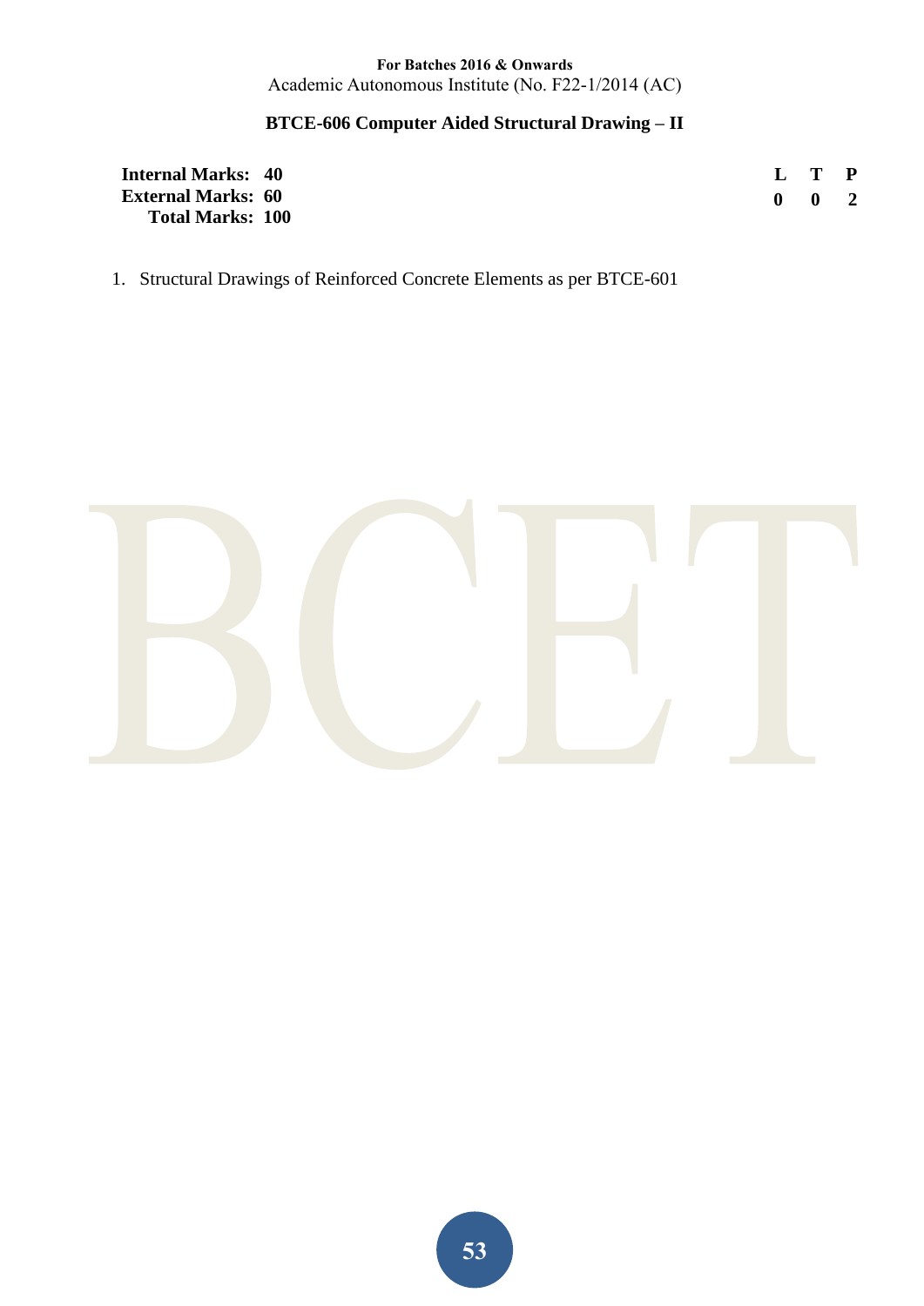## BTCE-606 Computer Aided Structural Drawing – II

**Internal Marks: 40**
**External Marks: 60**
**Total Marks: 100**

| L | T | P |
|---|---|---|
| 0 | 0 | 2 |

1. Structural Drawings of Reinforced Concrete Elements as per BTCE-601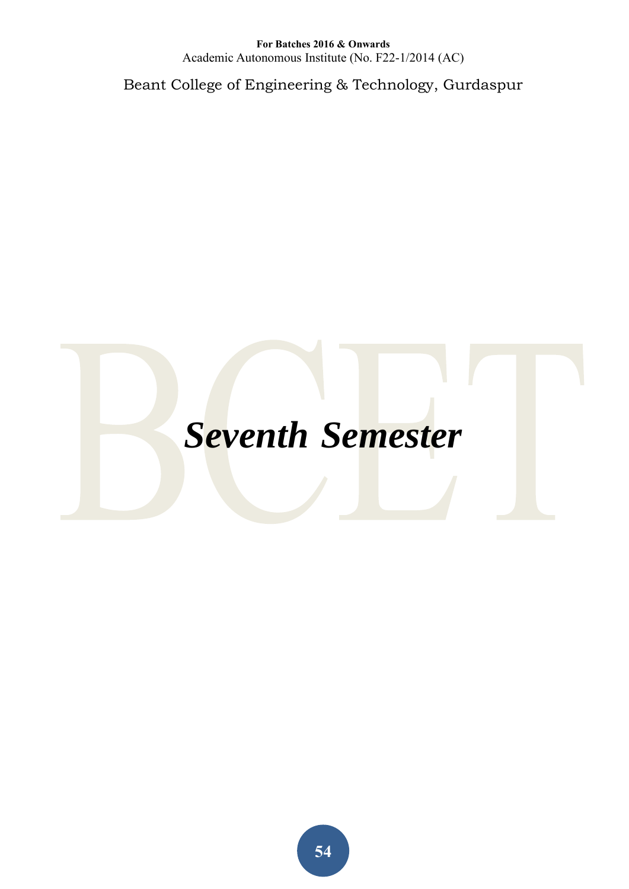# *Seventh Semester*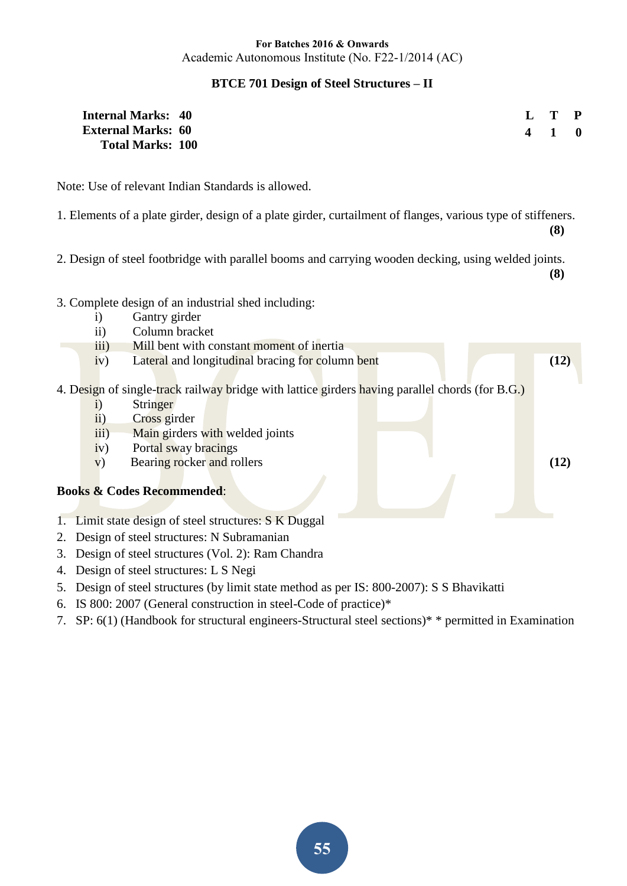**For Batches 2016 & Onwards**
Academic Autonomous Institute (No. F22-1/2014 (AC)

## BTCE 701 Design of Steel Structures – II

| | | L | T | P |
|---|---|---|---|---|
| **Internal Marks:** | **40** | **4** | **1** | **0** |
| **External Marks:** | **60** | | | |
| **Total Marks:** | **100** | | | |

Note: Use of relevant Indian Standards is allowed.

1. Elements of a plate girder, design of a plate girder, curtailment of flanges, various type of stiffeners. **(8)**

2. Design of steel footbridge with parallel booms and carrying wooden decking, using welded joints. **(8)**

3. Complete design of an industrial shed including:
   - i) Gantry girder
   - ii) Column bracket
   - iii) Mill bent with constant moment of inertia
   - iv) Lateral and longitudinal bracing for column bent **(12)**

4. Design of single-track railway bridge with lattice girders having parallel chords (for B.G.)
   - i) Stringer
   - ii) Cross girder
   - iii) Main girders with welded joints
   - iv) Portal sway bracings
   - v) Bearing rocker and rollers **(12)**

**Books & Codes Recommended**:

1. Limit state design of steel structures: S K Duggal
2. Design of steel structures: N Subramanian
3. Design of steel structures (Vol. 2): Ram Chandra
4. Design of steel structures: L S Negi
5. Design of steel structures (by limit state method as per IS: 800-2007): S S Bhavikatti
6. IS 800: 2007 (General construction in steel-Code of practice)*
7. SP: 6(1) (Handbook for structural engineers-Structural steel sections)* * permitted in Examination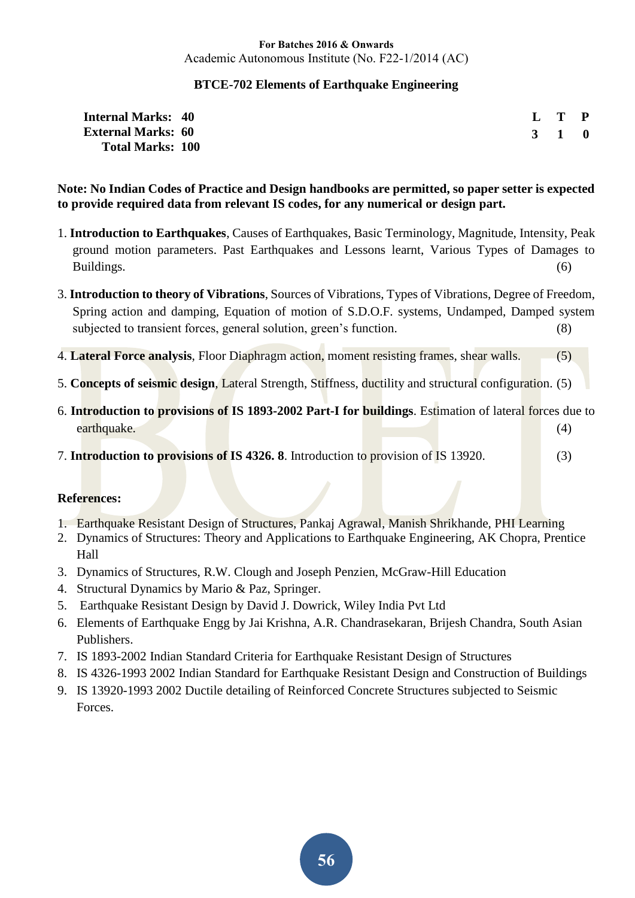**For Batches 2016 & Onwards**
Academic Autonomous Institute (No. F22-1/2014 (AC)

## BTCE-702 Elements of Earthquake Engineering

| | | | |
|---|---|---|---|
| **Internal Marks: 40** | **L** | **T** | **P** |
| **External Marks: 60** | **3** | **1** | **0** |
| **Total Marks: 100** | | | |

**Note: No Indian Codes of Practice and Design handbooks are permitted, so paper setter is expected to provide required data from relevant IS codes, for any numerical or design part.**

1. **Introduction to Earthquakes**, Causes of Earthquakes, Basic Terminology, Magnitude, Intensity, Peak ground motion parameters. Past Earthquakes and Lessons learnt, Various Types of Damages to Buildings. (6)

3. **Introduction to theory of Vibrations**, Sources of Vibrations, Types of Vibrations, Degree of Freedom, Spring action and damping, Equation of motion of S.D.O.F. systems, Undamped, Damped system subjected to transient forces, general solution, green's function. (8)

4. **Lateral Force analysis**, Floor Diaphragm action, moment resisting frames, shear walls. (5)

5. **Concepts of seismic design**, Lateral Strength, Stiffness, ductility and structural configuration. (5)

6. **Introduction to provisions of IS 1893-2002 Part-I for buildings**. Estimation of lateral forces due to earthquake. (4)

7. **Introduction to provisions of IS 4326. 8**. Introduction to provision of IS 13920. (3)

**References:**

1. Earthquake Resistant Design of Structures, Pankaj Agrawal, Manish Shrikhande, PHI Learning
2. Dynamics of Structures: Theory and Applications to Earthquake Engineering, AK Chopra, Prentice Hall
3. Dynamics of Structures, R.W. Clough and Joseph Penzien, McGraw-Hill Education
4. Structural Dynamics by Mario & Paz, Springer.
5. Earthquake Resistant Design by David J. Dowrick, Wiley India Pvt Ltd
6. Elements of Earthquake Engg by Jai Krishna, A.R. Chandrasekaran, Brijesh Chandra, South Asian Publishers.
7. IS 1893-2002 Indian Standard Criteria for Earthquake Resistant Design of Structures
8. IS 4326-1993 2002 Indian Standard for Earthquake Resistant Design and Construction of Buildings
9. IS 13920-1993 2002 Ductile detailing of Reinforced Concrete Structures subjected to Seismic Forces.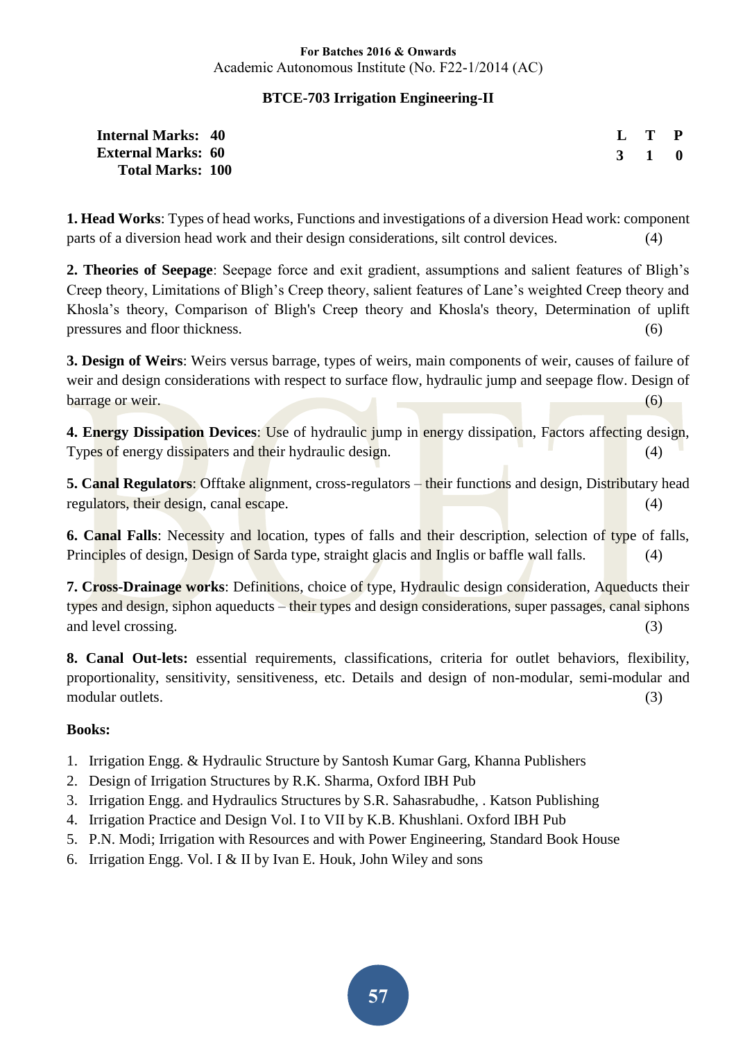**For Batches 2016 & Onwards**

Academic Autonomous Institute (No. F22-1/2014 (AC)

## BTCE-703 Irrigation Engineering-II

| | | L | T | P |
|---|---|---|---|---|
| **Internal Marks:** | **40** | **3** | **1** | **0** |
| **External Marks:** | **60** | | | |
| **Total Marks:** | **100** | | | |

**1. Head Works**: Types of head works, Functions and investigations of a diversion Head work: component parts of a diversion head work and their design considerations, silt control devices. (4)

**2. Theories of Seepage**: Seepage force and exit gradient, assumptions and salient features of Bligh's Creep theory, Limitations of Bligh's Creep theory, salient features of Lane's weighted Creep theory and Khosla's theory, Comparison of Bligh's Creep theory and Khosla's theory, Determination of uplift pressures and floor thickness. (6)

**3. Design of Weirs**: Weirs versus barrage, types of weirs, main components of weir, causes of failure of weir and design considerations with respect to surface flow, hydraulic jump and seepage flow. Design of barrage or weir. (6)

**4. Energy Dissipation Devices**: Use of hydraulic jump in energy dissipation, Factors affecting design, Types of energy dissipaters and their hydraulic design. (4)

**5. Canal Regulators**: Offtake alignment, cross-regulators – their functions and design, Distributary head regulators, their design, canal escape. (4)

**6. Canal Falls**: Necessity and location, types of falls and their description, selection of type of falls, Principles of design, Design of Sarda type, straight glacis and Inglis or baffle wall falls. (4)

**7. Cross-Drainage works**: Definitions, choice of type, Hydraulic design consideration, Aqueducts their types and design, siphon aqueducts – their types and design considerations, super passages, canal siphons and level crossing. (3)

**8. Canal Out-lets:** essential requirements, classifications, criteria for outlet behaviors, flexibility, proportionality, sensitivity, sensitiveness, etc. Details and design of non-modular, semi-modular and modular outlets. (3)

**Books:**

1. Irrigation Engg. & Hydraulic Structure by Santosh Kumar Garg, Khanna Publishers
2. Design of Irrigation Structures by R.K. Sharma, Oxford IBH Pub
3. Irrigation Engg. and Hydraulics Structures by S.R. Sahasrabudhe, . Katson Publishing
4. Irrigation Practice and Design Vol. I to VII by K.B. Khushlani. Oxford IBH Pub
5. P.N. Modi; Irrigation with Resources and with Power Engineering, Standard Book House
6. Irrigation Engg. Vol. I & II by Ivan E. Houk, John Wiley and sons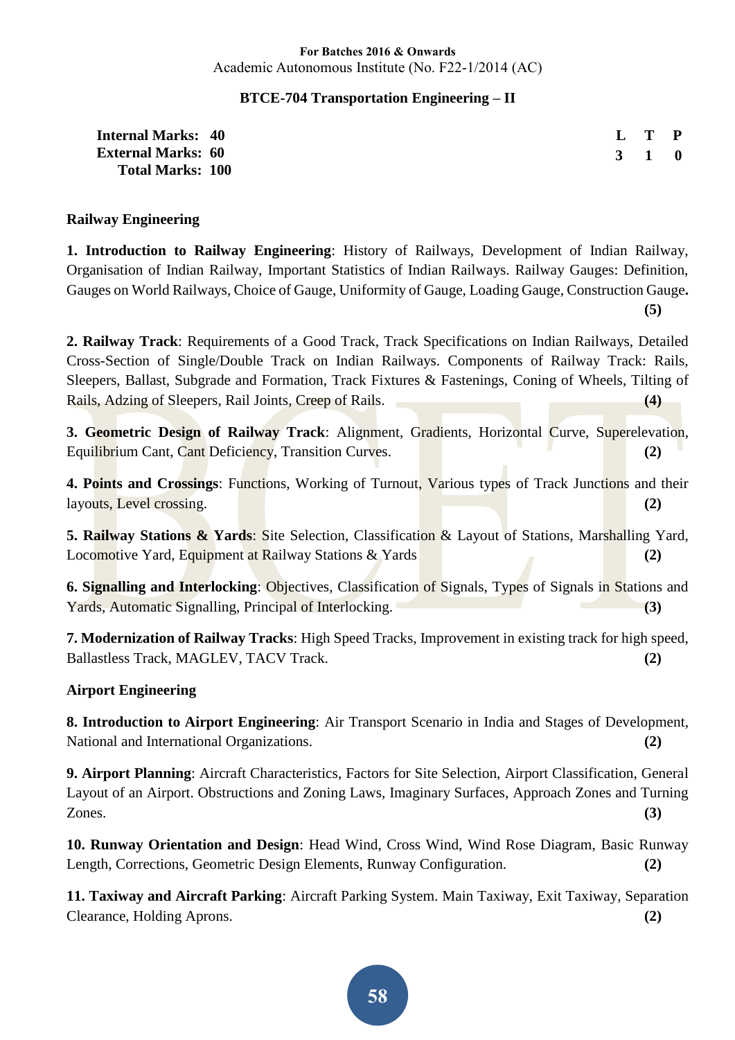**For Batches 2016 & Onwards**
Academic Autonomous Institute (No. F22-1/2014 (AC)

## BTCE-704 Transportation Engineering – II

| | | L | T | P |
|---|---|---|---|---|
| **Internal Marks:** | **40** | **3** | **1** | **0** |
| **External Marks:** | **60** | | | |
| **Total Marks:** | **100** | | | |

### Railway Engineering

**1. Introduction to Railway Engineering**: History of Railways, Development of Indian Railway, Organisation of Indian Railway, Important Statistics of Indian Railways. Railway Gauges: Definition, Gauges on World Railways, Choice of Gauge, Uniformity of Gauge, Loading Gauge, Construction Gauge**.** **(5)**

**2. Railway Track**: Requirements of a Good Track, Track Specifications on Indian Railways, Detailed Cross-Section of Single/Double Track on Indian Railways. Components of Railway Track: Rails, Sleepers, Ballast, Subgrade and Formation, Track Fixtures & Fastenings, Coning of Wheels, Tilting of Rails, Adzing of Sleepers, Rail Joints, Creep of Rails. **(4)**

**3. Geometric Design of Railway Track**: Alignment, Gradients, Horizontal Curve, Superelevation, Equilibrium Cant, Cant Deficiency, Transition Curves. **(2)**

**4. Points and Crossings**: Functions, Working of Turnout, Various types of Track Junctions and their layouts, Level crossing. **(2)**

**5. Railway Stations & Yards**: Site Selection, Classification & Layout of Stations, Marshalling Yard, Locomotive Yard, Equipment at Railway Stations & Yards **(2)**

**6. Signalling and Interlocking**: Objectives, Classification of Signals, Types of Signals in Stations and Yards, Automatic Signalling, Principal of Interlocking. **(3)**

**7. Modernization of Railway Tracks**: High Speed Tracks, Improvement in existing track for high speed, Ballastless Track, MAGLEV, TACV Track. **(2)**

### Airport Engineering

**8. Introduction to Airport Engineering**: Air Transport Scenario in India and Stages of Development, National and International Organizations. **(2)**

**9. Airport Planning**: Aircraft Characteristics, Factors for Site Selection, Airport Classification, General Layout of an Airport. Obstructions and Zoning Laws, Imaginary Surfaces, Approach Zones and Turning Zones. **(3)**

**10. Runway Orientation and Design**: Head Wind, Cross Wind, Wind Rose Diagram, Basic Runway Length, Corrections, Geometric Design Elements, Runway Configuration. **(2)**

**11. Taxiway and Aircraft Parking**: Aircraft Parking System. Main Taxiway, Exit Taxiway, Separation Clearance, Holding Aprons. **(2)**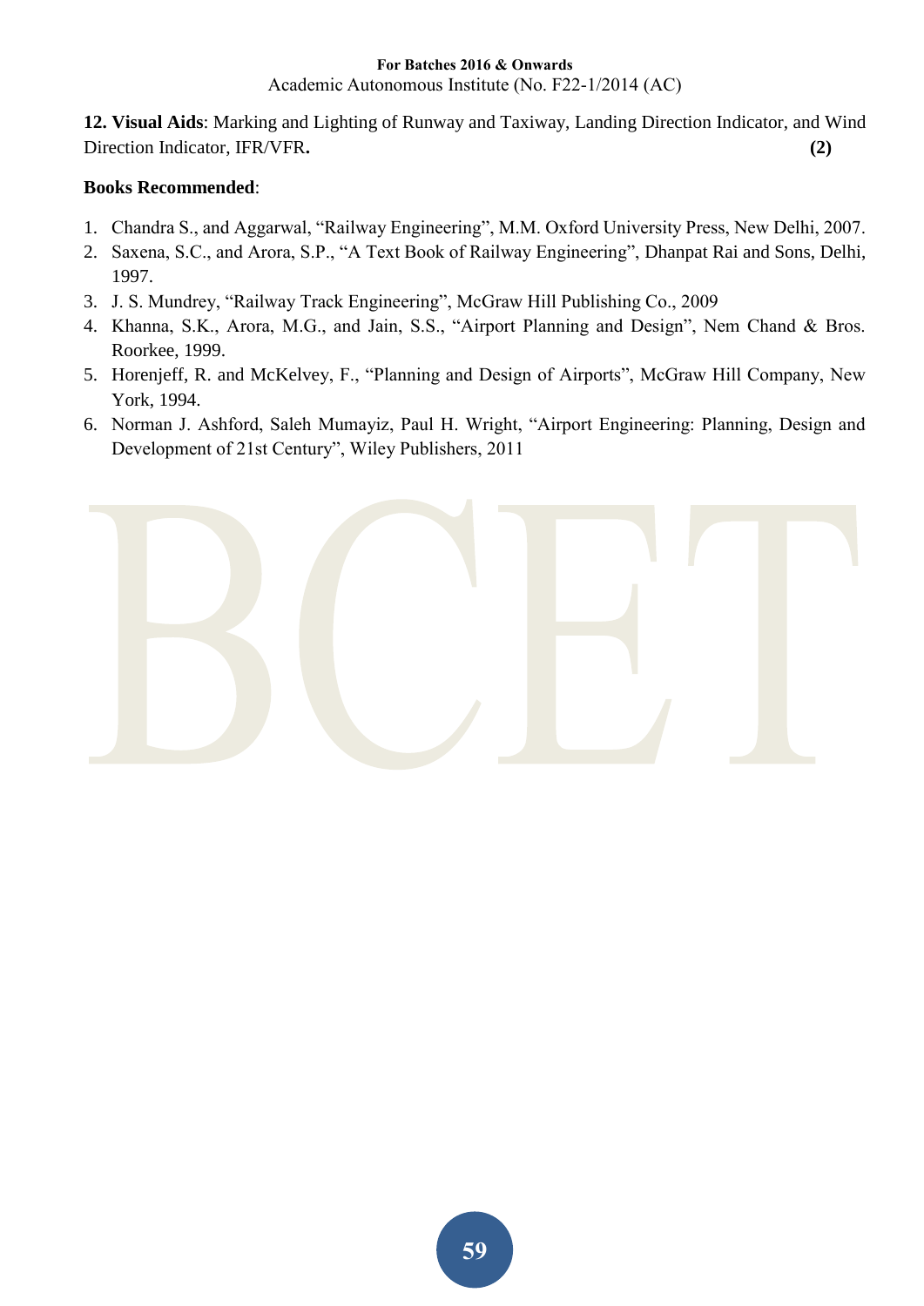**12. Visual Aids**: Marking and Lighting of Runway and Taxiway, Landing Direction Indicator, and Wind Direction Indicator, IFR/VFR. **(2)**

**Books Recommended**:

1. Chandra S., and Aggarwal, "Railway Engineering", M.M. Oxford University Press, New Delhi, 2007.
2. Saxena, S.C., and Arora, S.P., "A Text Book of Railway Engineering", Dhanpat Rai and Sons, Delhi, 1997.
3. J. S. Mundrey, "Railway Track Engineering", McGraw Hill Publishing Co., 2009
4. Khanna, S.K., Arora, M.G., and Jain, S.S., "Airport Planning and Design", Nem Chand & Bros. Roorkee, 1999.
5. Horenjeff, R. and McKelvey, F., "Planning and Design of Airports", McGraw Hill Company, New York, 1994.
6. Norman J. Ashford, Saleh Mumayiz, Paul H. Wright, "Airport Engineering: Planning, Design and Development of 21st Century", Wiley Publishers, 2011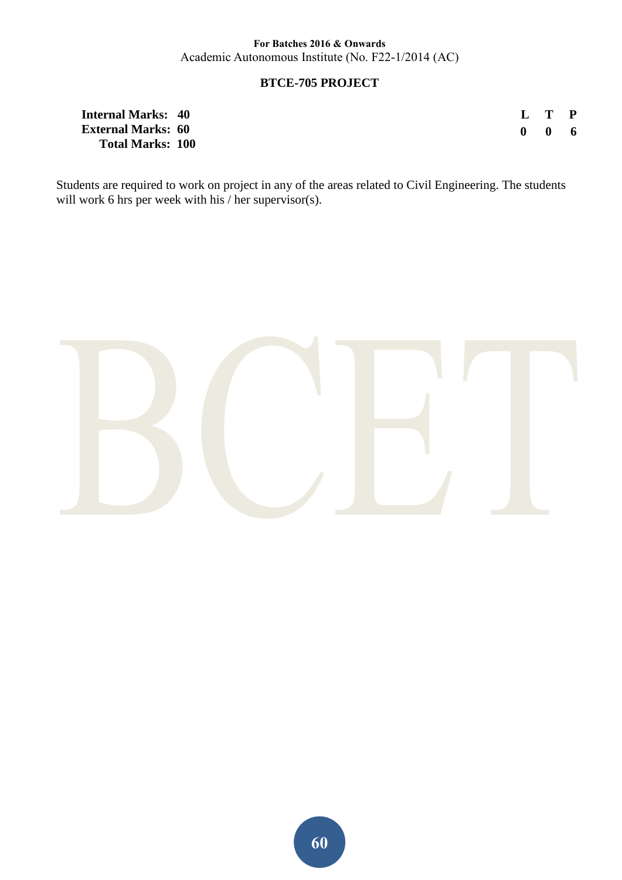## BTCE-705 PROJECT

| | | | | |
|---|---|---|---|---|
| **Internal Marks:** | **40** | **L** | **T** | **P** |
| **External Marks:** | **60** | **0** | **0** | **6** |
| **Total Marks:** | **100** | | | |

Students are required to work on project in any of the areas related to Civil Engineering. The students will work 6 hrs per week with his / her supervisor(s).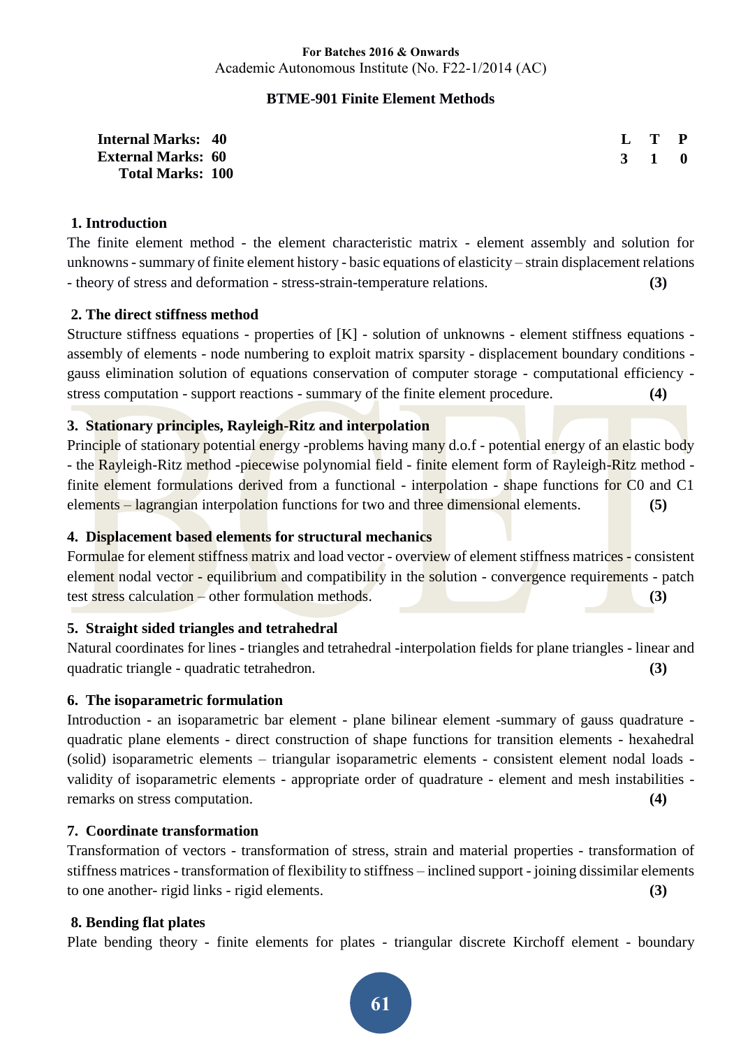**For Batches 2016 & Onwards**
Academic Autonomous Institute (No. F22-1/2014 (AC)

## BTME-901 Finite Element Methods

| | | | |
|---|---|---|---|
| **Internal Marks: 40** | **L** | **T** | **P** |
| **External Marks: 60** | **3** | **1** | **0** |
| **Total Marks: 100** | | | |

### 1. Introduction

The finite element method - the element characteristic matrix - element assembly and solution for unknowns - summary of finite element history - basic equations of elasticity – strain displacement relations - theory of stress and deformation - stress-strain-temperature relations. **(3)**

### 2. The direct stiffness method

Structure stiffness equations - properties of [K] - solution of unknowns - element stiffness equations - assembly of elements - node numbering to exploit matrix sparsity - displacement boundary conditions - gauss elimination solution of equations conservation of computer storage - computational efficiency - stress computation - support reactions - summary of the finite element procedure. **(4)**

### 3. Stationary principles, Rayleigh-Ritz and interpolation

Principle of stationary potential energy -problems having many d.o.f - potential energy of an elastic body - the Rayleigh-Ritz method -piecewise polynomial field - finite element form of Rayleigh-Ritz method - finite element formulations derived from a functional - interpolation - shape functions for C0 and C1 elements – lagrangian interpolation functions for two and three dimensional elements. **(5)**

### 4. Displacement based elements for structural mechanics

Formulae for element stiffness matrix and load vector - overview of element stiffness matrices - consistent element nodal vector - equilibrium and compatibility in the solution - convergence requirements - patch test stress calculation – other formulation methods. **(3)**

### 5. Straight sided triangles and tetrahedral

Natural coordinates for lines - triangles and tetrahedral -interpolation fields for plane triangles - linear and quadratic triangle - quadratic tetrahedron. **(3)**

### 6. The isoparametric formulation

Introduction - an isoparametric bar element - plane bilinear element -summary of gauss quadrature - quadratic plane elements - direct construction of shape functions for transition elements - hexahedral (solid) isoparametric elements – triangular isoparametric elements - consistent element nodal loads - validity of isoparametric elements - appropriate order of quadrature - element and mesh instabilities - remarks on stress computation. **(4)**

### 7. Coordinate transformation

Transformation of vectors - transformation of stress, strain and material properties - transformation of stiffness matrices - transformation of flexibility to stiffness – inclined support - joining dissimilar elements to one another- rigid links - rigid elements. **(3)**

### 8. Bending flat plates

Plate bending theory - finite elements for plates - triangular discrete Kirchoff element - boundary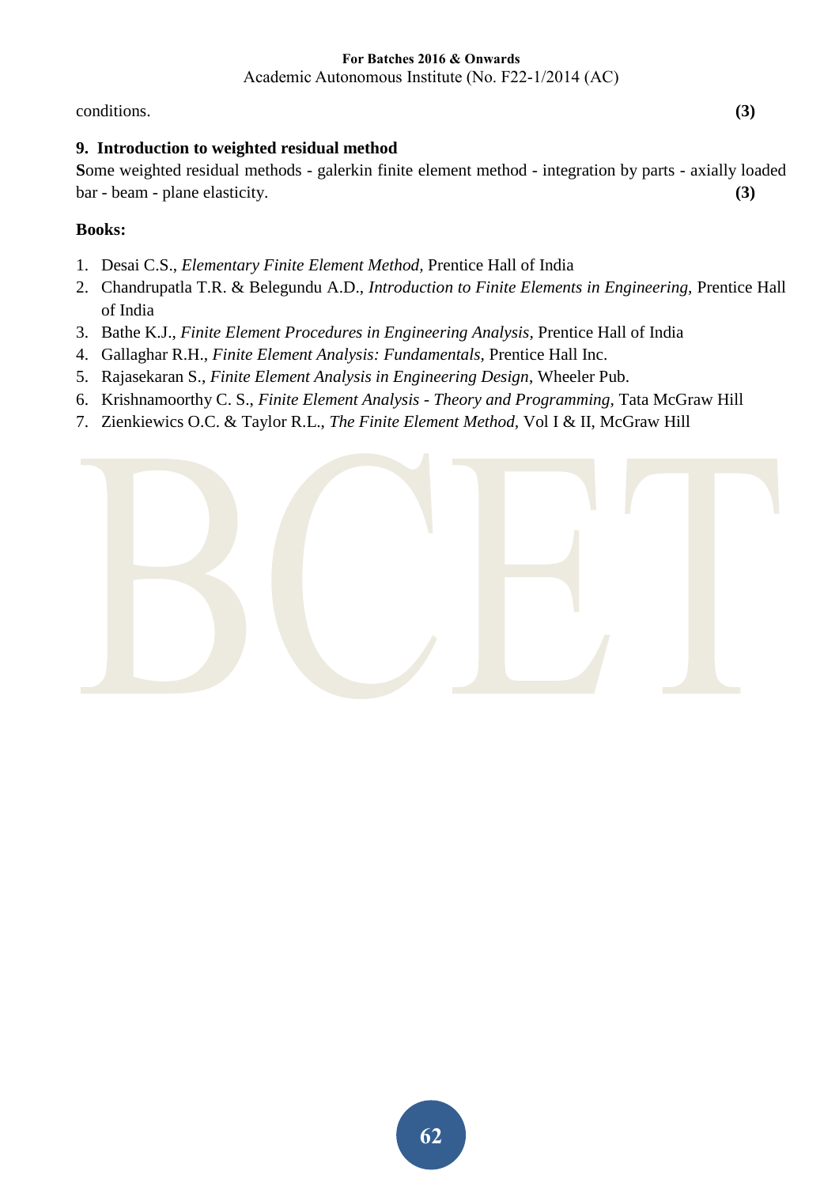conditions. **(3)**

**9. Introduction to weighted residual method**

**S**ome weighted residual methods - galerkin finite element method - integration by parts - axially loaded bar - beam - plane elasticity. **(3)**

**Books:**

1. Desai C.S., *Elementary Finite Element Method*, Prentice Hall of India
2. Chandrupatla T.R. & Belegundu A.D., *Introduction to Finite Elements in Engineering*, Prentice Hall of India
3. Bathe K.J., *Finite Element Procedures in Engineering Analysis*, Prentice Hall of India
4. Gallaghar R.H., *Finite Element Analysis: Fundamentals*, Prentice Hall Inc.
5. Rajasekaran S., *Finite Element Analysis in Engineering Design*, Wheeler Pub.
6. Krishnamoorthy C. S., *Finite Element Analysis - Theory and Programming*, Tata McGraw Hill
7. Zienkiewics O.C. & Taylor R.L., *The Finite Element Method*, Vol I & II, McGraw Hill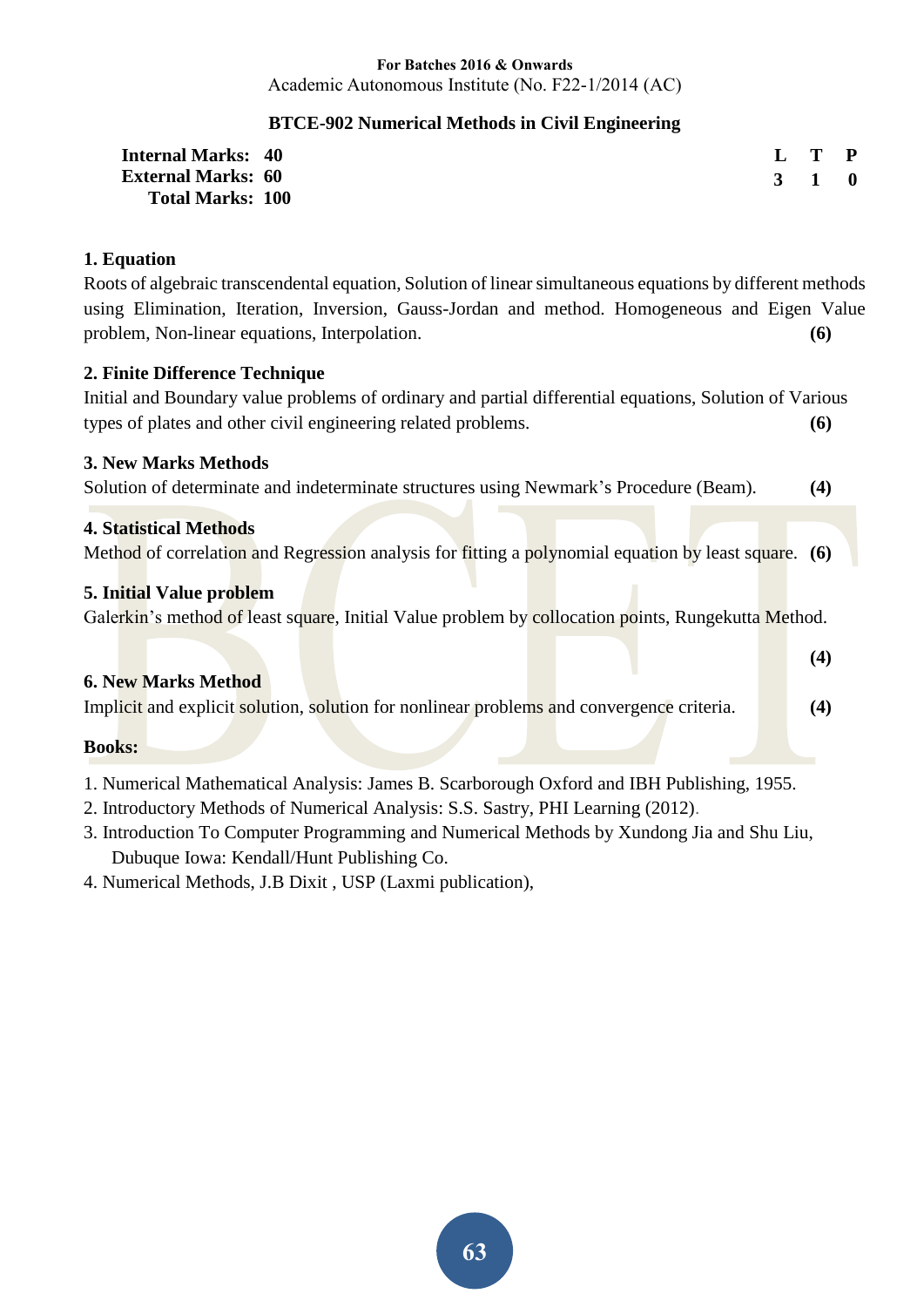**For Batches 2016 & Onwards**
Academic Autonomous Institute (No. F22-1/2014 (AC)

## BTCE-902 Numerical Methods in Civil Engineering

| **Internal Marks: 40** | | **L** | **T** | **P** |
|---|---|---|---|---|
| **External Marks: 60** | | **3** | **1** | **0** |
| **Total Marks: 100** | | | | |

### 1. Equation

Roots of algebraic transcendental equation, Solution of linear simultaneous equations by different methods using Elimination, Iteration, Inversion, Gauss-Jordan and method. Homogeneous and Eigen Value problem, Non-linear equations, Interpolation. **(6)**

### 2. Finite Difference Technique

Initial and Boundary value problems of ordinary and partial differential equations, Solution of Various types of plates and other civil engineering related problems. **(6)**

### 3. New Marks Methods

Solution of determinate and indeterminate structures using Newmark's Procedure (Beam). **(4)**

### 4. Statistical Methods

Method of correlation and Regression analysis for fitting a polynomial equation by least square. **(6)**

### 5. Initial Value problem

Galerkin's method of least square, Initial Value problem by collocation points, Rungekutta Method.

**(4)**

### 6. New Marks Method

Implicit and explicit solution, solution for nonlinear problems and convergence criteria. **(4)**

### Books:

1. Numerical Mathematical Analysis: James B. Scarborough Oxford and IBH Publishing, 1955.
2. Introductory Methods of Numerical Analysis: S.S. Sastry, PHI Learning (2012).
3. Introduction To Computer Programming and Numerical Methods by Xundong Jia and Shu Liu, Dubuque Iowa: Kendall/Hunt Publishing Co.
4. Numerical Methods, J.B Dixit , USP (Laxmi publication),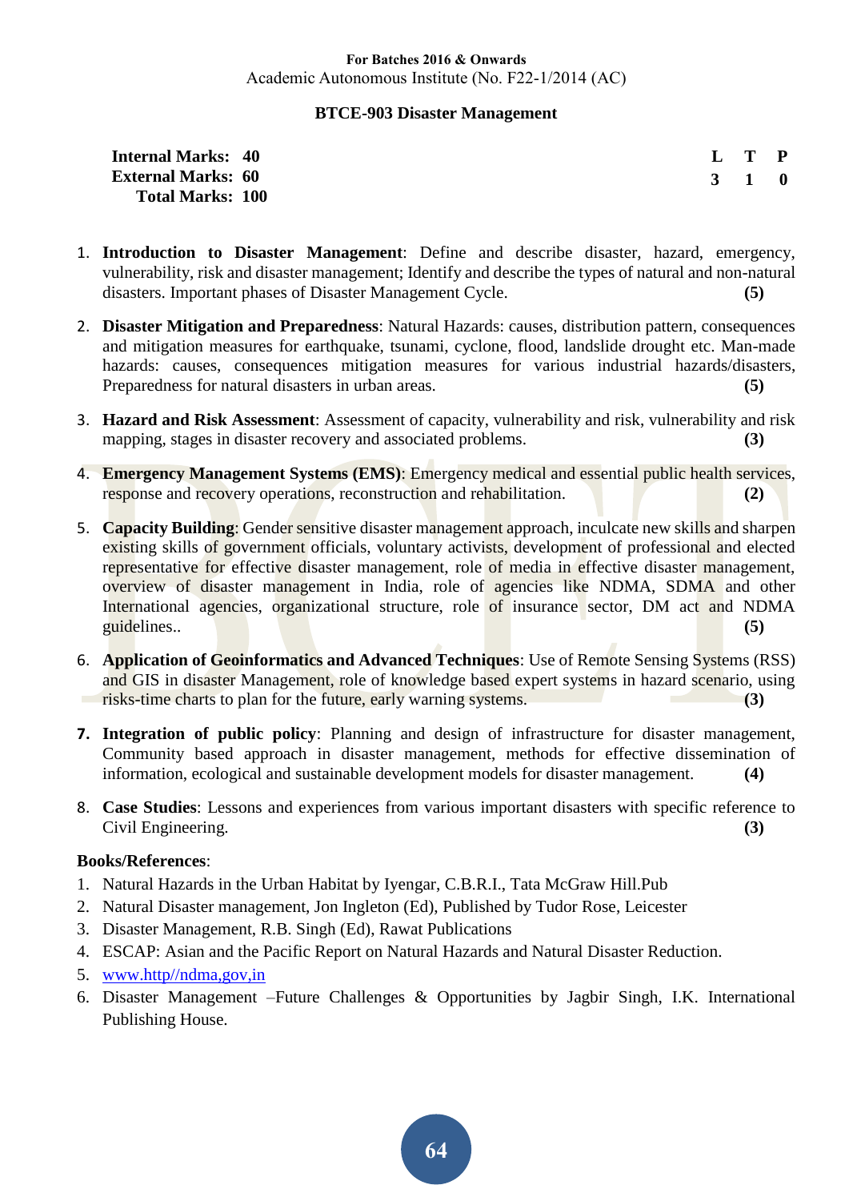**For Batches 2016 & Onwards**
Academic Autonomous Institute (No. F22-1/2014 (AC)

## BTCE-903 Disaster Management

| | | | | |
|---|---|---|---|---|
| **Internal Marks: 40** | | **L** | **T** | **P** |
| **External Marks: 60** | | **3** | **1** | **0** |
| **Total Marks: 100** | | | | |

1. **Introduction to Disaster Management**: Define and describe disaster, hazard, emergency, vulnerability, risk and disaster management; Identify and describe the types of natural and non-natural disasters. Important phases of Disaster Management Cycle. **(5)**

2. **Disaster Mitigation and Preparedness**: Natural Hazards: causes, distribution pattern, consequences and mitigation measures for earthquake, tsunami, cyclone, flood, landslide drought etc. Man-made hazards: causes, consequences mitigation measures for various industrial hazards/disasters, Preparedness for natural disasters in urban areas. **(5)**

3. **Hazard and Risk Assessment**: Assessment of capacity, vulnerability and risk, vulnerability and risk mapping, stages in disaster recovery and associated problems. **(3)**

4. **Emergency Management Systems (EMS)**: Emergency medical and essential public health services, response and recovery operations, reconstruction and rehabilitation. **(2)**

5. **Capacity Building**: Gender sensitive disaster management approach, inculcate new skills and sharpen existing skills of government officials, voluntary activists, development of professional and elected representative for effective disaster management, role of media in effective disaster management, overview of disaster management in India, role of agencies like NDMA, SDMA and other International agencies, organizational structure, role of insurance sector, DM act and NDMA guidelines.. **(5)**

6. **Application of Geoinformatics and Advanced Techniques**: Use of Remote Sensing Systems (RSS) and GIS in disaster Management, role of knowledge based expert systems in hazard scenario, using risks-time charts to plan for the future, early warning systems. **(3)**

7. **Integration of public policy**: Planning and design of infrastructure for disaster management, Community based approach in disaster management, methods for effective dissemination of information, ecological and sustainable development models for disaster management. **(4)**

8. **Case Studies**: Lessons and experiences from various important disasters with specific reference to Civil Engineering. **(3)**

**Books/References**:

1. Natural Hazards in the Urban Habitat by Iyengar, C.B.R.I., Tata McGraw Hill.Pub
2. Natural Disaster management, Jon Ingleton (Ed), Published by Tudor Rose, Leicester
3. Disaster Management, R.B. Singh (Ed), Rawat Publications
4. ESCAP: Asian and the Pacific Report on Natural Hazards and Natural Disaster Reduction.
5. www.http//ndma,gov,in
6. Disaster Management –Future Challenges & Opportunities by Jagbir Singh, I.K. International Publishing House.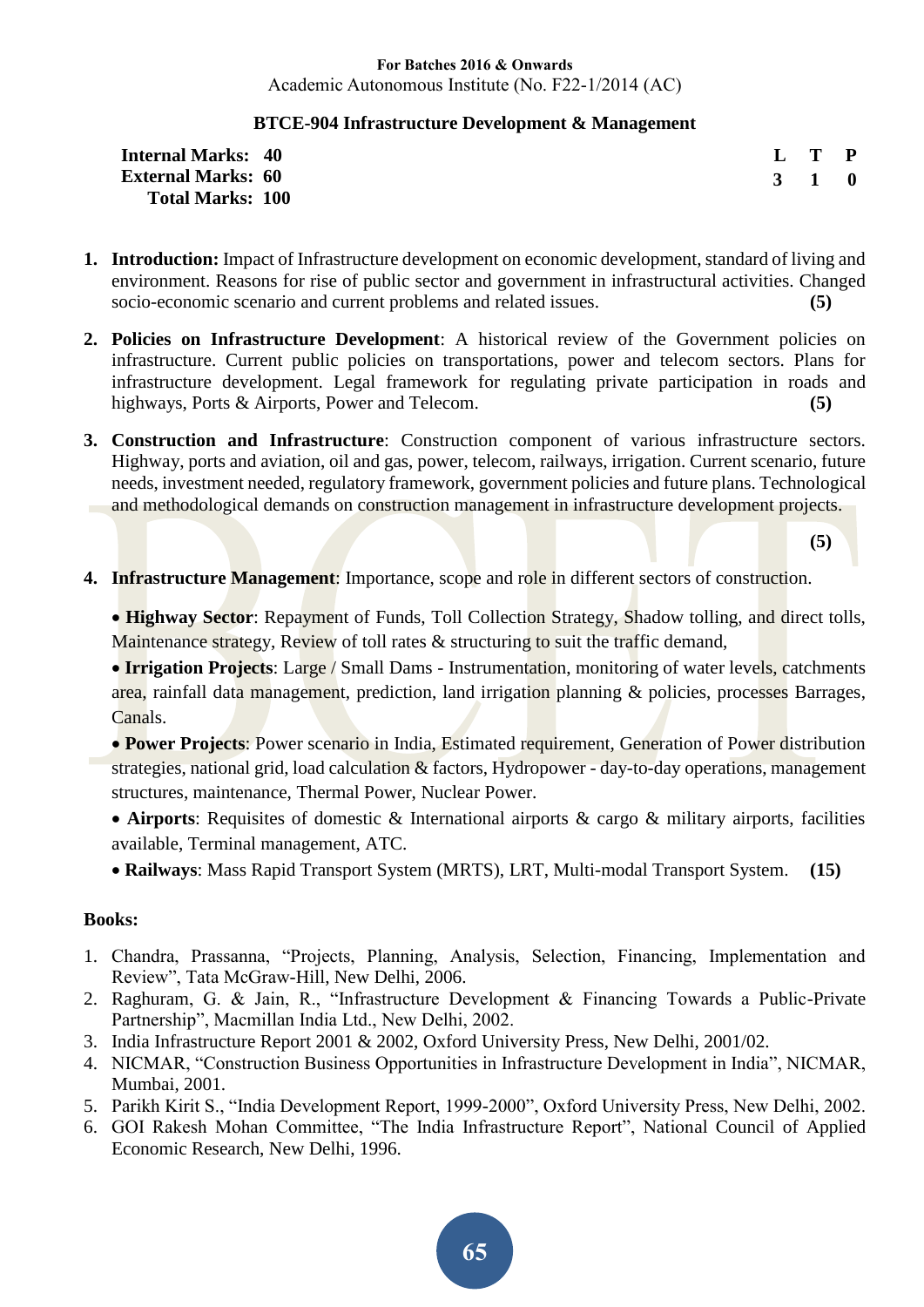**For Batches 2016 & Onwards**
Academic Autonomous Institute (No. F22-1/2014 (AC)

## BTCE-904 Infrastructure Development & Management

| | | L | T | P |
|---|---|---|---|---|
| **Internal Marks:** | **40** | **3** | **1** | **0** |
| **External Marks:** | **60** | | | |
| **Total Marks:** | **100** | | | |

1. **Introduction:** Impact of Infrastructure development on economic development, standard of living and environment. Reasons for rise of public sector and government in infrastructural activities. Changed socio-economic scenario and current problems and related issues. **(5)**

2. **Policies on Infrastructure Development**: A historical review of the Government policies on infrastructure. Current public policies on transportations, power and telecom sectors. Plans for infrastructure development. Legal framework for regulating private participation in roads and highways, Ports & Airports, Power and Telecom. **(5)**

3. **Construction and Infrastructure**: Construction component of various infrastructure sectors. Highway, ports and aviation, oil and gas, power, telecom, railways, irrigation. Current scenario, future needs, investment needed, regulatory framework, government policies and future plans. Technological and methodological demands on construction management in infrastructure development projects. **(5)**

4. **Infrastructure Management**: Importance, scope and role in different sectors of construction.

   - **Highway Sector**: Repayment of Funds, Toll Collection Strategy, Shadow tolling, and direct tolls, Maintenance strategy, Review of toll rates & structuring to suit the traffic demand,
   - **Irrigation Projects**: Large / Small Dams - Instrumentation, monitoring of water levels, catchments area, rainfall data management, prediction, land irrigation planning & policies, processes Barrages, Canals.
   - **Power Projects**: Power scenario in India, Estimated requirement, Generation of Power distribution strategies, national grid, load calculation & factors, Hydropower - day-to-day operations, management structures, maintenance, Thermal Power, Nuclear Power.
   - **Airports**: Requisites of domestic & International airports & cargo & military airports, facilities available, Terminal management, ATC.
   - **Railways**: Mass Rapid Transport System (MRTS), LRT, Multi-modal Transport System. **(15)**

**Books:**

1. Chandra, Prassanna, "Projects, Planning, Analysis, Selection, Financing, Implementation and Review", Tata McGraw-Hill, New Delhi, 2006.
2. Raghuram, G. & Jain, R., "Infrastructure Development & Financing Towards a Public-Private Partnership", Macmillan India Ltd., New Delhi, 2002.
3. India Infrastructure Report 2001 & 2002, Oxford University Press, New Delhi, 2001/02.
4. NICMAR, "Construction Business Opportunities in Infrastructure Development in India", NICMAR, Mumbai, 2001.
5. Parikh Kirit S., "India Development Report, 1999-2000", Oxford University Press, New Delhi, 2002.
6. GOI Rakesh Mohan Committee, "The India Infrastructure Report", National Council of Applied Economic Research, New Delhi, 1996.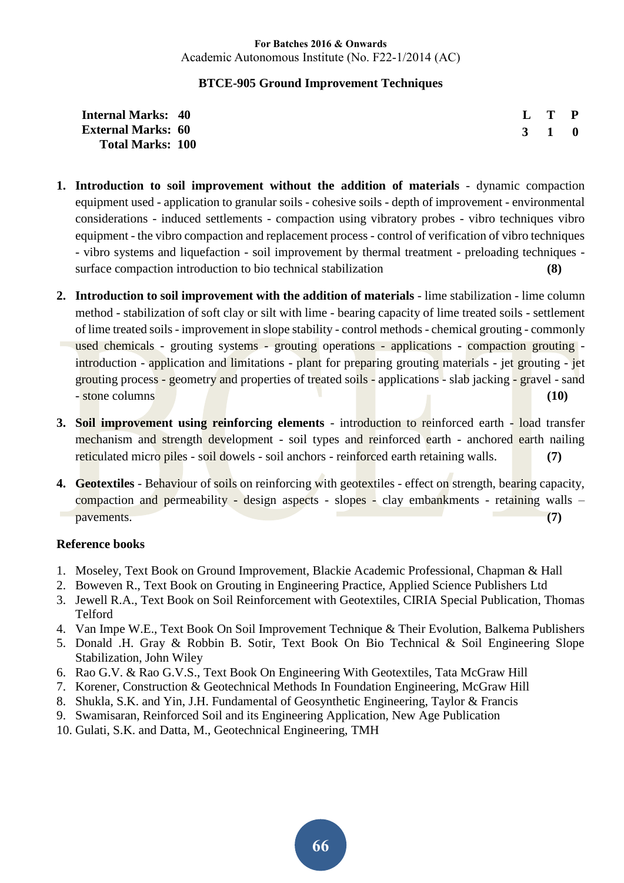For Batches 2016 & Onwards
Academic Autonomous Institute (No. F22-1/2014 (AC)

## BTCE-905 Ground Improvement Techniques

| | | L | T | P |
|---|---|---|---|---|
| **Internal Marks:** | **40** | **3** | **1** | **0** |
| **External Marks:** | **60** | | | |
| **Total Marks:** | **100** | | | |

1. **Introduction to soil improvement without the addition of materials** - dynamic compaction equipment used - application to granular soils - cohesive soils - depth of improvement - environmental considerations - induced settlements - compaction using vibratory probes - vibro techniques vibro equipment - the vibro compaction and replacement process - control of verification of vibro techniques - vibro systems and liquefaction - soil improvement by thermal treatment - preloading techniques - surface compaction introduction to bio technical stabilization **(8)**

2. **Introduction to soil improvement with the addition of materials** - lime stabilization - lime column method - stabilization of soft clay or silt with lime - bearing capacity of lime treated soils - settlement of lime treated soils - improvement in slope stability - control methods - chemical grouting - commonly used chemicals - grouting systems - grouting operations - applications - compaction grouting - introduction - application and limitations - plant for preparing grouting materials - jet grouting - jet grouting process - geometry and properties of treated soils - applications - slab jacking - gravel - sand - stone columns **(10)**

3. **Soil improvement using reinforcing elements** - introduction to reinforced earth - load transfer mechanism and strength development - soil types and reinforced earth - anchored earth nailing reticulated micro piles - soil dowels - soil anchors - reinforced earth retaining walls. **(7)**

4. **Geotextiles** - Behaviour of soils on reinforcing with geotextiles - effect on strength, bearing capacity, compaction and permeability - design aspects - slopes - clay embankments - retaining walls – pavements. **(7)**

**Reference books**

1. Moseley, Text Book on Ground Improvement, Blackie Academic Professional, Chapman & Hall
2. Boweven R., Text Book on Grouting in Engineering Practice, Applied Science Publishers Ltd
3. Jewell R.A., Text Book on Soil Reinforcement with Geotextiles, CIRIA Special Publication, Thomas Telford
4. Van Impe W.E., Text Book On Soil Improvement Technique & Their Evolution, Balkema Publishers
5. Donald .H. Gray & Robbin B. Sotir, Text Book On Bio Technical & Soil Engineering Slope Stabilization, John Wiley
6. Rao G.V. & Rao G.V.S., Text Book On Engineering With Geotextiles, Tata McGraw Hill
7. Korener, Construction & Geotechnical Methods In Foundation Engineering, McGraw Hill
8. Shukla, S.K. and Yin, J.H. Fundamental of Geosynthetic Engineering, Taylor & Francis
9. Swamisaran, Reinforced Soil and its Engineering Application, New Age Publication
10. Gulati, S.K. and Datta, M., Geotechnical Engineering, TMH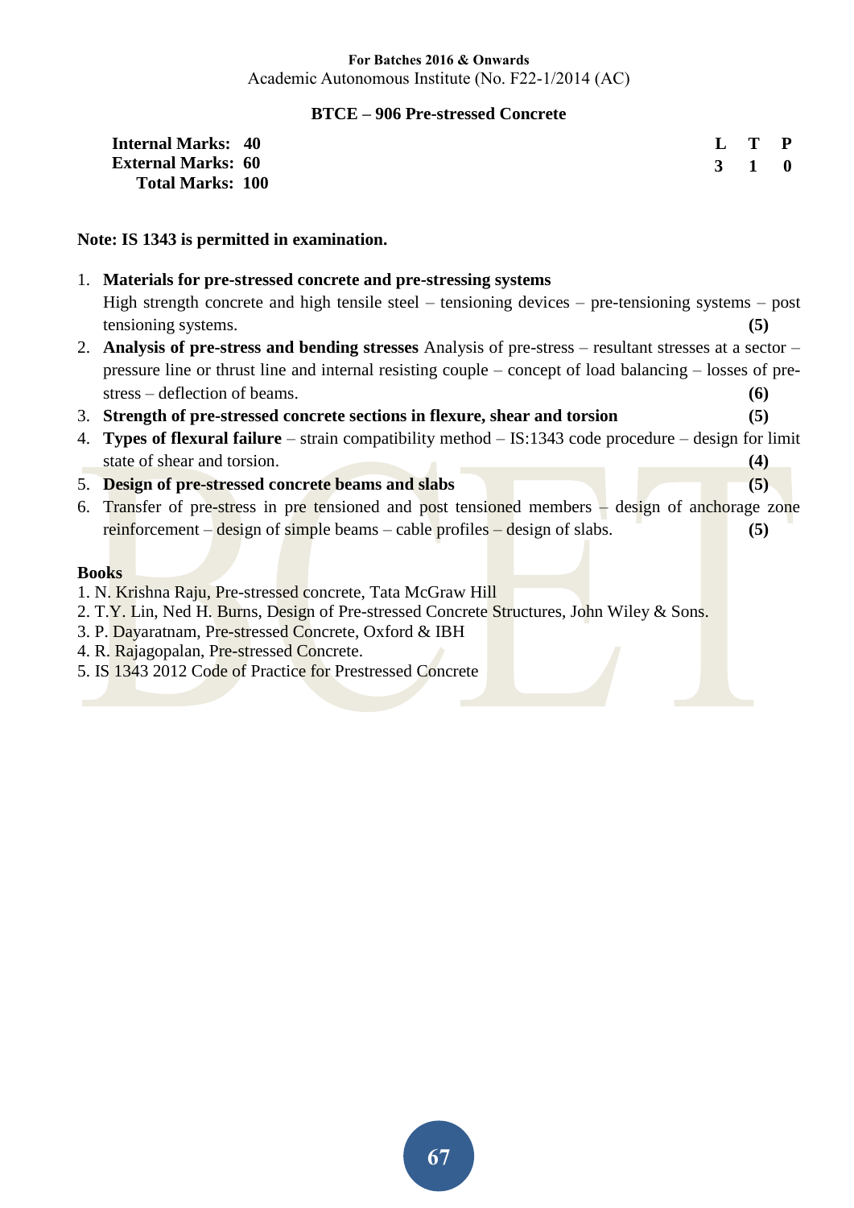For Batches 2016 & Onwards
Academic Autonomous Institute (No. F22-1/2014 (AC)

## BTCE – 906 Pre-stressed Concrete

**Internal Marks: 40**
**External Marks: 60**
**Total Marks: 100**

| L | T | P |
|---|---|---|
| 3 | 1 | 0 |

**Note: IS 1343 is permitted in examination.**

1. **Materials for pre-stressed concrete and pre-stressing systems**
   High strength concrete and high tensile steel – tensioning devices – pre-tensioning systems – post tensioning systems. **(5)**
2. **Analysis of pre-stress and bending stresses** Analysis of pre-stress – resultant stresses at a sector – pressure line or thrust line and internal resisting couple – concept of load balancing – losses of pre-stress – deflection of beams. **(6)**
3. **Strength of pre-stressed concrete sections in flexure, shear and torsion** **(5)**
4. **Types of flexural failure** – strain compatibility method – IS:1343 code procedure – design for limit state of shear and torsion. **(4)**
5. **Design of pre-stressed concrete beams and slabs** **(5)**
6. Transfer of pre-stress in pre tensioned and post tensioned members – design of anchorage zone reinforcement – design of simple beams – cable profiles – design of slabs. **(5)**

**Books**

1. N. Krishna Raju, Pre-stressed concrete, Tata McGraw Hill
2. T.Y. Lin, Ned H. Burns, Design of Pre-stressed Concrete Structures, John Wiley & Sons.
3. P. Dayaratnam, Pre-stressed Concrete, Oxford & IBH
4. R. Rajagopalan, Pre-stressed Concrete.
5. IS 1343 2012 Code of Practice for Prestressed Concrete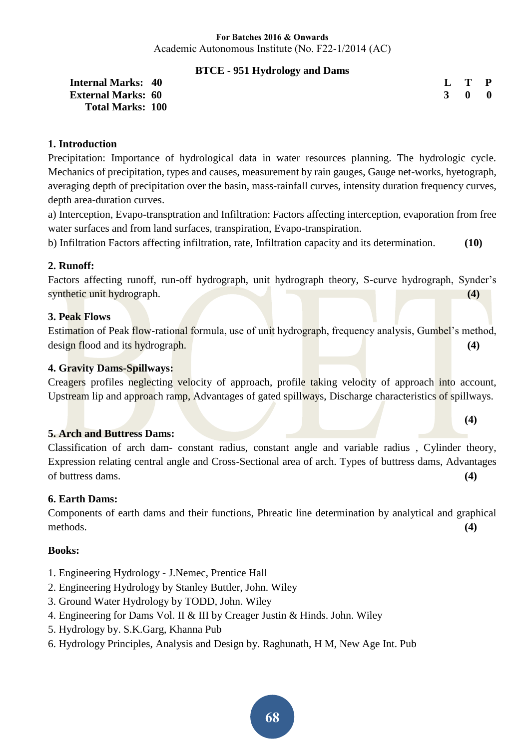**For Batches 2016 & Onwards**
Academic Autonomous Institute (No. F22-1/2014 (AC)

## BTCE - 951 Hydrology and Dams

| | | | | |
|---|---|---|---|---|
| **Internal Marks: 40** | | **L** | **T** | **P** |
| **External Marks: 60** | | **3** | **0** | **0** |
| **Total Marks: 100** | | | | |

### 1. Introduction

Precipitation: Importance of hydrological data in water resources planning. The hydrologic cycle. Mechanics of precipitation, types and causes, measurement by rain gauges, Gauge net-works, hyetograph, averaging depth of precipitation over the basin, mass-rainfall curves, intensity duration frequency curves, depth area-duration curves.

a) Interception, Evapo-transptration and Infiltration: Factors affecting interception, evaporation from free water surfaces and from land surfaces, transpiration, Evapo-transpiration.

b) Infiltration Factors affecting infiltration, rate, Infiltration capacity and its determination. **(10)**

### 2. Runoff:

Factors affecting runoff, run-off hydrograph, unit hydrograph theory, S-curve hydrograph, Synder's synthetic unit hydrograph. **(4)**

### 3. Peak Flows

Estimation of Peak flow-rational formula, use of unit hydrograph, frequency analysis, Gumbel's method, design flood and its hydrograph. **(4)**

### 4. Gravity Dams-Spillways:

Creagers profiles neglecting velocity of approach, profile taking velocity of approach into account, Upstream lip and approach ramp, Advantages of gated spillways, Discharge characteristics of spillways. **(4)**

### 5. Arch and Buttress Dams:

Classification of arch dam- constant radius, constant angle and variable radius , Cylinder theory, Expression relating central angle and Cross-Sectional area of arch. Types of buttress dams, Advantages of buttress dams. **(4)**

### 6. Earth Dams:

Components of earth dams and their functions, Phreatic line determination by analytical and graphical methods. **(4)**

### Books:

1. Engineering Hydrology - J.Nemec, Prentice Hall
2. Engineering Hydrology by Stanley Buttler, John. Wiley
3. Ground Water Hydrology by TODD, John. Wiley
4. Engineering for Dams Vol. II & III by Creager Justin & Hinds. John. Wiley
5. Hydrology by. S.K.Garg, Khanna Pub
6. Hydrology Principles, Analysis and Design by. Raghunath, H M, New Age Int. Pub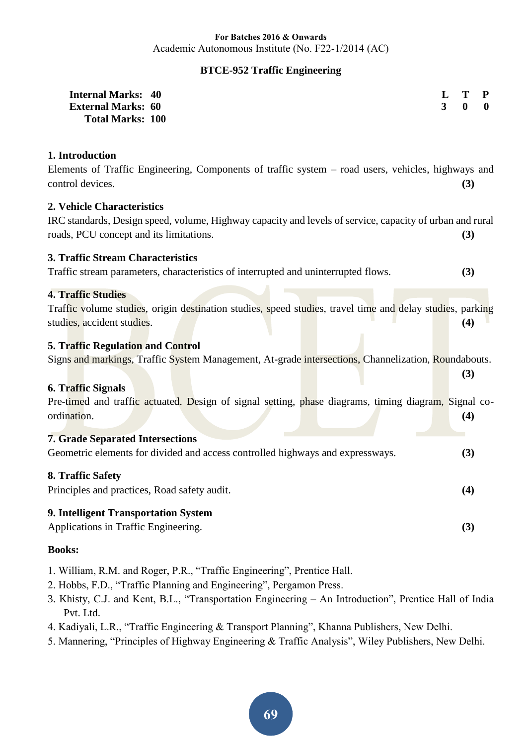**For Batches 2016 & Onwards**
Academic Autonomous Institute (No. F22-1/2014 (AC)

## BTCE-952 Traffic Engineering

| | | L | T | P |
|---|---|---|---|---|
| **Internal Marks:** | **40** | **3** | **0** | **0** |
| **External Marks:** | **60** | | | |
| **Total Marks:** | **100** | | | |

### 1. Introduction
Elements of Traffic Engineering, Components of traffic system – road users, vehicles, highways and control devices. **(3)**

### 2. Vehicle Characteristics
IRC standards, Design speed, volume, Highway capacity and levels of service, capacity of urban and rural roads, PCU concept and its limitations. **(3)**

### 3. Traffic Stream Characteristics
Traffic stream parameters, characteristics of interrupted and uninterrupted flows. **(3)**

### 4. Traffic Studies
Traffic volume studies, origin destination studies, speed studies, travel time and delay studies, parking studies, accident studies. **(4)**

### 5. Traffic Regulation and Control
Signs and markings, Traffic System Management, At-grade intersections, Channelization, Roundabouts. **(3)**

### 6. Traffic Signals
Pre-timed and traffic actuated. Design of signal setting, phase diagrams, timing diagram, Signal co-ordination. **(4)**

### 7. Grade Separated Intersections
Geometric elements for divided and access controlled highways and expressways. **(3)**

### 8. Traffic Safety
Principles and practices, Road safety audit. **(4)**

### 9. Intelligent Transportation System
Applications in Traffic Engineering. **(3)**

**Books:**

1. William, R.M. and Roger, P.R., "Traffic Engineering", Prentice Hall.
2. Hobbs, F.D., "Traffic Planning and Engineering", Pergamon Press.
3. Khisty, C.J. and Kent, B.L., "Transportation Engineering – An Introduction", Prentice Hall of India Pvt. Ltd.
4. Kadiyali, L.R., "Traffic Engineering & Transport Planning", Khanna Publishers, New Delhi.
5. Mannering, "Principles of Highway Engineering & Traffic Analysis", Wiley Publishers, New Delhi.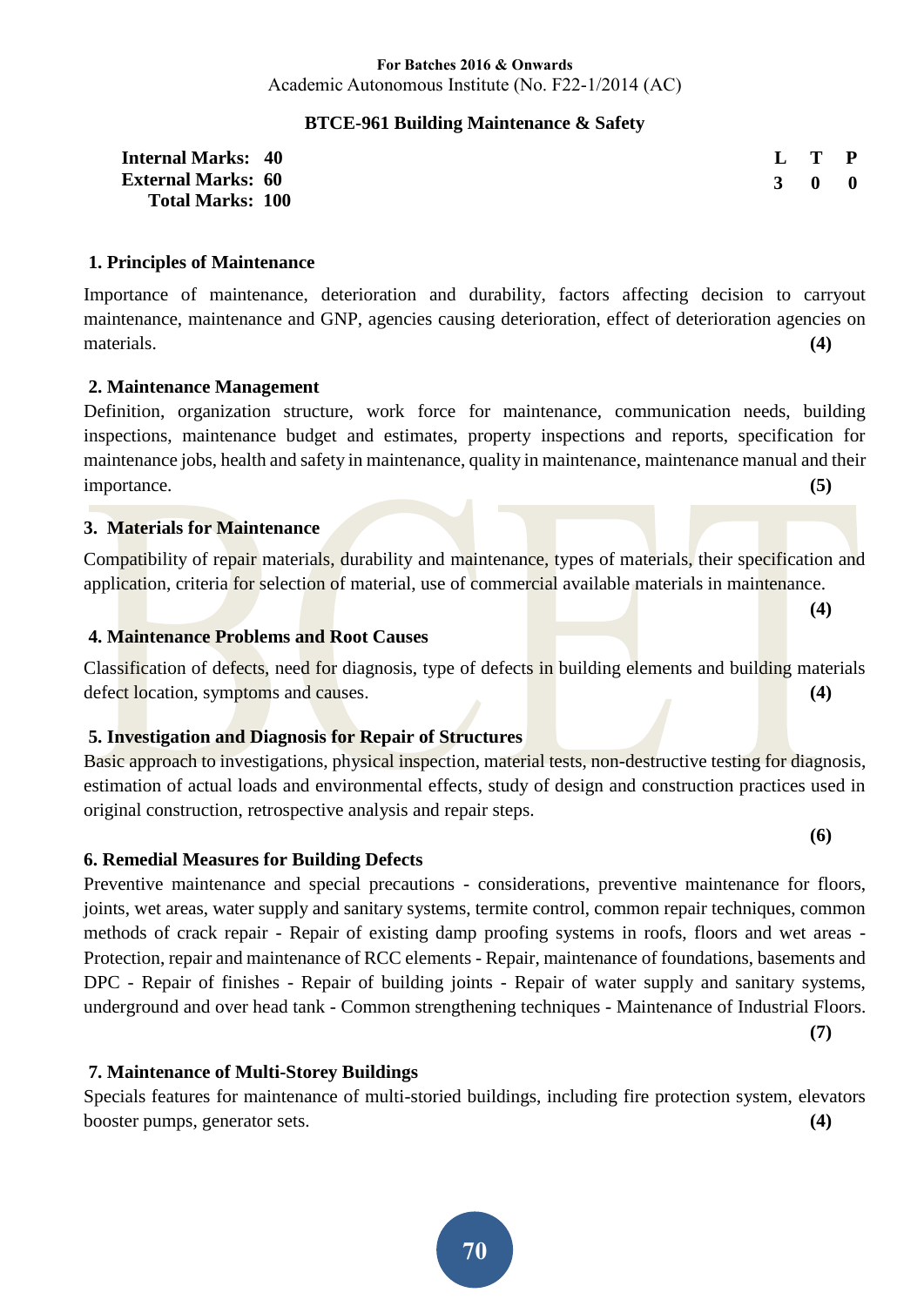**For Batches 2016 & Onwards**
Academic Autonomous Institute (No. F22-1/2014 (AC)

## BTCE-961 Building Maintenance & Safety

**Internal Marks: 40**
**External Marks: 60**
**Total Marks: 100**

| L | T | P |
|---|---|---|
| 3 | 0 | 0 |

### 1. Principles of Maintenance

Importance of maintenance, deterioration and durability, factors affecting decision to carryout maintenance, maintenance and GNP, agencies causing deterioration, effect of deterioration agencies on materials. **(4)**

### 2. Maintenance Management

Definition, organization structure, work force for maintenance, communication needs, building inspections, maintenance budget and estimates, property inspections and reports, specification for maintenance jobs, health and safety in maintenance, quality in maintenance, maintenance manual and their importance. **(5)**

### 3. Materials for Maintenance

Compatibility of repair materials, durability and maintenance, types of materials, their specification and application, criteria for selection of material, use of commercial available materials in maintenance. **(4)**

### 4. Maintenance Problems and Root Causes

Classification of defects, need for diagnosis, type of defects in building elements and building materials defect location, symptoms and causes. **(4)**

### 5. Investigation and Diagnosis for Repair of Structures

Basic approach to investigations, physical inspection, material tests, non-destructive testing for diagnosis, estimation of actual loads and environmental effects, study of design and construction practices used in original construction, retrospective analysis and repair steps. **(6)**

### 6. Remedial Measures for Building Defects

Preventive maintenance and special precautions - considerations, preventive maintenance for floors, joints, wet areas, water supply and sanitary systems, termite control, common repair techniques, common methods of crack repair - Repair of existing damp proofing systems in roofs, floors and wet areas - Protection, repair and maintenance of RCC elements - Repair, maintenance of foundations, basements and DPC - Repair of finishes - Repair of building joints - Repair of water supply and sanitary systems, underground and over head tank - Common strengthening techniques - Maintenance of Industrial Floors. **(7)**

### 7. Maintenance of Multi-Storey Buildings

Specials features for maintenance of multi-storied buildings, including fire protection system, elevators booster pumps, generator sets. **(4)**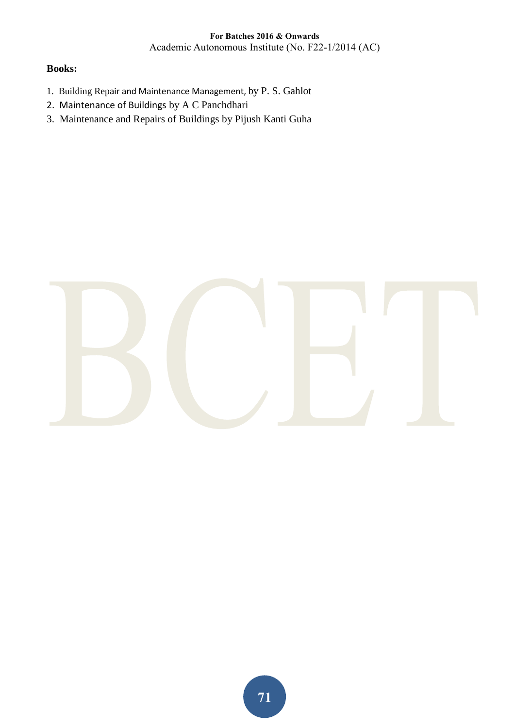**Books:**

1. Building Repair and Maintenance Management, by P. S. Gahlot
2. Maintenance of Buildings by A C Panchdhari
3. Maintenance and Repairs of Buildings by Pijush Kanti Guha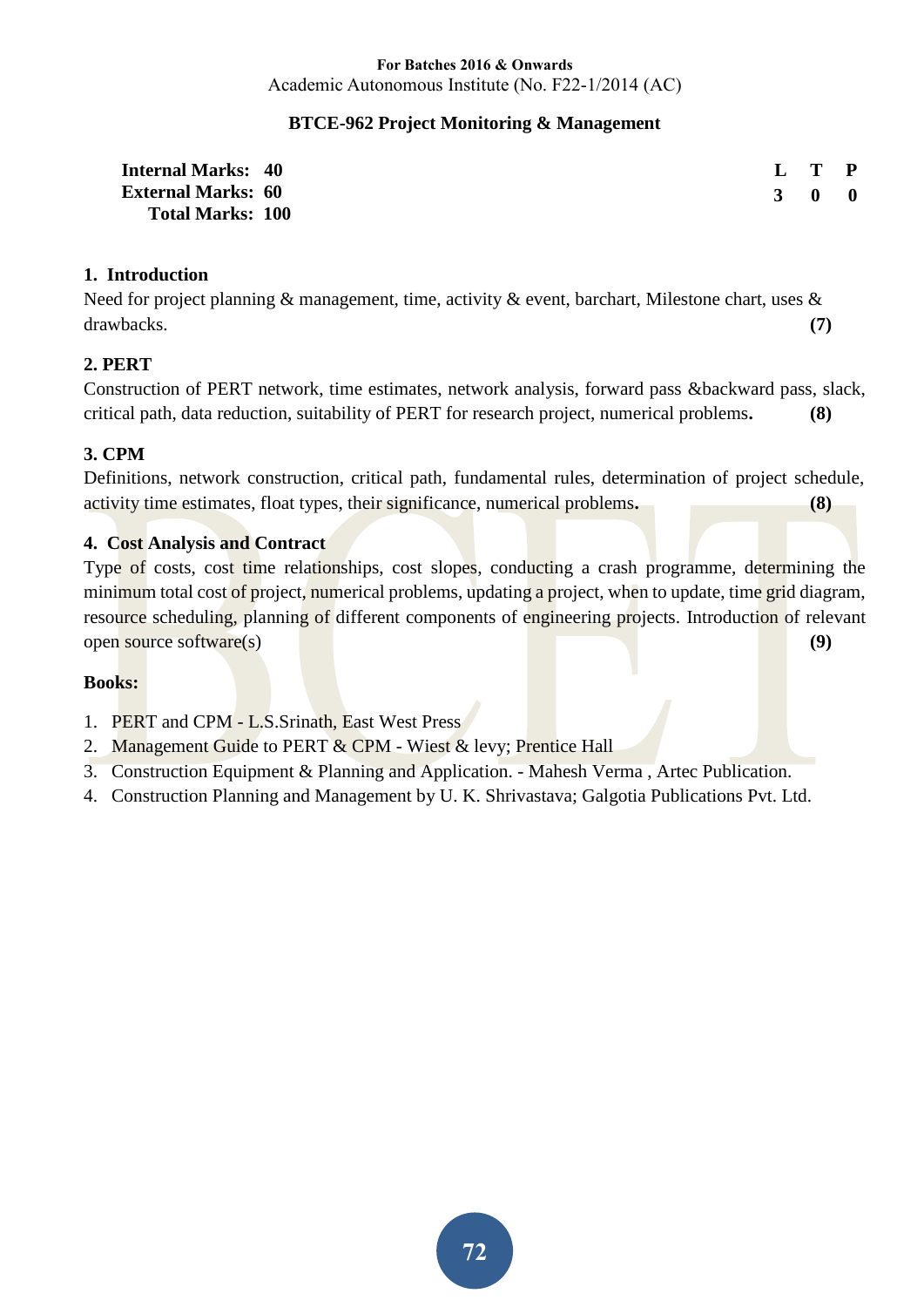**For Batches 2016 & Onwards**
Academic Autonomous Institute (No. F22-1/2014 (AC)

## BTCE-962 Project Monitoring & Management

| | | | | |
|---|---|---|---|---|
| **Internal Marks:** | **40** | **L** | **T** | **P** |
| **External Marks:** | **60** | **3** | **0** | **0** |
| **Total Marks:** | **100** | | | |

### 1. Introduction

Need for project planning & management, time, activity & event, barchart, Milestone chart, uses & drawbacks. **(7)**

### 2. PERT

Construction of PERT network, time estimates, network analysis, forward pass &backward pass, slack, critical path, data reduction, suitability of PERT for research project, numerical problems**.** **(8)**

### 3. CPM

Definitions, network construction, critical path, fundamental rules, determination of project schedule, activity time estimates, float types, their significance, numerical problems**.** **(8)**

### 4. Cost Analysis and Contract

Type of costs, cost time relationships, cost slopes, conducting a crash programme, determining the minimum total cost of project, numerical problems, updating a project, when to update, time grid diagram, resource scheduling, planning of different components of engineering projects. Introduction of relevant open source software(s) **(9)**

### Books:

1. PERT and CPM - L.S.Srinath, East West Press
2. Management Guide to PERT & CPM - Wiest & levy; Prentice Hall
3. Construction Equipment & Planning and Application. - Mahesh Verma , Artec Publication.
4. Construction Planning and Management by U. K. Shrivastava; Galgotia Publications Pvt. Ltd.